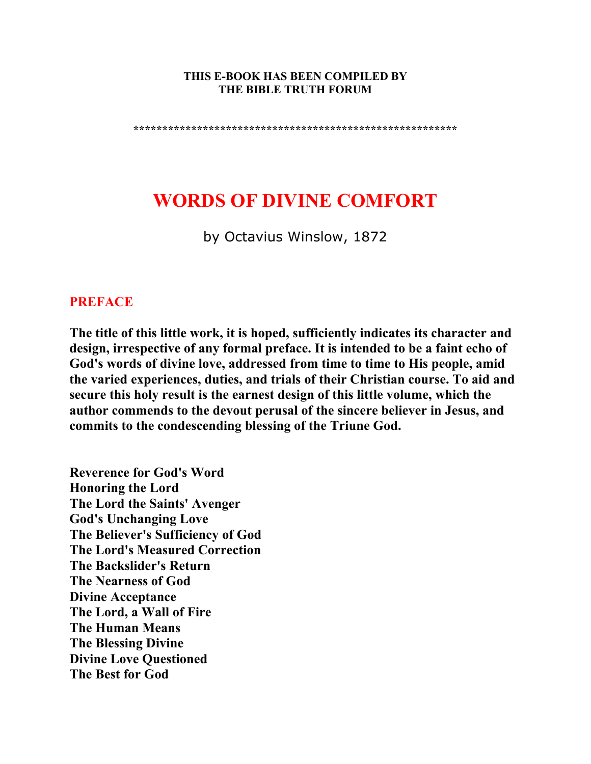**THIS E-BOOK HAS BEEN COMPILED BY**
**THE BIBLE TRUTH FORUM**

*******************************************************

# WORDS OF DIVINE COMFORT

by Octavius Winslow, 1872

## PREFACE

**The title of this little work, it is hoped, sufficiently indicates its character and design, irrespective of any formal preface. It is intended to be a faint echo of God's words of divine love, addressed from time to time to His people, amid the varied experiences, duties, and trials of their Christian course. To aid and secure this holy result is the earnest design of this little volume, which the author commends to the devout perusal of the sincere believer in Jesus, and commits to the condescending blessing of the Triune God.**

**Reverence for God's Word**
**Honoring the Lord**
**The Lord the Saints' Avenger**
**God's Unchanging Love**
**The Believer's Sufficiency of God**
**The Lord's Measured Correction**
**The Backslider's Return**
**The Nearness of God**
**Divine Acceptance**
**The Lord, a Wall of Fire**
**The Human Means**
**The Blessing Divine**
**Divine Love Questioned**
**The Best for God**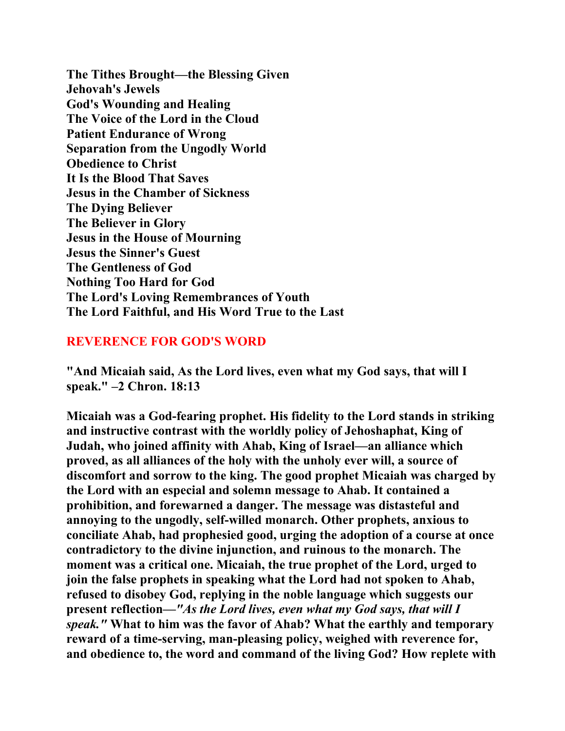**The Tithes Brought—the Blessing Given**
**Jehovah's Jewels**
**God's Wounding and Healing**
**The Voice of the Lord in the Cloud**
**Patient Endurance of Wrong**
**Separation from the Ungodly World**
**Obedience to Christ**
**It Is the Blood That Saves**
**Jesus in the Chamber of Sickness**
**The Dying Believer**
**The Believer in Glory**
**Jesus in the House of Mourning**
**Jesus the Sinner's Guest**
**The Gentleness of God**
**Nothing Too Hard for God**
**The Lord's Loving Remembrances of Youth**
**The Lord Faithful, and His Word True to the Last**

## REVERENCE FOR GOD'S WORD

**"And Micaiah said, As the Lord lives, even what my God says, that will I speak." –2 Chron. 18:13**

**Micaiah was a God-fearing prophet. His fidelity to the Lord stands in striking and instructive contrast with the worldly policy of Jehoshaphat, King of Judah, who joined affinity with Ahab, King of Israel—an alliance which proved, as all alliances of the holy with the unholy ever will, a source of discomfort and sorrow to the king. The good prophet Micaiah was charged by the Lord with an especial and solemn message to Ahab. It contained a prohibition, and forewarned a danger. The message was distasteful and annoying to the ungodly, self-willed monarch. Other prophets, anxious to conciliate Ahab, had prophesied good, urging the adoption of a course at once contradictory to the divine injunction, and ruinous to the monarch. The moment was a critical one. Micaiah, the true prophet of the Lord, urged to join the false prophets in speaking what the Lord had not spoken to Ahab, refused to disobey God, replying in the noble language which suggests our present reflection—*"As the Lord lives, even what my God says, that will I speak."* What to him was the favor of Ahab? What the earthly and temporary reward of a time-serving, man-pleasing policy, weighed with reverence for, and obedience to, the word and command of the living God? How replete with**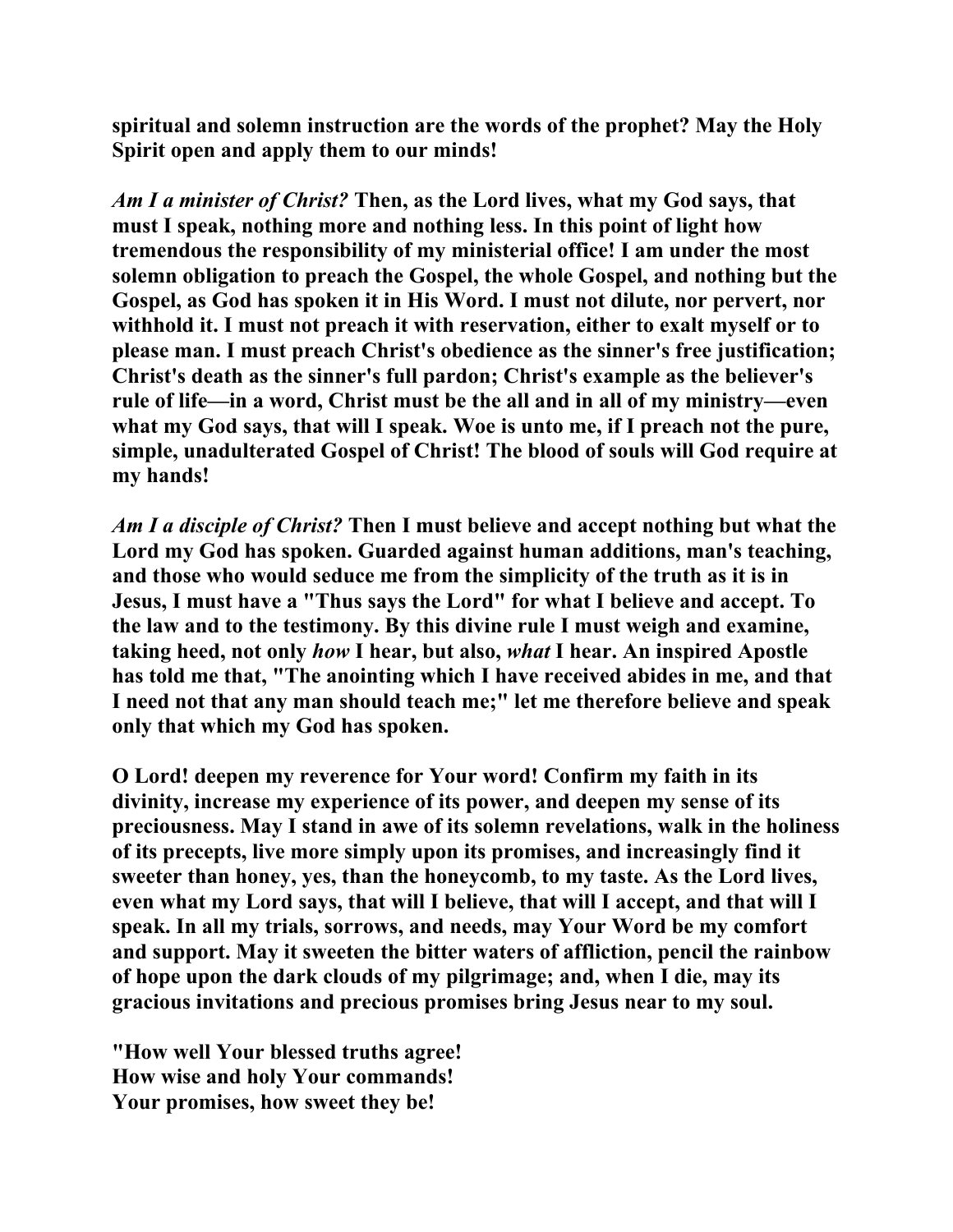**spiritual and solemn instruction are the words of the prophet? May the Holy Spirit open and apply them to our minds!**

***Am I a minister of Christ?* Then, as the Lord lives, what my God says, that must I speak, nothing more and nothing less. In this point of light how tremendous the responsibility of my ministerial office! I am under the most solemn obligation to preach the Gospel, the whole Gospel, and nothing but the Gospel, as God has spoken it in His Word. I must not dilute, nor pervert, nor withhold it. I must not preach it with reservation, either to exalt myself or to please man. I must preach Christ's obedience as the sinner's free justification; Christ's death as the sinner's full pardon; Christ's example as the believer's rule of life—in a word, Christ must be the all and in all of my ministry—even what my God says, that will I speak. Woe is unto me, if I preach not the pure, simple, unadulterated Gospel of Christ! The blood of souls will God require at my hands!**

***Am I a disciple of Christ?* Then I must believe and accept nothing but what the Lord my God has spoken. Guarded against human additions, man's teaching, and those who would seduce me from the simplicity of the truth as it is in Jesus, I must have a "Thus says the Lord" for what I believe and accept. To the law and to the testimony. By this divine rule I must weigh and examine, taking heed, not only *how* I hear, but also, *what* I hear. An inspired Apostle has told me that, "The anointing which I have received abides in me, and that I need not that any man should teach me;" let me therefore believe and speak only that which my God has spoken.**

**O Lord! deepen my reverence for Your word! Confirm my faith in its divinity, increase my experience of its power, and deepen my sense of its preciousness. May I stand in awe of its solemn revelations, walk in the holiness of its precepts, live more simply upon its promises, and increasingly find it sweeter than honey, yes, than the honeycomb, to my taste. As the Lord lives, even what my Lord says, that will I believe, that will I accept, and that will I speak. In all my trials, sorrows, and needs, may Your Word be my comfort and support. May it sweeten the bitter waters of affliction, pencil the rainbow of hope upon the dark clouds of my pilgrimage; and, when I die, may its gracious invitations and precious promises bring Jesus near to my soul.**

**"How well Your blessed truths agree!
How wise and holy Your commands!
Your promises, how sweet they be!**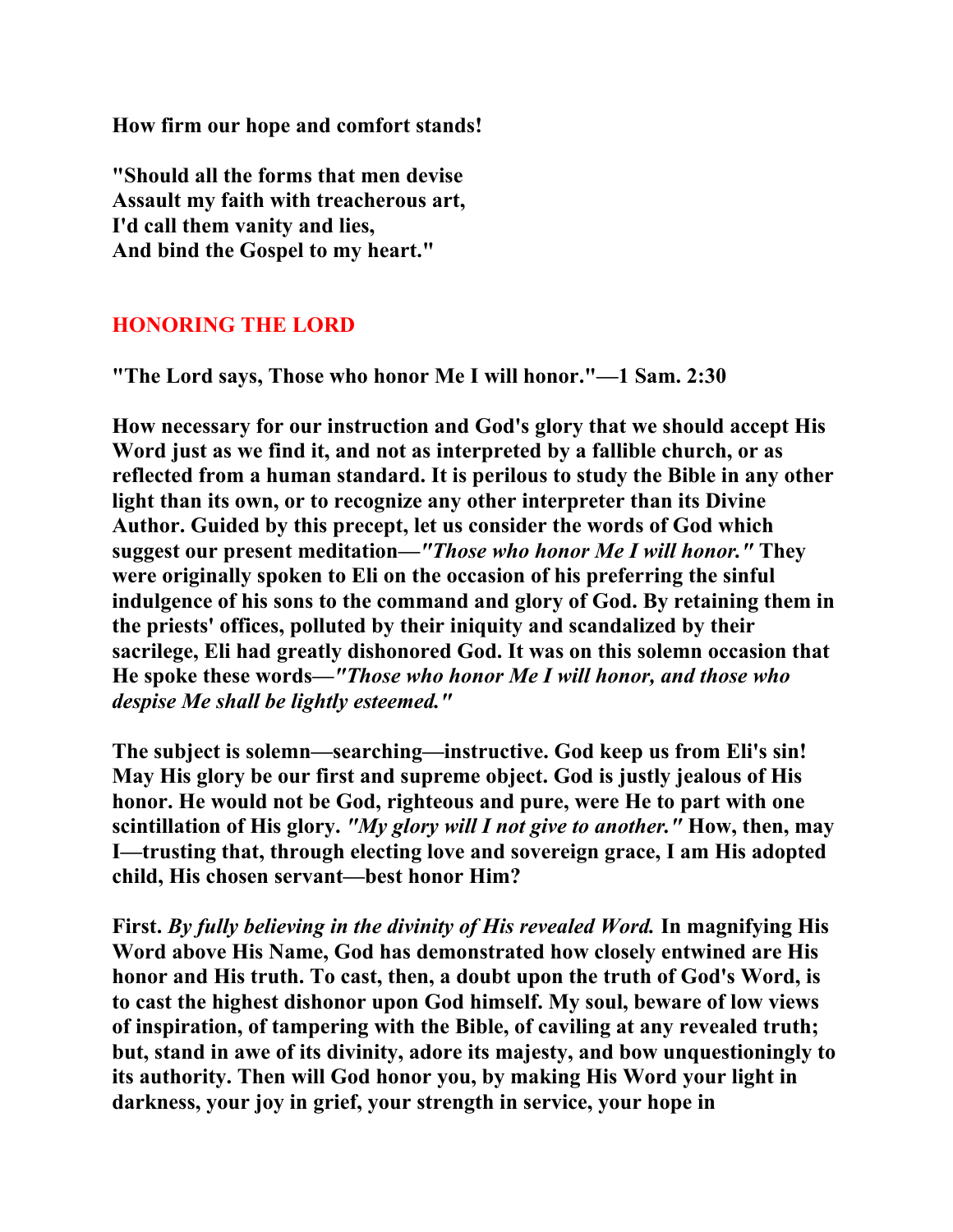**How firm our hope and comfort stands!**

**"Should all the forms that men devise**
**Assault my faith with treacherous art,**
**I'd call them vanity and lies,**
**And bind the Gospel to my heart."**

## HONORING THE LORD

**"The Lord says, Those who honor Me I will honor."—1 Sam. 2:30**

**How necessary for our instruction and God's glory that we should accept His Word just as we find it, and not as interpreted by a fallible church, or as reflected from a human standard. It is perilous to study the Bible in any other light than its own, or to recognize any other interpreter than its Divine Author. Guided by this precept, let us consider the words of God which suggest our present meditation—*"Those who honor Me I will honor."* They were originally spoken to Eli on the occasion of his preferring the sinful indulgence of his sons to the command and glory of God. By retaining them in the priests' offices, polluted by their iniquity and scandalized by their sacrilege, Eli had greatly dishonored God. It was on this solemn occasion that He spoke these words—*"Those who honor Me I will honor, and those who despise Me shall be lightly esteemed."***

**The subject is solemn—searching—instructive. God keep us from Eli's sin! May His glory be our first and supreme object. God is justly jealous of His honor. He would not be God, righteous and pure, were He to part with one scintillation of His glory. *"My glory will I not give to another."* How, then, may I—trusting that, through electing love and sovereign grace, I am His adopted child, His chosen servant—best honor Him?**

**First. *By fully believing in the divinity of His revealed Word.* In magnifying His Word above His Name, God has demonstrated how closely entwined are His honor and His truth. To cast, then, a doubt upon the truth of God's Word, is to cast the highest dishonor upon God himself. My soul, beware of low views of inspiration, of tampering with the Bible, of caviling at any revealed truth; but, stand in awe of its divinity, adore its majesty, and bow unquestioningly to its authority. Then will God honor you, by making His Word your light in darkness, your joy in grief, your strength in service, your hope in**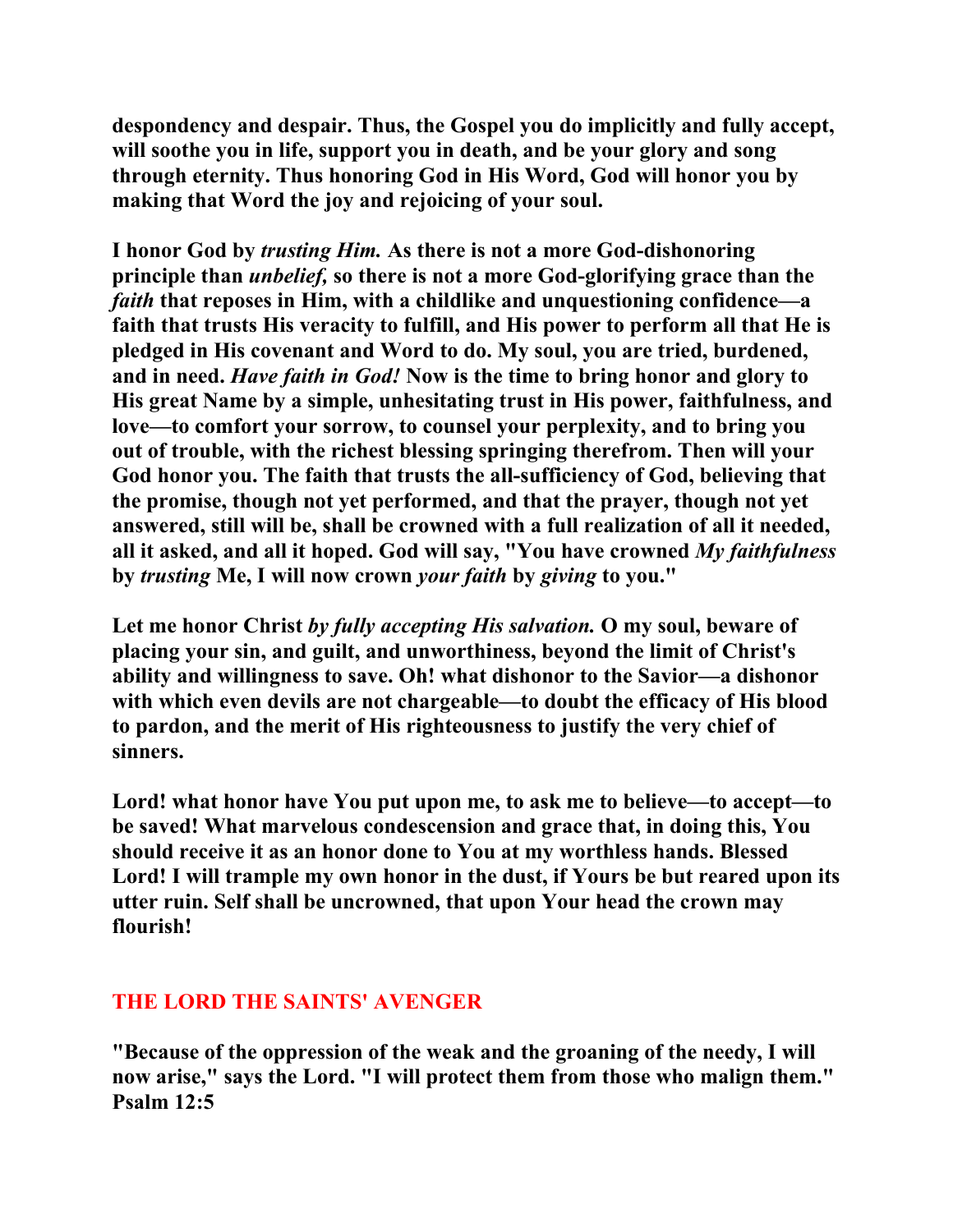**despondency and despair. Thus, the Gospel you do implicitly and fully accept, will soothe you in life, support you in death, and be your glory and song through eternity. Thus honoring God in His Word, God will honor you by making that Word the joy and rejoicing of your soul.**

**I honor God by *trusting Him.* As there is not a more God-dishonoring principle than *unbelief,* so there is not a more God-glorifying grace than the *faith* that reposes in Him, with a childlike and unquestioning confidence—a faith that trusts His veracity to fulfill, and His power to perform all that He is pledged in His covenant and Word to do. My soul, you are tried, burdened, and in need. *Have faith in God!* Now is the time to bring honor and glory to His great Name by a simple, unhesitating trust in His power, faithfulness, and love—to comfort your sorrow, to counsel your perplexity, and to bring you out of trouble, with the richest blessing springing therefrom. Then will your God honor you. The faith that trusts the all-sufficiency of God, believing that the promise, though not yet performed, and that the prayer, though not yet answered, still will be, shall be crowned with a full realization of all it needed, all it asked, and all it hoped. God will say, "You have crowned *My faithfulness* by *trusting* Me, I will now crown *your faith* by *giving* to you."**

**Let me honor Christ *by fully accepting His salvation.* O my soul, beware of placing your sin, and guilt, and unworthiness, beyond the limit of Christ's ability and willingness to save. Oh! what dishonor to the Savior—a dishonor with which even devils are not chargeable—to doubt the efficacy of His blood to pardon, and the merit of His righteousness to justify the very chief of sinners.**

**Lord! what honor have You put upon me, to ask me to believe—to accept—to be saved! What marvelous condescension and grace that, in doing this, You should receive it as an honor done to You at my worthless hands. Blessed Lord! I will trample my own honor in the dust, if Yours be but reared upon its utter ruin. Self shall be uncrowned, that upon Your head the crown may flourish!**

## THE LORD THE SAINTS' AVENGER

**"Because of the oppression of the weak and the groaning of the needy, I will now arise," says the Lord. "I will protect them from those who malign them." Psalm 12:5**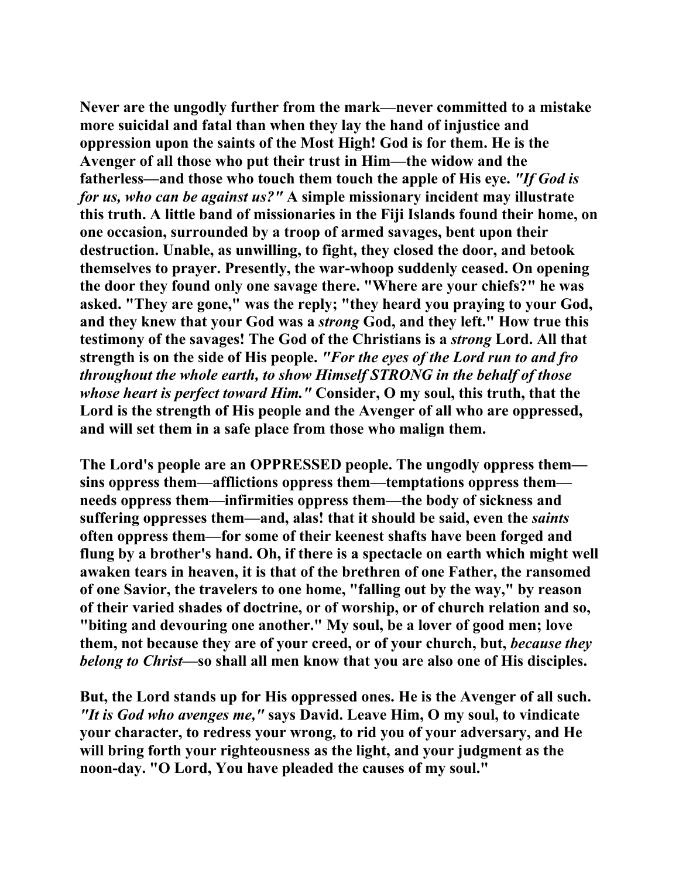Never are the ungodly further from the mark—never committed to a mistake more suicidal and fatal than when they lay the hand of injustice and oppression upon the saints of the Most High! God is for them. He is the Avenger of all those who put their trust in Him—the widow and the fatherless—and those who touch them touch the apple of His eye. *"If God is for us, who can be against us?"* A simple missionary incident may illustrate this truth. A little band of missionaries in the Fiji Islands found their home, on one occasion, surrounded by a troop of armed savages, bent upon their destruction. Unable, as unwilling, to fight, they closed the door, and betook themselves to prayer. Presently, the war-whoop suddenly ceased. On opening the door they found only one savage there. "Where are your chiefs?" he was asked. "They are gone," was the reply; "they heard you praying to your God, and they knew that your God was a *strong* God, and they left." How true this testimony of the savages! The God of the Christians is a *strong* Lord. All that strength is on the side of His people. *"For the eyes of the Lord run to and fro throughout the whole earth, to show Himself STRONG in the behalf of those whose heart is perfect toward Him."* Consider, O my soul, this truth, that the Lord is the strength of His people and the Avenger of all who are oppressed, and will set them in a safe place from those who malign them.

The Lord's people are an OPPRESSED people. The ungodly oppress them—sins oppress them—afflictions oppress them—temptations oppress them—needs oppress them—infirmities oppress them—the body of sickness and suffering oppresses them—and, alas! that it should be said, even the *saints* often oppress them—for some of their keenest shafts have been forged and flung by a brother's hand. Oh, if there is a spectacle on earth which might well awaken tears in heaven, it is that of the brethren of one Father, the ransomed of one Savior, the travelers to one home, "falling out by the way," by reason of their varied shades of doctrine, or of worship, or of church relation and so, "biting and devouring one another." My soul, be a lover of good men; love them, not because they are of your creed, or of your church, but, *because they belong to Christ*—so shall all men know that you are also one of His disciples.

But, the Lord stands up for His oppressed ones. He is the Avenger of all such. *"It is God who avenges me,"* says David. Leave Him, O my soul, to vindicate your character, to redress your wrong, to rid you of your adversary, and He will bring forth your righteousness as the light, and your judgment as the noon-day. "O Lord, You have pleaded the causes of my soul."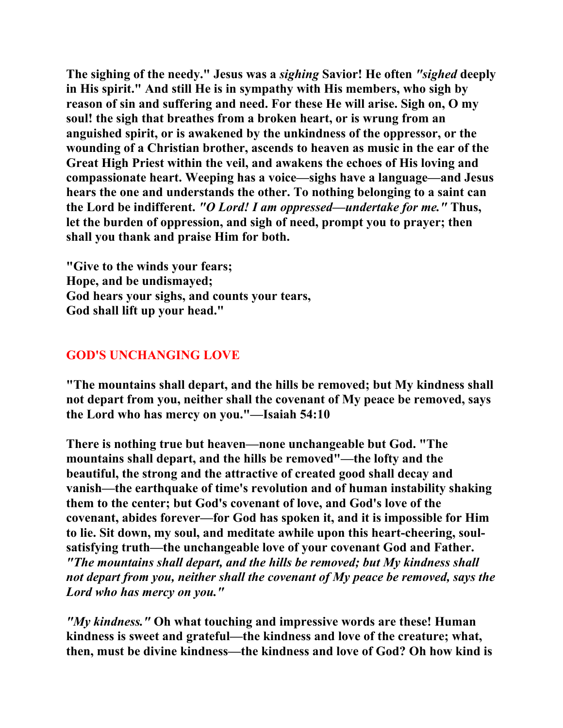**The sighing of the needy." Jesus was a *sighing* Savior! He often *"sighed* deeply in His spirit." And still He is in sympathy with His members, who sigh by reason of sin and suffering and need. For these He will arise. Sigh on, O my soul! the sigh that breathes from a broken heart, or is wrung from an anguished spirit, or is awakened by the unkindness of the oppressor, or the wounding of a Christian brother, ascends to heaven as music in the ear of the Great High Priest within the veil, and awakens the echoes of His loving and compassionate heart. Weeping has a voice—sighs have a language—and Jesus hears the one and understands the other. To nothing belonging to a saint can the Lord be indifferent. *"O Lord! I am oppressed—undertake for me."* Thus, let the burden of oppression, and sigh of need, prompt you to prayer; then shall you thank and praise Him for both.**

**"Give to the winds your fears;
Hope, and be undismayed;
God hears your sighs, and counts your tears,
God shall lift up your head."**

## GOD'S UNCHANGING LOVE

**"The mountains shall depart, and the hills be removed; but My kindness shall not depart from you, neither shall the covenant of My peace be removed, says the Lord who has mercy on you."—Isaiah 54:10**

**There is nothing true but heaven—none unchangeable but God. "The mountains shall depart, and the hills be removed"—the lofty and the beautiful, the strong and the attractive of created good shall decay and vanish—the earthquake of time's revolution and of human instability shaking them to the center; but God's covenant of love, and God's love of the covenant, abides forever—for God has spoken it, and it is impossible for Him to lie. Sit down, my soul, and meditate awhile upon this heart-cheering, soul-satisfying truth—the unchangeable love of your covenant God and Father. *"The mountains shall depart, and the hills be removed; but My kindness shall not depart from you, neither shall the covenant of My peace be removed, says the Lord who has mercy on you."***

***"My kindness."* Oh what touching and impressive words are these! Human kindness is sweet and grateful—the kindness and love of the creature; what, then, must be divine kindness—the kindness and love of God? Oh how kind is**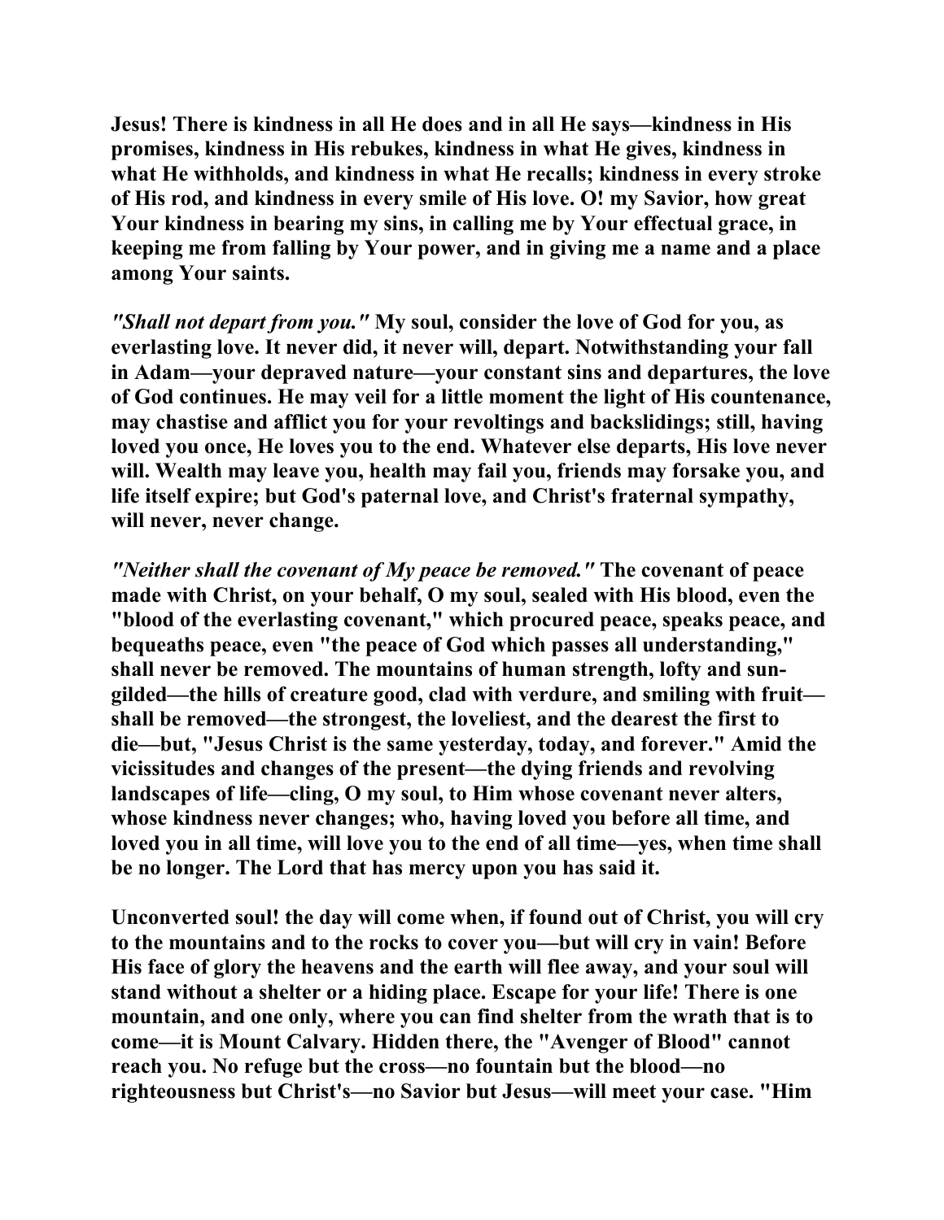**Jesus! There is kindness in all He does and in all He says—kindness in His promises, kindness in His rebukes, kindness in what He gives, kindness in what He withholds, and kindness in what He recalls; kindness in every stroke of His rod, and kindness in every smile of His love. O! my Savior, how great Your kindness in bearing my sins, in calling me by Your effectual grace, in keeping me from falling by Your power, and in giving me a name and a place among Your saints.**

***"Shall not depart from you."* My soul, consider the love of God for you, as everlasting love. It never did, it never will, depart. Notwithstanding your fall in Adam—your depraved nature—your constant sins and departures, the love of God continues. He may veil for a little moment the light of His countenance, may chastise and afflict you for your revoltings and backslidings; still, having loved you once, He loves you to the end. Whatever else departs, His love never will. Wealth may leave you, health may fail you, friends may forsake you, and life itself expire; but God's paternal love, and Christ's fraternal sympathy, will never, never change.**

***"Neither shall the covenant of My peace be removed."* The covenant of peace made with Christ, on your behalf, O my soul, sealed with His blood, even the "blood of the everlasting covenant," which procured peace, speaks peace, and bequeaths peace, even "the peace of God which passes all understanding," shall never be removed. The mountains of human strength, lofty and sun-gilded—the hills of creature good, clad with verdure, and smiling with fruit—shall be removed—the strongest, the loveliest, and the dearest the first to die—but, "Jesus Christ is the same yesterday, today, and forever." Amid the vicissitudes and changes of the present—the dying friends and revolving landscapes of life—cling, O my soul, to Him whose covenant never alters, whose kindness never changes; who, having loved you before all time, and loved you in all time, will love you to the end of all time—yes, when time shall be no longer. The Lord that has mercy upon you has said it.**

**Unconverted soul! the day will come when, if found out of Christ, you will cry to the mountains and to the rocks to cover you—but will cry in vain! Before His face of glory the heavens and the earth will flee away, and your soul will stand without a shelter or a hiding place. Escape for your life! There is one mountain, and one only, where you can find shelter from the wrath that is to come—it is Mount Calvary. Hidden there, the "Avenger of Blood" cannot reach you. No refuge but the cross—no fountain but the blood—no righteousness but Christ's—no Savior but Jesus—will meet your case. "Him**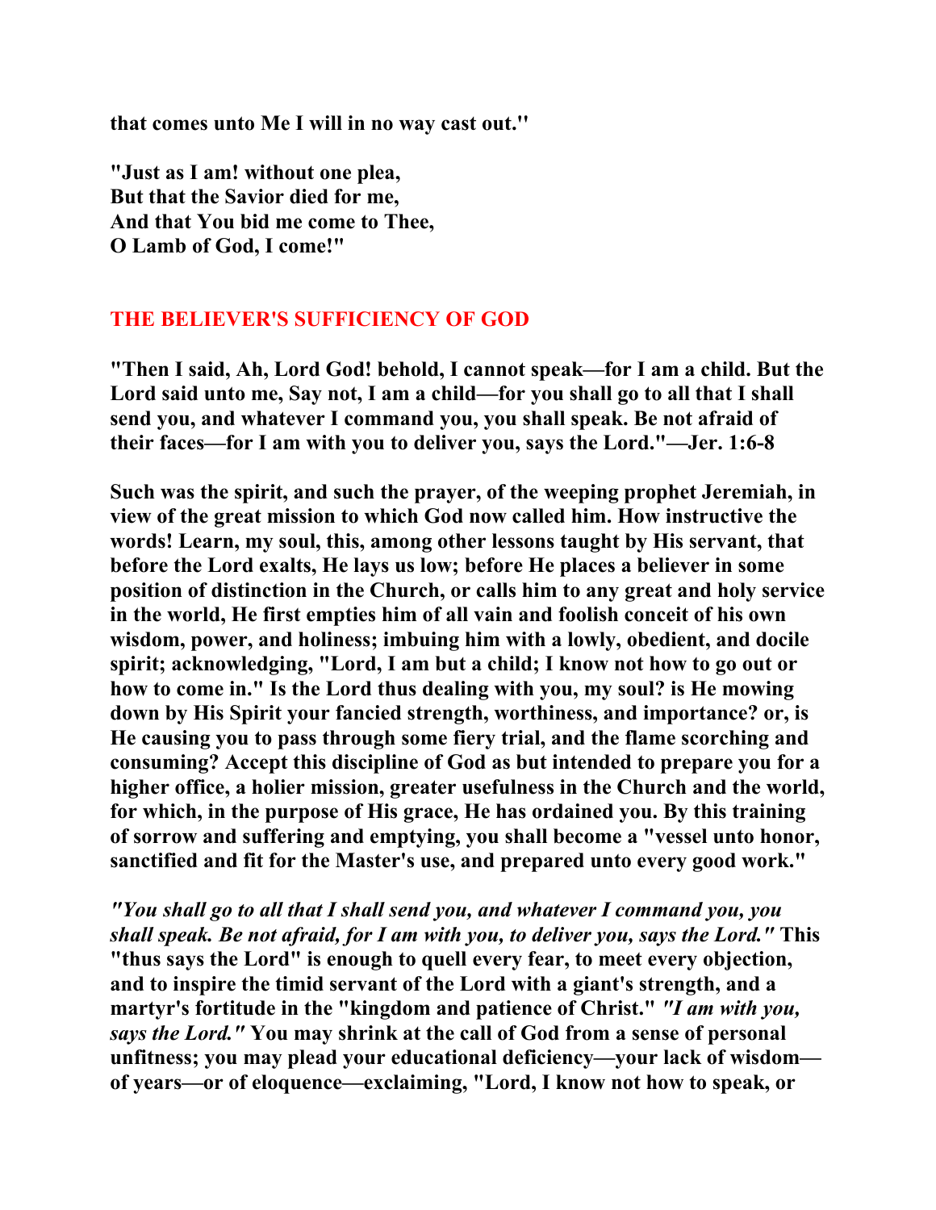**that comes unto Me I will in no way cast out."**

**"Just as I am! without one plea,**
**But that the Savior died for me,**
**And that You bid me come to Thee,**
**O Lamb of God, I come!"**

## THE BELIEVER'S SUFFICIENCY OF GOD

**"Then I said, Ah, Lord God! behold, I cannot speak—for I am a child. But the Lord said unto me, Say not, I am a child—for you shall go to all that I shall send you, and whatever I command you, you shall speak. Be not afraid of their faces—for I am with you to deliver you, says the Lord."—Jer. 1:6-8**

**Such was the spirit, and such the prayer, of the weeping prophet Jeremiah, in view of the great mission to which God now called him. How instructive the words! Learn, my soul, this, among other lessons taught by His servant, that before the Lord exalts, He lays us low; before He places a believer in some position of distinction in the Church, or calls him to any great and holy service in the world, He first empties him of all vain and foolish conceit of his own wisdom, power, and holiness; imbuing him with a lowly, obedient, and docile spirit; acknowledging, "Lord, I am but a child; I know not how to go out or how to come in." Is the Lord thus dealing with you, my soul? is He mowing down by His Spirit your fancied strength, worthiness, and importance? or, is He causing you to pass through some fiery trial, and the flame scorching and consuming? Accept this discipline of God as but intended to prepare you for a higher office, a holier mission, greater usefulness in the Church and the world, for which, in the purpose of His grace, He has ordained you. By this training of sorrow and suffering and emptying, you shall become a "vessel unto honor, sanctified and fit for the Master's use, and prepared unto every good work."**

***"You shall go to all that I shall send you, and whatever I command you, you shall speak. Be not afraid, for I am with you, to deliver you, says the Lord."*** **This "thus says the Lord" is enough to quell every fear, to meet every objection, and to inspire the timid servant of the Lord with a giant's strength, and a martyr's fortitude in the "kingdom and patience of Christ."** ***"I am with you, says the Lord."*** **You may shrink at the call of God from a sense of personal unfitness; you may plead your educational deficiency—your lack of wisdom—of years—or of eloquence—exclaiming, "Lord, I know not how to speak, or**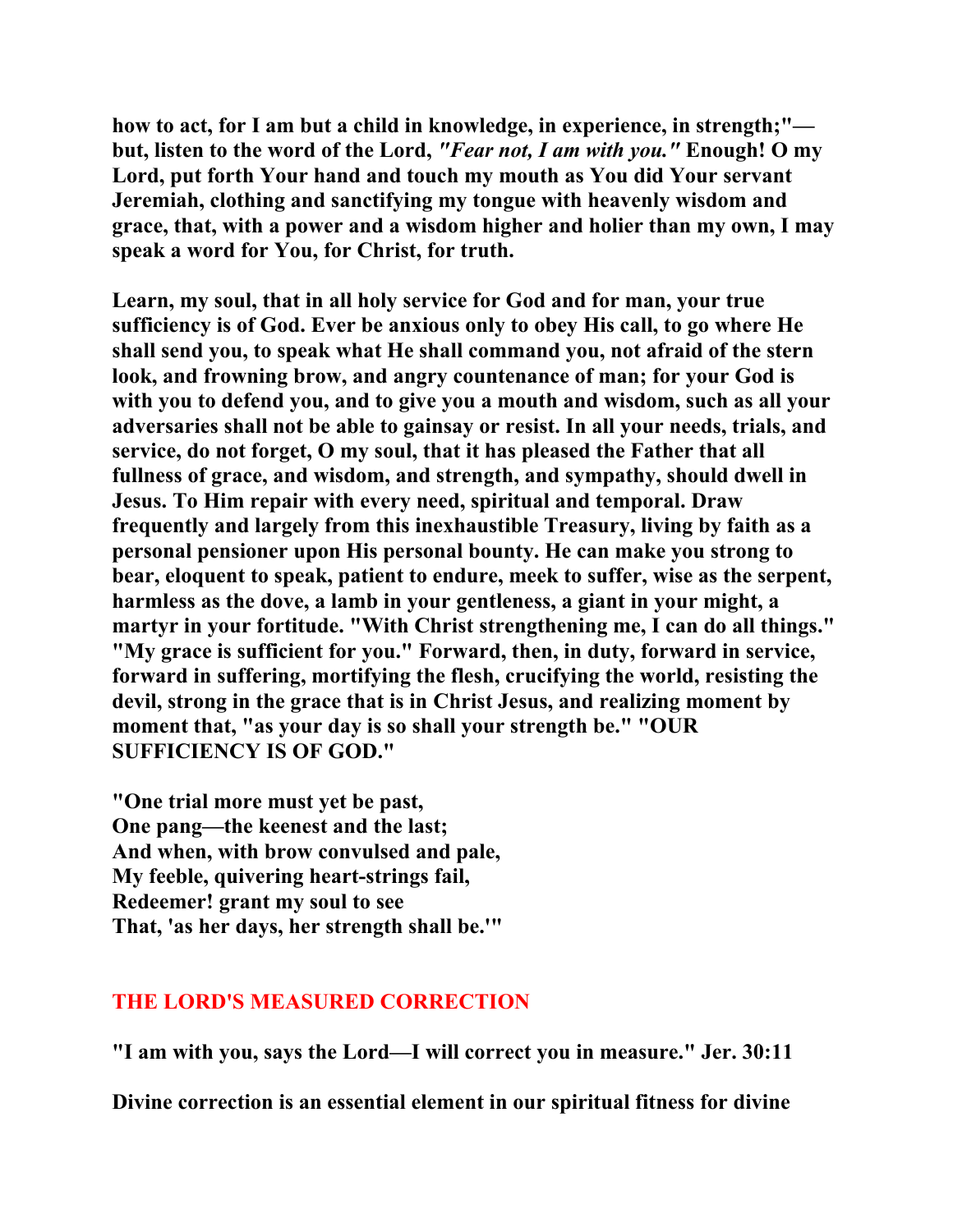**how to act, for I am but a child in knowledge, in experience, in strength;"—but, listen to the word of the Lord, *"Fear not, I am with you."* Enough! O my Lord, put forth Your hand and touch my mouth as You did Your servant Jeremiah, clothing and sanctifying my tongue with heavenly wisdom and grace, that, with a power and a wisdom higher and holier than my own, I may speak a word for You, for Christ, for truth.**

**Learn, my soul, that in all holy service for God and for man, your true sufficiency is of God. Ever be anxious only to obey His call, to go where He shall send you, to speak what He shall command you, not afraid of the stern look, and frowning brow, and angry countenance of man; for your God is with you to defend you, and to give you a mouth and wisdom, such as all your adversaries shall not be able to gainsay or resist. In all your needs, trials, and service, do not forget, O my soul, that it has pleased the Father that all fullness of grace, and wisdom, and strength, and sympathy, should dwell in Jesus. To Him repair with every need, spiritual and temporal. Draw frequently and largely from this inexhaustible Treasury, living by faith as a personal pensioner upon His personal bounty. He can make you strong to bear, eloquent to speak, patient to endure, meek to suffer, wise as the serpent, harmless as the dove, a lamb in your gentleness, a giant in your might, a martyr in your fortitude. "With Christ strengthening me, I can do all things." "My grace is sufficient for you." Forward, then, in duty, forward in service, forward in suffering, mortifying the flesh, crucifying the world, resisting the devil, strong in the grace that is in Christ Jesus, and realizing moment by moment that, "as your day is so shall your strength be." "OUR SUFFICIENCY IS OF GOD."**

**"One trial more must yet be past,**  
**One pang—the keenest and the last;**  
**And when, with brow convulsed and pale,**  
**My feeble, quivering heart-strings fail,**  
**Redeemer! grant my soul to see**  
**That, 'as her days, her strength shall be.'"**

## THE LORD'S MEASURED CORRECTION

**"I am with you, says the Lord—I will correct you in measure." Jer. 30:11**

**Divine correction is an essential element in our spiritual fitness for divine**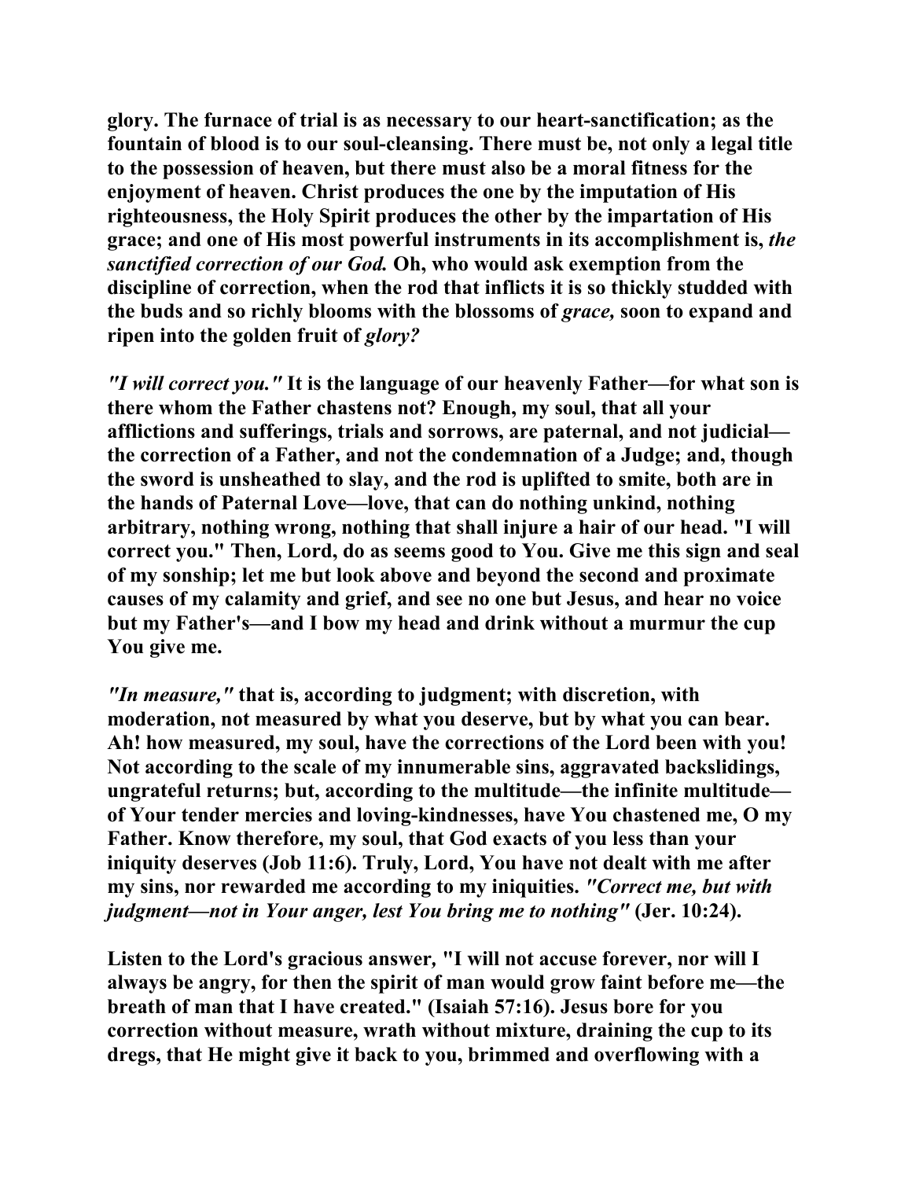glory. The furnace of trial is as necessary to our heart-sanctification; as the fountain of blood is to our soul-cleansing. There must be, not only a legal title to the possession of heaven, but there must also be a moral fitness for the enjoyment of heaven. Christ produces the one by the imputation of His righteousness, the Holy Spirit produces the other by the impartation of His grace; and one of His most powerful instruments in its accomplishment is, *the sanctified correction of our God.* Oh, who would ask exemption from the discipline of correction, when the rod that inflicts it is so thickly studded with the buds and so richly blooms with the blossoms of *grace,* soon to expand and ripen into the golden fruit of *glory?*

*"I will correct you."* It is the language of our heavenly Father—for what son is there whom the Father chastens not? Enough, my soul, that all your afflictions and sufferings, trials and sorrows, are paternal, and not judicial—the correction of a Father, and not the condemnation of a Judge; and, though the sword is unsheathed to slay, and the rod is uplifted to smite, both are in the hands of Paternal Love—love, that can do nothing unkind, nothing arbitrary, nothing wrong, nothing that shall injure a hair of our head. "I will correct you." Then, Lord, do as seems good to You. Give me this sign and seal of my sonship; let me but look above and beyond the second and proximate causes of my calamity and grief, and see no one but Jesus, and hear no voice but my Father's—and I bow my head and drink without a murmur the cup You give me.

*"In measure,"* that is, according to judgment; with discretion, with moderation, not measured by what you deserve, but by what you can bear. Ah! how measured, my soul, have the corrections of the Lord been with you! Not according to the scale of my innumerable sins, aggravated backslidings, ungrateful returns; but, according to the multitude—the infinite multitude—of Your tender mercies and loving-kindnesses, have You chastened me, O my Father. Know therefore, my soul, that God exacts of you less than your iniquity deserves (Job 11:6). Truly, Lord, You have not dealt with me after my sins, nor rewarded me according to my iniquities. *"Correct me, but with judgment—not in Your anger, lest You bring me to nothing"* (Jer. 10:24).

Listen to the Lord's gracious answer, "I will not accuse forever, nor will I always be angry, for then the spirit of man would grow faint before me—the breath of man that I have created." (Isaiah 57:16). Jesus bore for you correction without measure, wrath without mixture, draining the cup to its dregs, that He might give it back to you, brimmed and overflowing with a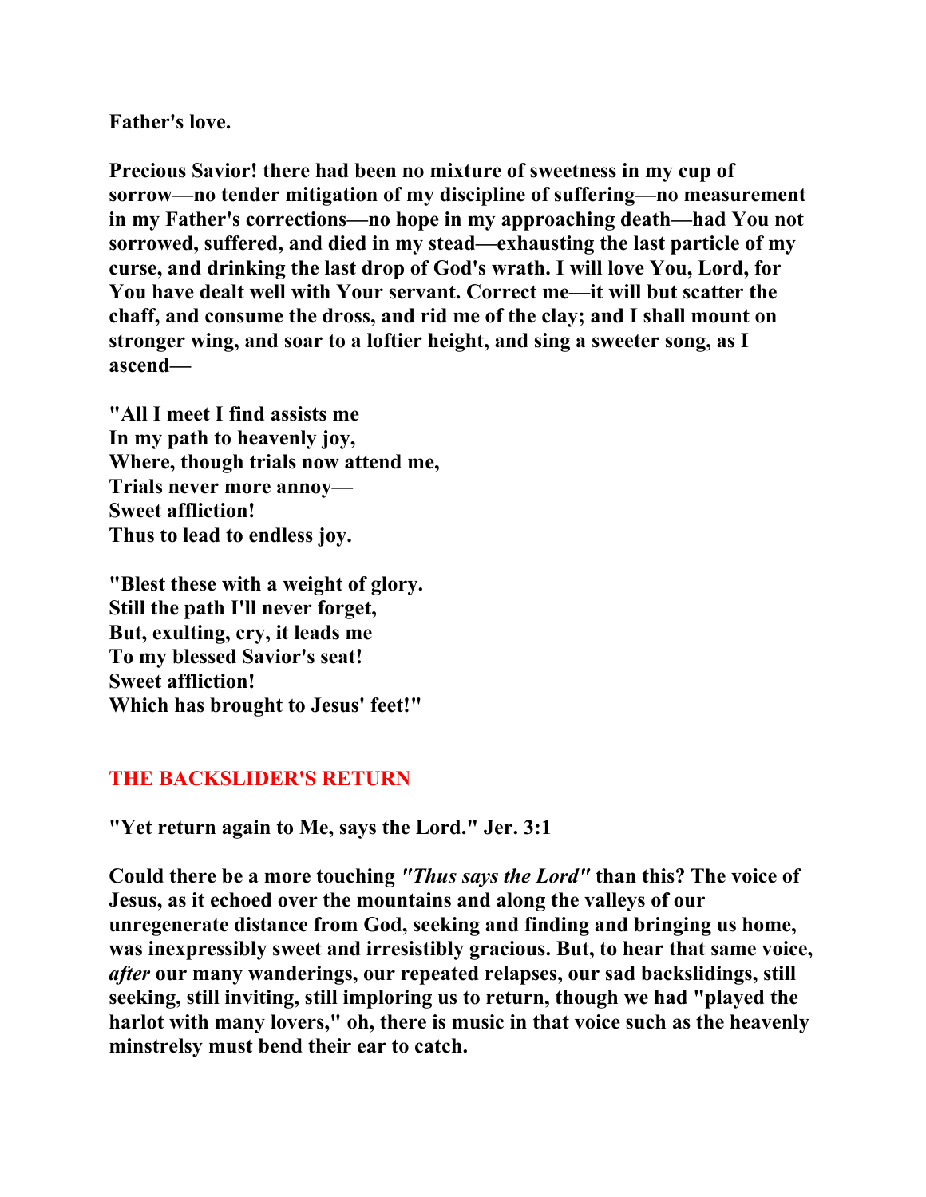**Father's love.**

**Precious Savior! there had been no mixture of sweetness in my cup of sorrow—no tender mitigation of my discipline of suffering—no measurement in my Father's corrections—no hope in my approaching death—had You not sorrowed, suffered, and died in my stead—exhausting the last particle of my curse, and drinking the last drop of God's wrath. I will love You, Lord, for You have dealt well with Your servant. Correct me—it will but scatter the chaff, and consume the dross, and rid me of the clay; and I shall mount on stronger wing, and soar to a loftier height, and sing a sweeter song, as I ascend—**

**"All I meet I find assists me**
**In my path to heavenly joy,**
**Where, though trials now attend me,**
**Trials never more annoy—**
**Sweet affliction!**
**Thus to lead to endless joy.**

**"Blest these with a weight of glory.**
**Still the path I'll never forget,**
**But, exulting, cry, it leads me**
**To my blessed Savior's seat!**
**Sweet affliction!**
**Which has brought to Jesus' feet!"**

## THE BACKSLIDER'S RETURN

**"Yet return again to Me, says the Lord." Jer. 3:1**

**Could there be a more touching *"Thus says the Lord"* than this? The voice of Jesus, as it echoed over the mountains and along the valleys of our unregenerate distance from God, seeking and finding and bringing us home, was inexpressibly sweet and irresistibly gracious. But, to hear that same voice, *after* our many wanderings, our repeated relapses, our sad backslidings, still seeking, still inviting, still imploring us to return, though we had "played the harlot with many lovers," oh, there is music in that voice such as the heavenly minstrelsy must bend their ear to catch.**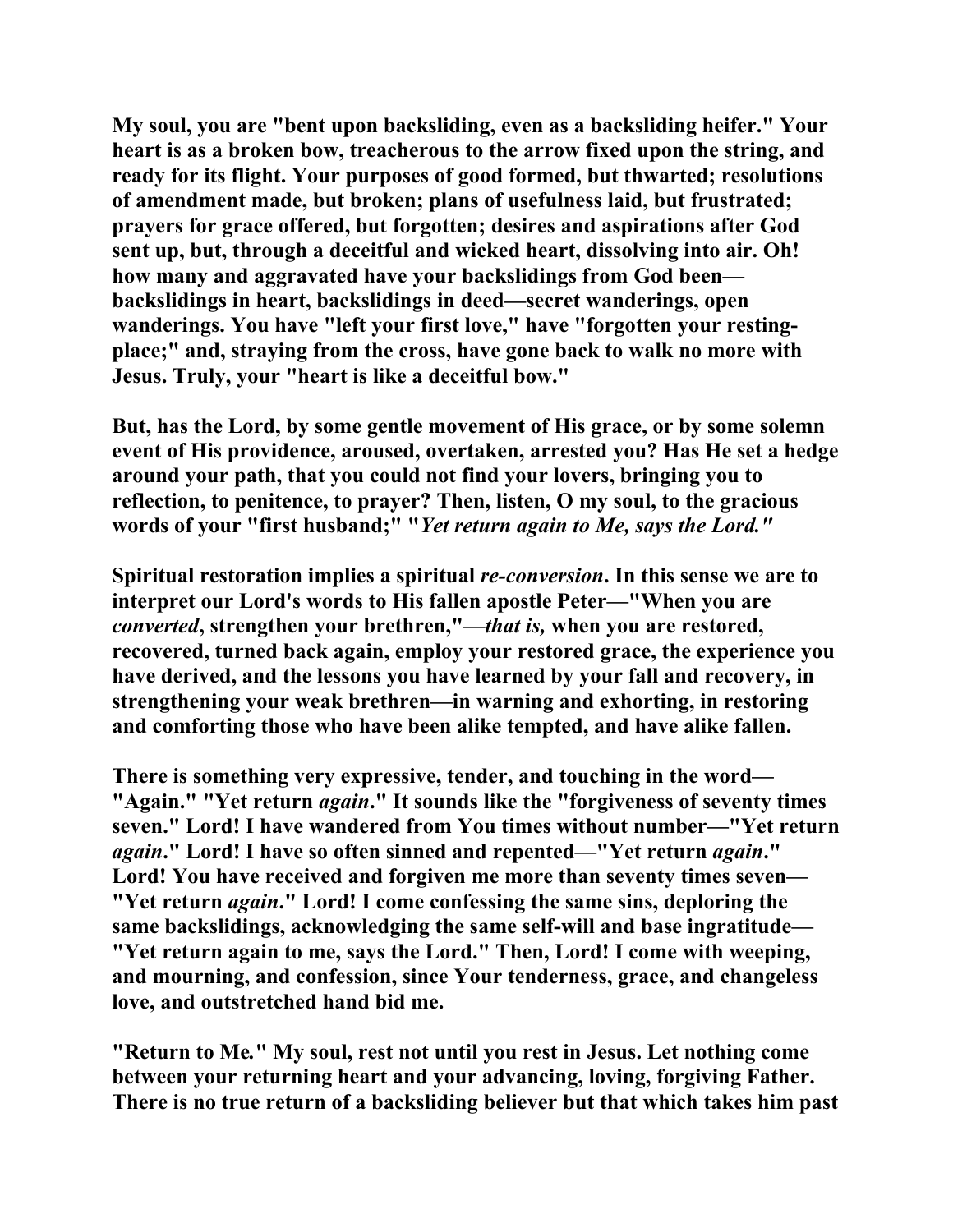**My soul, you are "bent upon backsliding, even as a backsliding heifer." Your heart is as a broken bow, treacherous to the arrow fixed upon the string, and ready for its flight. Your purposes of good formed, but thwarted; resolutions of amendment made, but broken; plans of usefulness laid, but frustrated; prayers for grace offered, but forgotten; desires and aspirations after God sent up, but, through a deceitful and wicked heart, dissolving into air. Oh! how many and aggravated have your backslidings from God been—backslidings in heart, backslidings in deed—secret wanderings, open wanderings. You have "left your first love," have "forgotten your resting-place;" and, straying from the cross, have gone back to walk no more with Jesus. Truly, your "heart is like a deceitful bow."**

**But, has the Lord, by some gentle movement of His grace, or by some solemn event of His providence, aroused, overtaken, arrested you? Has He set a hedge around your path, that you could not find your lovers, bringing you to reflection, to penitence, to prayer? Then, listen, O my soul, to the gracious words of your "first husband;" "*Yet return again to Me, says the Lord."***

**Spiritual restoration implies a spiritual *re-conversion*. In this sense we are to interpret our Lord's words to His fallen apostle Peter—"When you are *converted*, strengthen your brethren,"—*that is,* when you are restored, recovered, turned back again, employ your restored grace, the experience you have derived, and the lessons you have learned by your fall and recovery, in strengthening your weak brethren—in warning and exhorting, in restoring and comforting those who have been alike tempted, and have alike fallen.**

**There is something very expressive, tender, and touching in the word—"Again." "Yet return *again*." It sounds like the "forgiveness of seventy times seven." Lord! I have wandered from You times without number—"Yet return *again*." Lord! I have so often sinned and repented—"Yet return *again*." Lord! You have received and forgiven me more than seventy times seven—"Yet return *again*." Lord! I come confessing the same sins, deploring the same backslidings, acknowledging the same self-will and base ingratitude—"Yet return again to me, says the Lord." Then, Lord! I come with weeping, and mourning, and confession, since Your tenderness, grace, and changeless love, and outstretched hand bid me.**

**"Return to Me." My soul, rest not until you rest in Jesus. Let nothing come between your returning heart and your advancing, loving, forgiving Father. There is no true return of a backsliding believer but that which takes him past**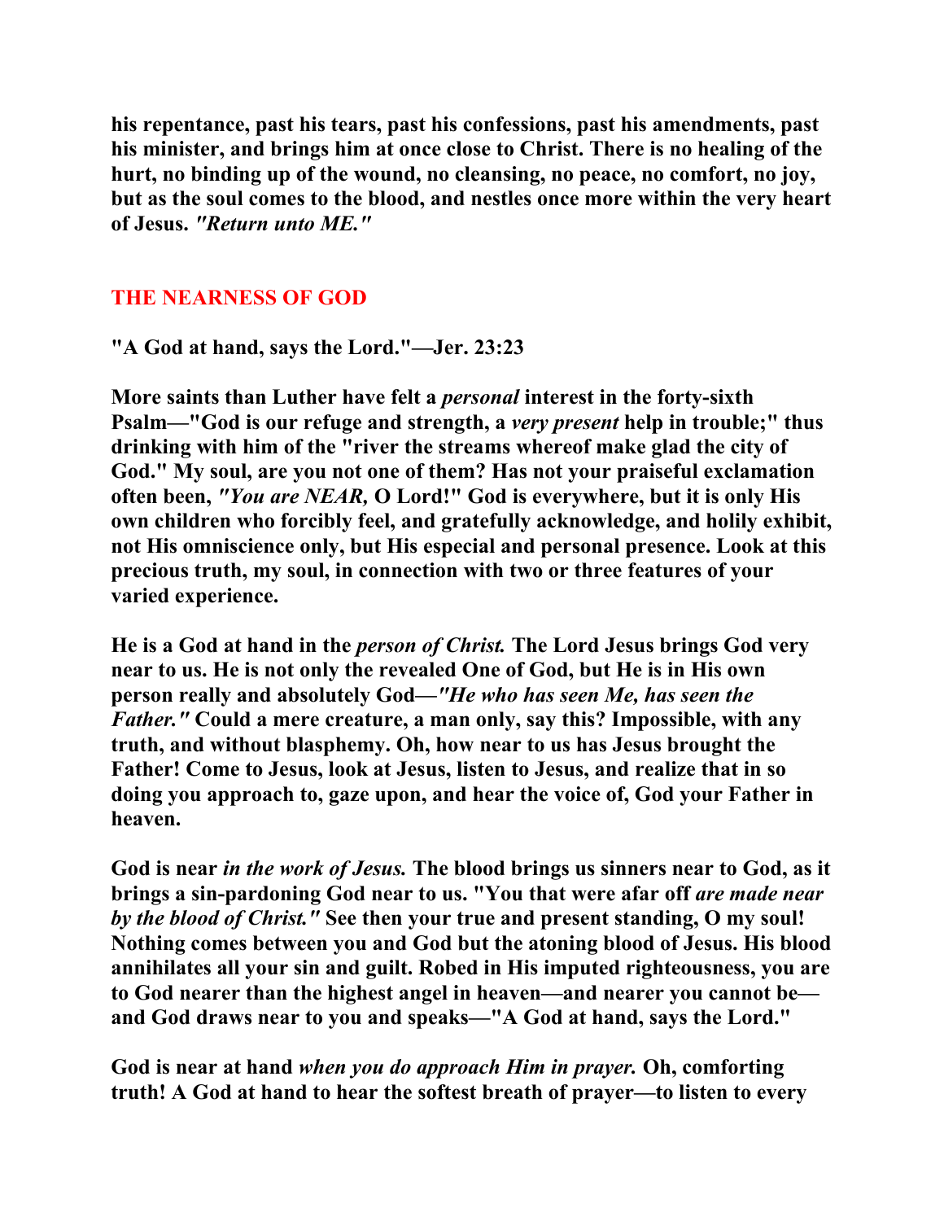**his repentance, past his tears, past his confessions, past his amendments, past his minister, and brings him at once close to Christ. There is no healing of the hurt, no binding up of the wound, no cleansing, no peace, no comfort, no joy, but as the soul comes to the blood, and nestles once more within the very heart of Jesus. *"Return unto ME."***

## THE NEARNESS OF GOD

**"A God at hand, says the Lord."—Jer. 23:23**

**More saints than Luther have felt a *personal* interest in the forty-sixth Psalm—"God is our refuge and strength, a *very present* help in trouble;" thus drinking with him of the "river the streams whereof make glad the city of God." My soul, are you not one of them? Has not your praiseful exclamation often been, *"You are NEAR,* O Lord!" God is everywhere, but it is only His own children who forcibly feel, and gratefully acknowledge, and holily exhibit, not His omniscience only, but His especial and personal presence. Look at this precious truth, my soul, in connection with two or three features of your varied experience.**

**He is a God at hand in the *person of Christ.* The Lord Jesus brings God very near to us. He is not only the revealed One of God, but He is in His own person really and absolutely God—*"He who has seen Me, has seen the Father."* Could a mere creature, a man only, say this? Impossible, with any truth, and without blasphemy. Oh, how near to us has Jesus brought the Father! Come to Jesus, look at Jesus, listen to Jesus, and realize that in so doing you approach to, gaze upon, and hear the voice of, God your Father in heaven.**

**God is near *in the work of Jesus.* The blood brings us sinners near to God, as it brings a sin-pardoning God near to us. "You that were afar off *are made near by the blood of Christ."* See then your true and present standing, O my soul! Nothing comes between you and God but the atoning blood of Jesus. His blood annihilates all your sin and guilt. Robed in His imputed righteousness, you are to God nearer than the highest angel in heaven—and nearer you cannot be—and God draws near to you and speaks—"A God at hand, says the Lord."**

**God is near at hand *when you do approach Him in prayer.* Oh, comforting truth! A God at hand to hear the softest breath of prayer—to listen to every**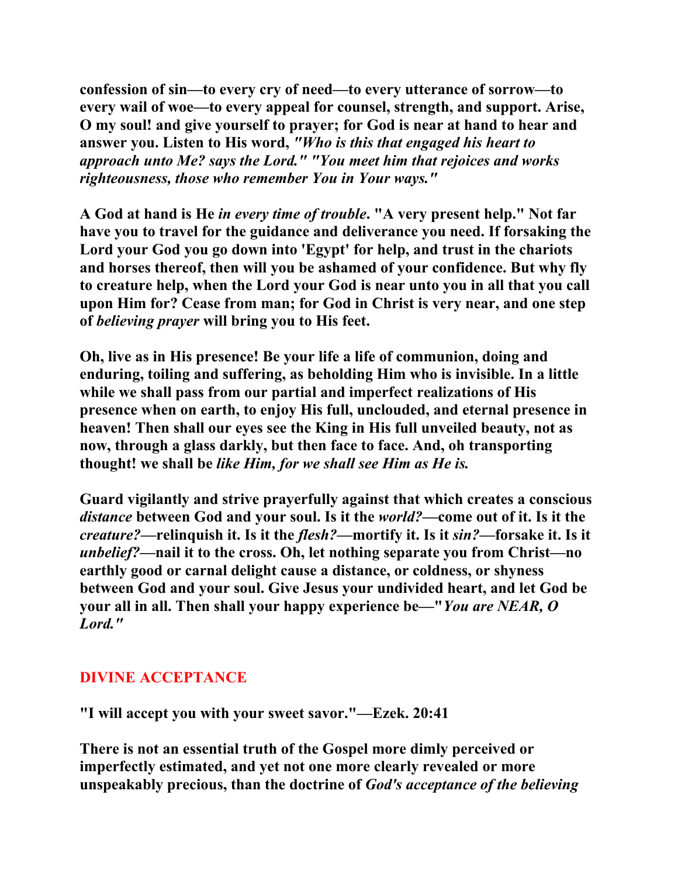**confession of sin—to every cry of need—to every utterance of sorrow—to every wail of woe—to every appeal for counsel, strength, and support. Arise, O my soul! and give yourself to prayer; for God is near at hand to hear and answer you. Listen to His word, *"Who is this that engaged his heart to approach unto Me? says the Lord." "You meet him that rejoices and works righteousness, those who remember You in Your ways."***

**A God at hand is He *in every time of trouble*. "A very present help." Not far have you to travel for the guidance and deliverance you need. If forsaking the Lord your God you go down into 'Egypt' for help, and trust in the chariots and horses thereof, then will you be ashamed of your confidence. But why fly to creature help, when the Lord your God is near unto you in all that you call upon Him for? Cease from man; for God in Christ is very near, and one step of *believing prayer* will bring you to His feet.**

**Oh, live as in His presence! Be your life a life of communion, doing and enduring, toiling and suffering, as beholding Him who is invisible. In a little while we shall pass from our partial and imperfect realizations of His presence when on earth, to enjoy His full, unclouded, and eternal presence in heaven! Then shall our eyes see the King in His full unveiled beauty, not as now, through a glass darkly, but then face to face. And, oh transporting thought! we shall be *like Him, for we shall see Him as He is.***

**Guard vigilantly and strive prayerfully against that which creates a conscious *distance* between God and your soul. Is it the *world?*—come out of it. Is it the *creature?*—relinquish it. Is it the *flesh?*—mortify it. Is it *sin?*—forsake it. Is it *unbelief?*—nail it to the cross. Oh, let nothing separate you from Christ—no earthly good or carnal delight cause a distance, or coldness, or shyness between God and your soul. Give Jesus your undivided heart, and let God be your all in all. Then shall your happy experience be—"*You are NEAR, O Lord."***

## DIVINE ACCEPTANCE

**"I will accept you with your sweet savor."—Ezek. 20:41**

**There is not an essential truth of the Gospel more dimly perceived or imperfectly estimated, and yet not one more clearly revealed or more unspeakably precious, than the doctrine of *God's acceptance of the believing***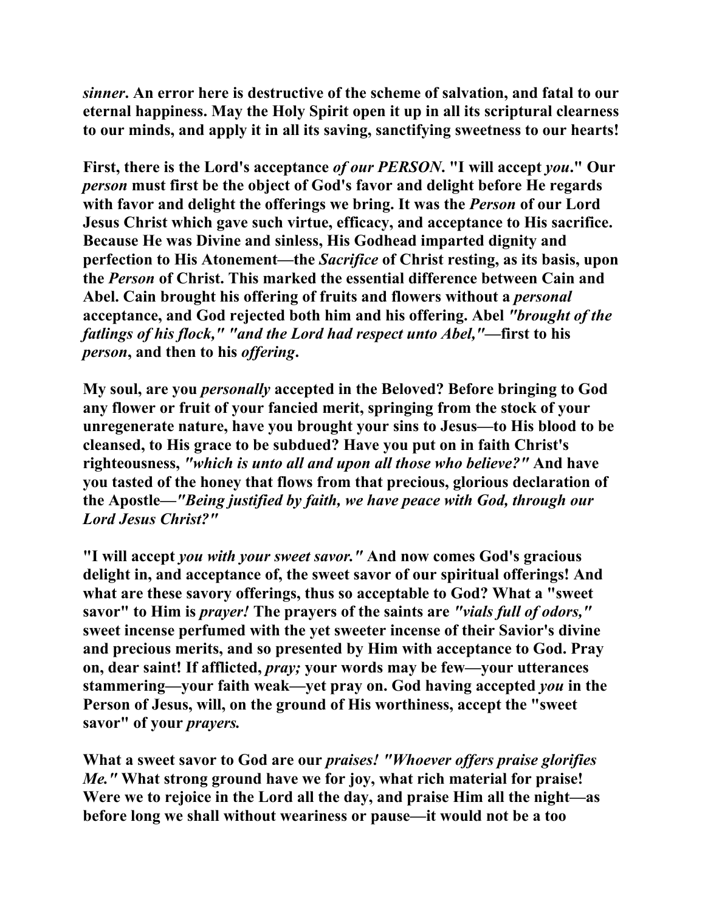**_sinner_. An error here is destructive of the scheme of salvation, and fatal to our eternal happiness. May the Holy Spirit open it up in all its scriptural clearness to our minds, and apply it in all its saving, sanctifying sweetness to our hearts!**

**First, there is the Lord's acceptance _of our PERSON_. "I will accept _you_." Our _person_ must first be the object of God's favor and delight before He regards with favor and delight the offerings we bring. It was the _Person_ of our Lord Jesus Christ which gave such virtue, efficacy, and acceptance to His sacrifice. Because He was Divine and sinless, His Godhead imparted dignity and perfection to His Atonement—the _Sacrifice_ of Christ resting, as its basis, upon the _Person_ of Christ. This marked the essential difference between Cain and Abel. Cain brought his offering of fruits and flowers without a _personal_ acceptance, and God rejected both him and his offering. Abel _"brought of the fatlings of his flock," "and the Lord had respect unto Abel,"_—first to his _person_, and then to his _offering_.**

**My soul, are you _personally_ accepted in the Beloved? Before bringing to God any flower or fruit of your fancied merit, springing from the stock of your unregenerate nature, have you brought your sins to Jesus—to His blood to be cleansed, to His grace to be subdued? Have you put on in faith Christ's righteousness, _"which is unto all and upon all those who believe?"_ And have you tasted of the honey that flows from that precious, glorious declaration of the Apostle—_"Being justified by faith, we have peace with God, through our Lord Jesus Christ?"_**

**"I will accept _you with your sweet savor."_ And now comes God's gracious delight in, and acceptance of, the sweet savor of our spiritual offerings! And what are these savory offerings, thus so acceptable to God? What a "sweet savor" to Him is _prayer!_ The prayers of the saints are _"vials full of odors,"_ sweet incense perfumed with the yet sweeter incense of their Savior's divine and precious merits, and so presented by Him with acceptance to God. Pray on, dear saint! If afflicted, _pray;_ your words may be few—your utterances stammering—your faith weak—yet pray on. God having accepted _you_ in the Person of Jesus, will, on the ground of His worthiness, accept the "sweet savor" of your _prayers._**

**What a sweet savor to God are our _praises! "Whoever offers praise glorifies Me."_ What strong ground have we for joy, what rich material for praise! Were we to rejoice in the Lord all the day, and praise Him all the night—as before long we shall without weariness or pause—it would not be a too**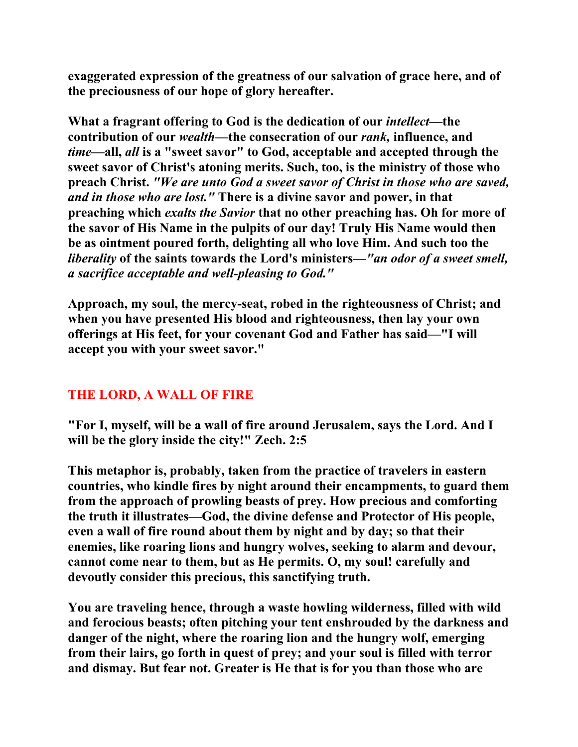**exaggerated expression of the greatness of our salvation of grace here, and of the preciousness of our hope of glory hereafter.**

**What a fragrant offering to God is the dedication of our *intellect*—the contribution of our *wealth*—the consecration of our *rank,* influence, and *time*—all, *all* is a "sweet savor" to God, acceptable and accepted through the sweet savor of Christ's atoning merits. Such, too, is the ministry of those who preach Christ. *"We are unto God a sweet savor of Christ in those who are saved, and in those who are lost."* There is a divine savor and power, in that preaching which *exalts the Savior* that no other preaching has. Oh for more of the savor of His Name in the pulpits of our day! Truly His Name would then be as ointment poured forth, delighting all who love Him. And such too the *liberality* of the saints towards the Lord's ministers—*"an odor of a sweet smell, a sacrifice acceptable and well-pleasing to God."***

**Approach, my soul, the mercy-seat, robed in the righteousness of Christ; and when you have presented His blood and righteousness, then lay your own offerings at His feet, for your covenant God and Father has said—"I will accept you with your sweet savor."**

## THE LORD, A WALL OF FIRE

**"For I, myself, will be a wall of fire around Jerusalem, says the Lord. And I will be the glory inside the city!" Zech. 2:5**

**This metaphor is, probably, taken from the practice of travelers in eastern countries, who kindle fires by night around their encampments, to guard them from the approach of prowling beasts of prey. How precious and comforting the truth it illustrates—God, the divine defense and Protector of His people, even a wall of fire round about them by night and by day; so that their enemies, like roaring lions and hungry wolves, seeking to alarm and devour, cannot come near to them, but as He permits. O, my soul! carefully and devoutly consider this precious, this sanctifying truth.**

**You are traveling hence, through a waste howling wilderness, filled with wild and ferocious beasts; often pitching your tent enshrouded by the darkness and danger of the night, where the roaring lion and the hungry wolf, emerging from their lairs, go forth in quest of prey; and your soul is filled with terror and dismay. But fear not. Greater is He that is for you than those who are**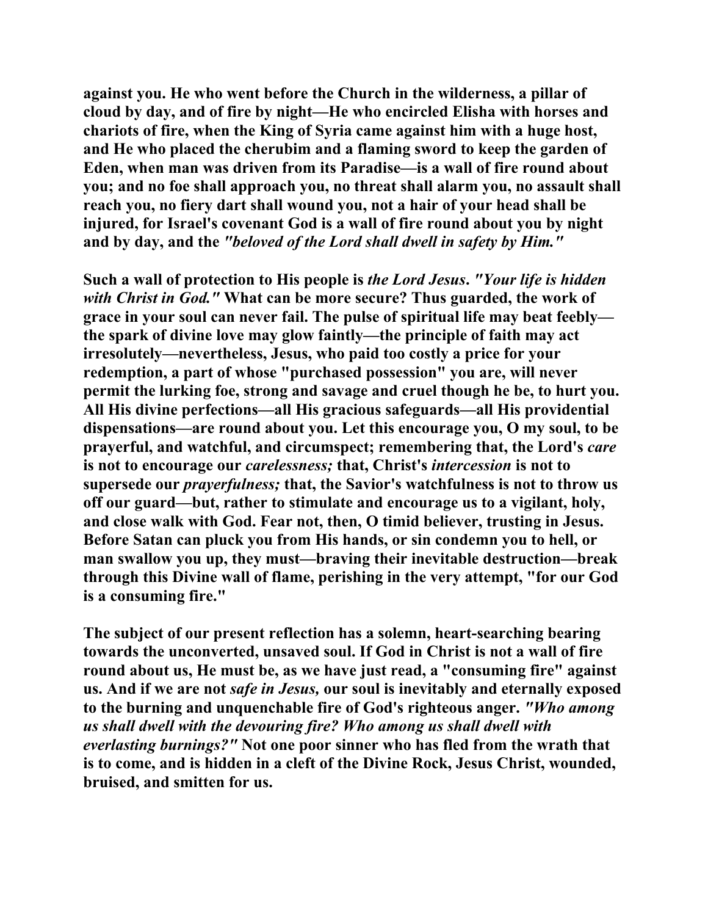against you. He who went before the Church in the wilderness, a pillar of cloud by day, and of fire by night—He who encircled Elisha with horses and chariots of fire, when the King of Syria came against him with a huge host, and He who placed the cherubim and a flaming sword to keep the garden of Eden, when man was driven from its Paradise—is a wall of fire round about you; and no foe shall approach you, no threat shall alarm you, no assault shall reach you, no fiery dart shall wound you, not a hair of your head shall be injured, for Israel's covenant God is a wall of fire round about you by night and by day, and the *"beloved of the Lord shall dwell in safety by Him."*

Such a wall of protection to His people is *the Lord Jesus*. *"Your life is hidden with Christ in God."* What can be more secure? Thus guarded, the work of grace in your soul can never fail. The pulse of spiritual life may beat feebly—the spark of divine love may glow faintly—the principle of faith may act irresolutely—nevertheless, Jesus, who paid too costly a price for your redemption, a part of whose "purchased possession" you are, will never permit the lurking foe, strong and savage and cruel though he be, to hurt you. All His divine perfections—all His gracious safeguards—all His providential dispensations—are round about you. Let this encourage you, O my soul, to be prayerful, and watchful, and circumspect; remembering that, the Lord's *care* is not to encourage our *carelessness;* that, Christ's *intercession* is not to supersede our *prayerfulness;* that, the Savior's watchfulness is not to throw us off our guard—but, rather to stimulate and encourage us to a vigilant, holy, and close walk with God. Fear not, then, O timid believer, trusting in Jesus. Before Satan can pluck you from His hands, or sin condemn you to hell, or man swallow you up, they must—braving their inevitable destruction—break through this Divine wall of flame, perishing in the very attempt, "for our God is a consuming fire."

The subject of our present reflection has a solemn, heart-searching bearing towards the unconverted, unsaved soul. If God in Christ is not a wall of fire round about us, He must be, as we have just read, a "consuming fire" against us. And if we are not *safe in Jesus,* our soul is inevitably and eternally exposed to the burning and unquenchable fire of God's righteous anger. *"Who among us shall dwell with the devouring fire? Who among us shall dwell with everlasting burnings?"* Not one poor sinner who has fled from the wrath that is to come, and is hidden in a cleft of the Divine Rock, Jesus Christ, wounded, bruised, and smitten for us.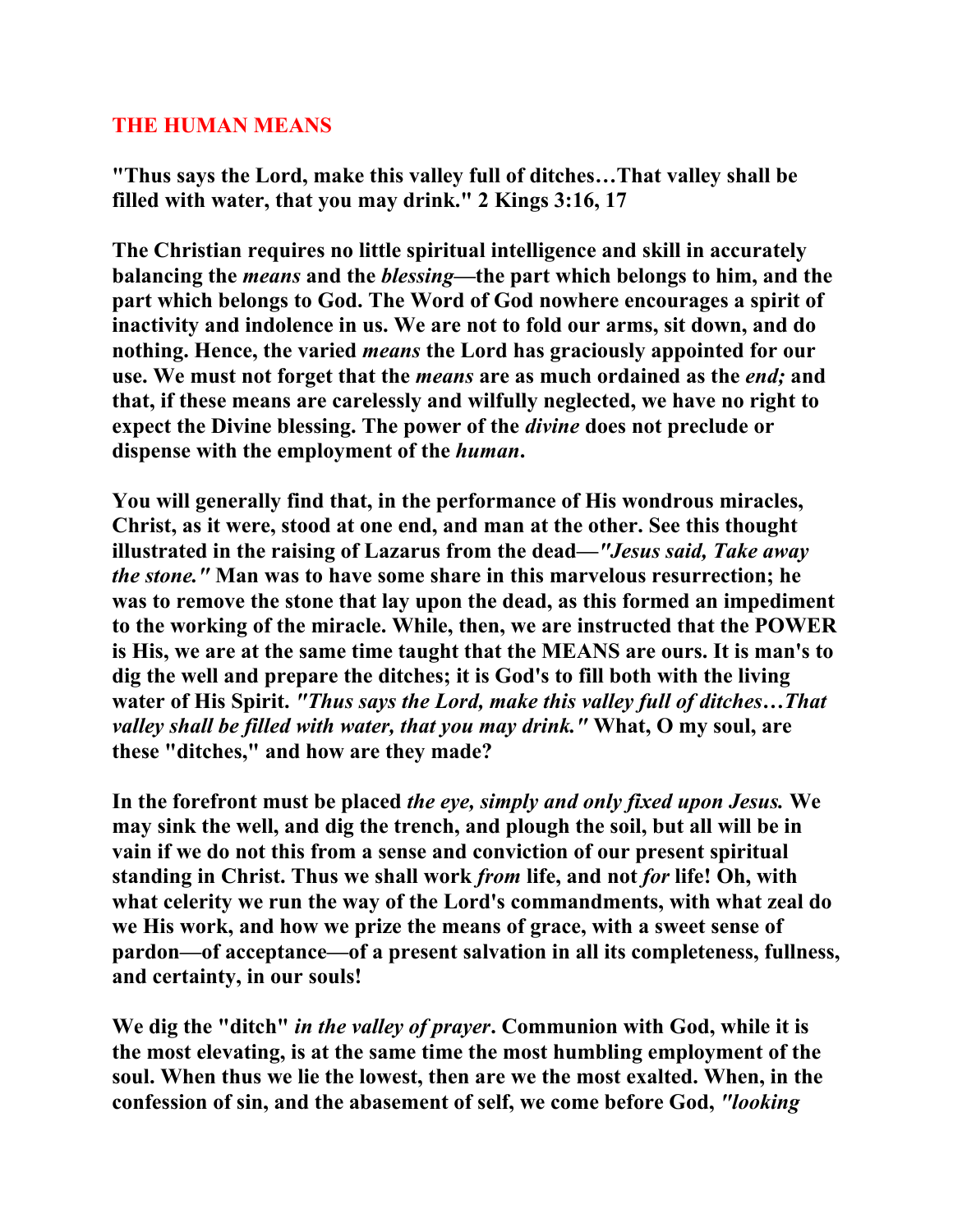## THE HUMAN MEANS

**"Thus says the Lord, make this valley full of ditches…That valley shall be filled with water, that you may drink." 2 Kings 3:16, 17**

**The Christian requires no little spiritual intelligence and skill in accurately balancing the *means* and the *blessing*—the part which belongs to him, and the part which belongs to God. The Word of God nowhere encourages a spirit of inactivity and indolence in us. We are not to fold our arms, sit down, and do nothing. Hence, the varied *means* the Lord has graciously appointed for our use. We must not forget that the *means* are as much ordained as the *end;* and that, if these means are carelessly and wilfully neglected, we have no right to expect the Divine blessing. The power of the *divine* does not preclude or dispense with the employment of the *human*.**

**You will generally find that, in the performance of His wondrous miracles, Christ, as it were, stood at one end, and man at the other. See this thought illustrated in the raising of Lazarus from the dead—*"Jesus said, Take away the stone."* Man was to have some share in this marvelous resurrection; he was to remove the stone that lay upon the dead, as this formed an impediment to the working of the miracle. While, then, we are instructed that the POWER is His, we are at the same time taught that the MEANS are ours. It is man's to dig the well and prepare the ditches; it is God's to fill both with the living water of His Spirit. *"Thus says the Lord, make this valley full of ditches…That valley shall be filled with water, that you may drink."* What, O my soul, are these "ditches," and how are they made?**

**In the forefront must be placed *the eye, simply and only fixed upon Jesus.* We may sink the well, and dig the trench, and plough the soil, but all will be in vain if we do not this from a sense and conviction of our present spiritual standing in Christ. Thus we shall work *from* life, and not *for* life! Oh, with what celerity we run the way of the Lord's commandments, with what zeal do we His work, and how we prize the means of grace, with a sweet sense of pardon—of acceptance—of a present salvation in all its completeness, fullness, and certainty, in our souls!**

**We dig the "ditch" *in the valley of prayer*. Communion with God, while it is the most elevating, is at the same time the most humbling employment of the soul. When thus we lie the lowest, then are we the most exalted. When, in the confession of sin, and the abasement of self, we come before God, *"looking***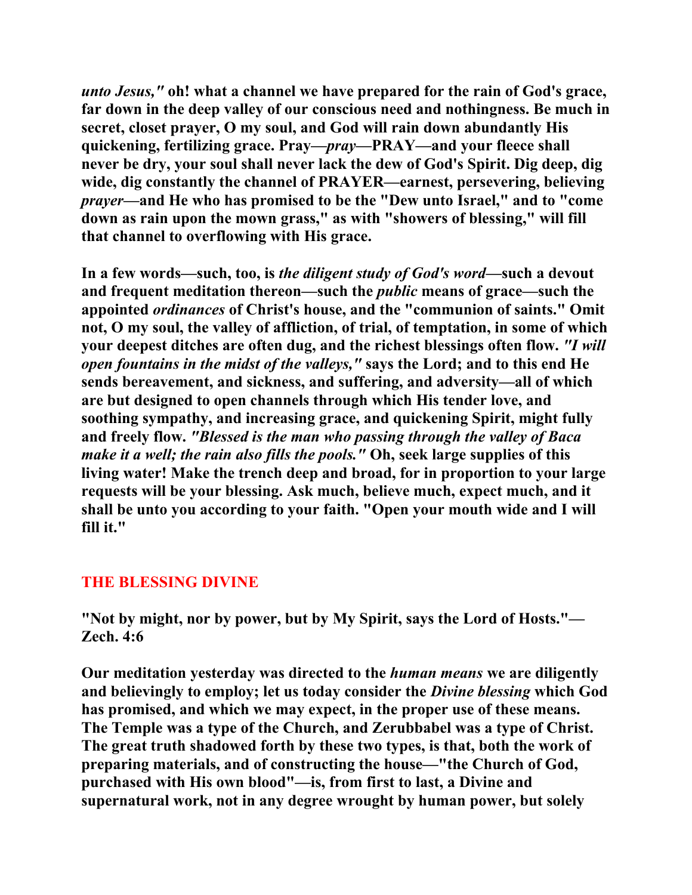***unto Jesus,"* oh! what a channel we have prepared for the rain of God's grace, far down in the deep valley of our conscious need and nothingness. Be much in secret, closet prayer, O my soul, and God will rain down abundantly His quickening, fertilizing grace. Pray—*pray*—PRAY—and your fleece shall never be dry, your soul shall never lack the dew of God's Spirit. Dig deep, dig wide, dig constantly the channel of PRAYER—earnest, persevering, believing *prayer*—and He who has promised to be the "Dew unto Israel," and to "come down as rain upon the mown grass," as with "showers of blessing," will fill that channel to overflowing with His grace.**

**In a few words—such, too, is *the diligent study of God's word*—such a devout and frequent meditation thereon—such the *public* means of grace—such the appointed *ordinances* of Christ's house, and the "communion of saints." Omit not, O my soul, the valley of affliction, of trial, of temptation, in some of which your deepest ditches are often dug, and the richest blessings often flow. *"I will open fountains in the midst of the valleys,"* says the Lord; and to this end He sends bereavement, and sickness, and suffering, and adversity—all of which are but designed to open channels through which His tender love, and soothing sympathy, and increasing grace, and quickening Spirit, might fully and freely flow. *"Blessed is the man who passing through the valley of Baca make it a well; the rain also fills the pools."* Oh, seek large supplies of this living water! Make the trench deep and broad, for in proportion to your large requests will be your blessing. Ask much, believe much, expect much, and it shall be unto you according to your faith. "Open your mouth wide and I will fill it."**

## THE BLESSING DIVINE

**"Not by might, nor by power, but by My Spirit, says the Lord of Hosts."—Zech. 4:6**

**Our meditation yesterday was directed to the *human means* we are diligently and believingly to employ; let us today consider the *Divine blessing* which God has promised, and which we may expect, in the proper use of these means. The Temple was a type of the Church, and Zerubbabel was a type of Christ. The great truth shadowed forth by these two types, is that, both the work of preparing materials, and of constructing the house—"the Church of God, purchased with His own blood"—is, from first to last, a Divine and supernatural work, not in any degree wrought by human power, but solely**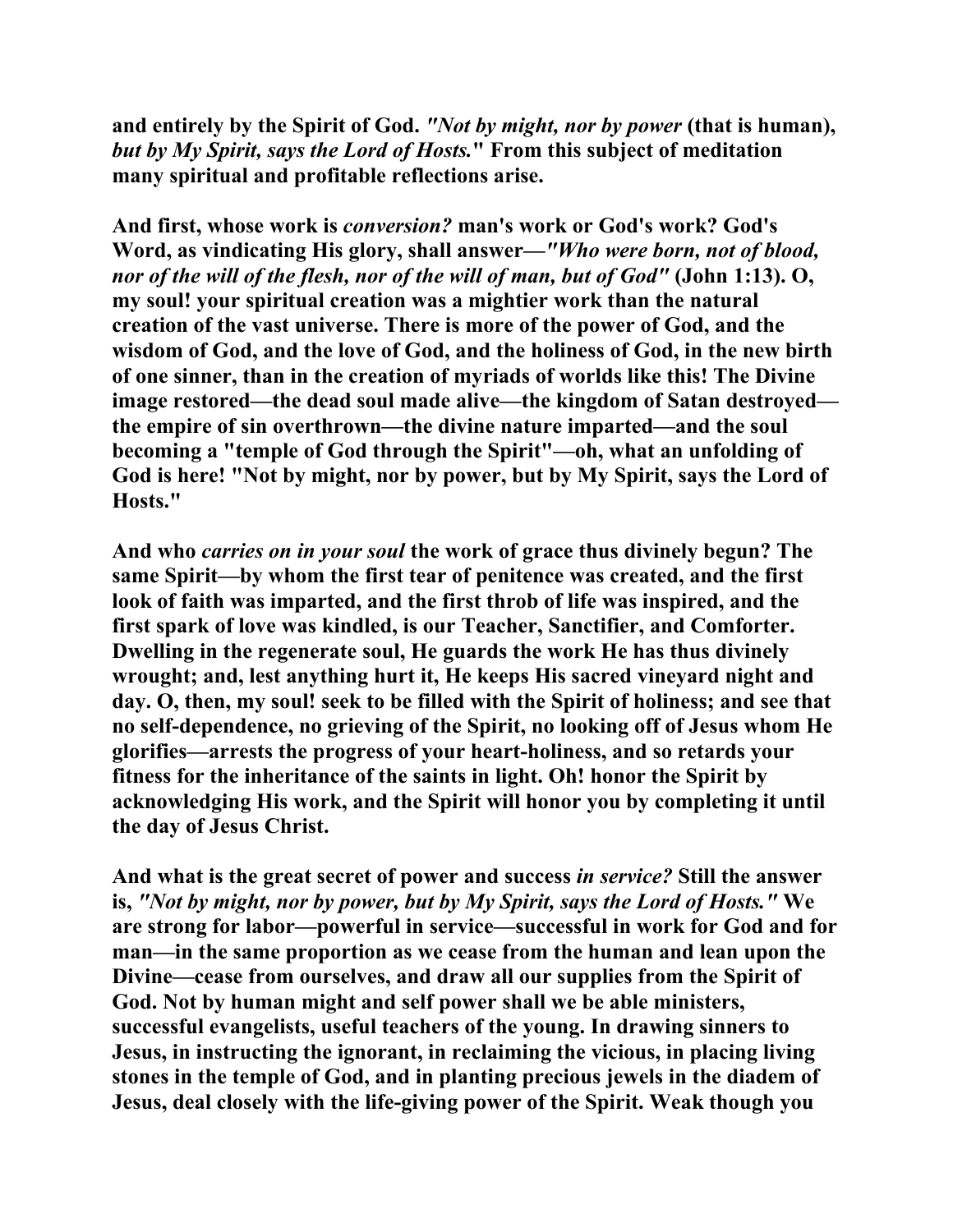**and entirely by the Spirit of God.** ***"Not by might, nor by power*** **(that is human),** ***but by My Spirit, says the Lord of Hosts.*** **" From this subject of meditation many spiritual and profitable reflections arise.**

**And first, whose work is** ***conversion?*** **man's work or God's work? God's Word, as vindicating His glory, shall answer—*"Who were born, not of blood, nor of the will of the flesh, nor of the will of man, but of God"* (John 1:13). O, my soul! your spiritual creation was a mightier work than the natural creation of the vast universe. There is more of the power of God, and the wisdom of God, and the love of God, and the holiness of God, in the new birth of one sinner, than in the creation of myriads of worlds like this! The Divine image restored—the dead soul made alive—the kingdom of Satan destroyed—the empire of sin overthrown—the divine nature imparted—and the soul becoming a "temple of God through the Spirit"—oh, what an unfolding of God is here! "Not by might, nor by power, but by My Spirit, says the Lord of Hosts."**

**And who** ***carries on in your soul*** **the work of grace thus divinely begun? The same Spirit—by whom the first tear of penitence was created, and the first look of faith was imparted, and the first throb of life was inspired, and the first spark of love was kindled, is our Teacher, Sanctifier, and Comforter. Dwelling in the regenerate soul, He guards the work He has thus divinely wrought; and, lest anything hurt it, He keeps His sacred vineyard night and day. O, then, my soul! seek to be filled with the Spirit of holiness; and see that no self-dependence, no grieving of the Spirit, no looking off of Jesus whom He glorifies—arrests the progress of your heart-holiness, and so retards your fitness for the inheritance of the saints in light. Oh! honor the Spirit by acknowledging His work, and the Spirit will honor you by completing it until the day of Jesus Christ.**

**And what is the great secret of power and success** ***in service?*** **Still the answer is,** ***"Not by might, nor by power, but by My Spirit, says the Lord of Hosts."*** **We are strong for labor—powerful in service—successful in work for God and for man—in the same proportion as we cease from the human and lean upon the Divine—cease from ourselves, and draw all our supplies from the Spirit of God. Not by human might and self power shall we be able ministers, successful evangelists, useful teachers of the young. In drawing sinners to Jesus, in instructing the ignorant, in reclaiming the vicious, in placing living stones in the temple of God, and in planting precious jewels in the diadem of Jesus, deal closely with the life-giving power of the Spirit. Weak though you**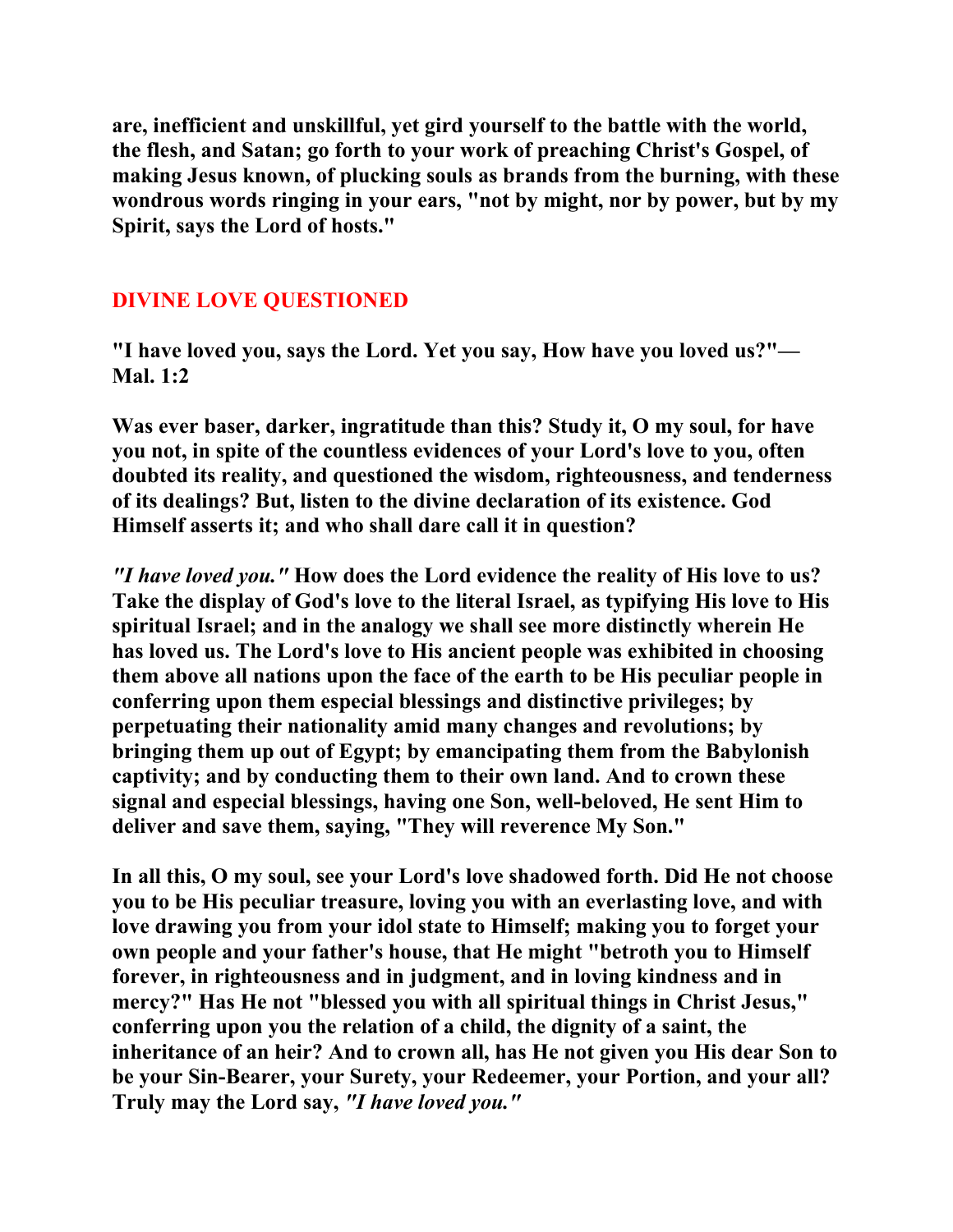**are, inefficient and unskillful, yet gird yourself to the battle with the world, the flesh, and Satan; go forth to your work of preaching Christ's Gospel, of making Jesus known, of plucking souls as brands from the burning, with these wondrous words ringing in your ears, "not by might, nor by power, but by my Spirit, says the Lord of hosts."**

## DIVINE LOVE QUESTIONED

**"I have loved you, says the Lord. Yet you say, How have you loved us?"— Mal. 1:2**

**Was ever baser, darker, ingratitude than this? Study it, O my soul, for have you not, in spite of the countless evidences of your Lord's love to you, often doubted its reality, and questioned the wisdom, righteousness, and tenderness of its dealings? But, listen to the divine declaration of its existence. God Himself asserts it; and who shall dare call it in question?**

***"I have loved you."*** **How does the Lord evidence the reality of His love to us? Take the display of God's love to the literal Israel, as typifying His love to His spiritual Israel; and in the analogy we shall see more distinctly wherein He has loved us. The Lord's love to His ancient people was exhibited in choosing them above all nations upon the face of the earth to be His peculiar people in conferring upon them especial blessings and distinctive privileges; by perpetuating their nationality amid many changes and revolutions; by bringing them up out of Egypt; by emancipating them from the Babylonish captivity; and by conducting them to their own land. And to crown these signal and especial blessings, having one Son, well-beloved, He sent Him to deliver and save them, saying, "They will reverence My Son."**

**In all this, O my soul, see your Lord's love shadowed forth. Did He not choose you to be His peculiar treasure, loving you with an everlasting love, and with love drawing you from your idol state to Himself; making you to forget your own people and your father's house, that He might "betroth you to Himself forever, in righteousness and in judgment, and in loving kindness and in mercy?" Has He not "blessed you with all spiritual things in Christ Jesus," conferring upon you the relation of a child, the dignity of a saint, the inheritance of an heir? And to crown all, has He not given you His dear Son to be your Sin-Bearer, your Surety, your Redeemer, your Portion, and your all? Truly may the Lord say,** ***"I have loved you."***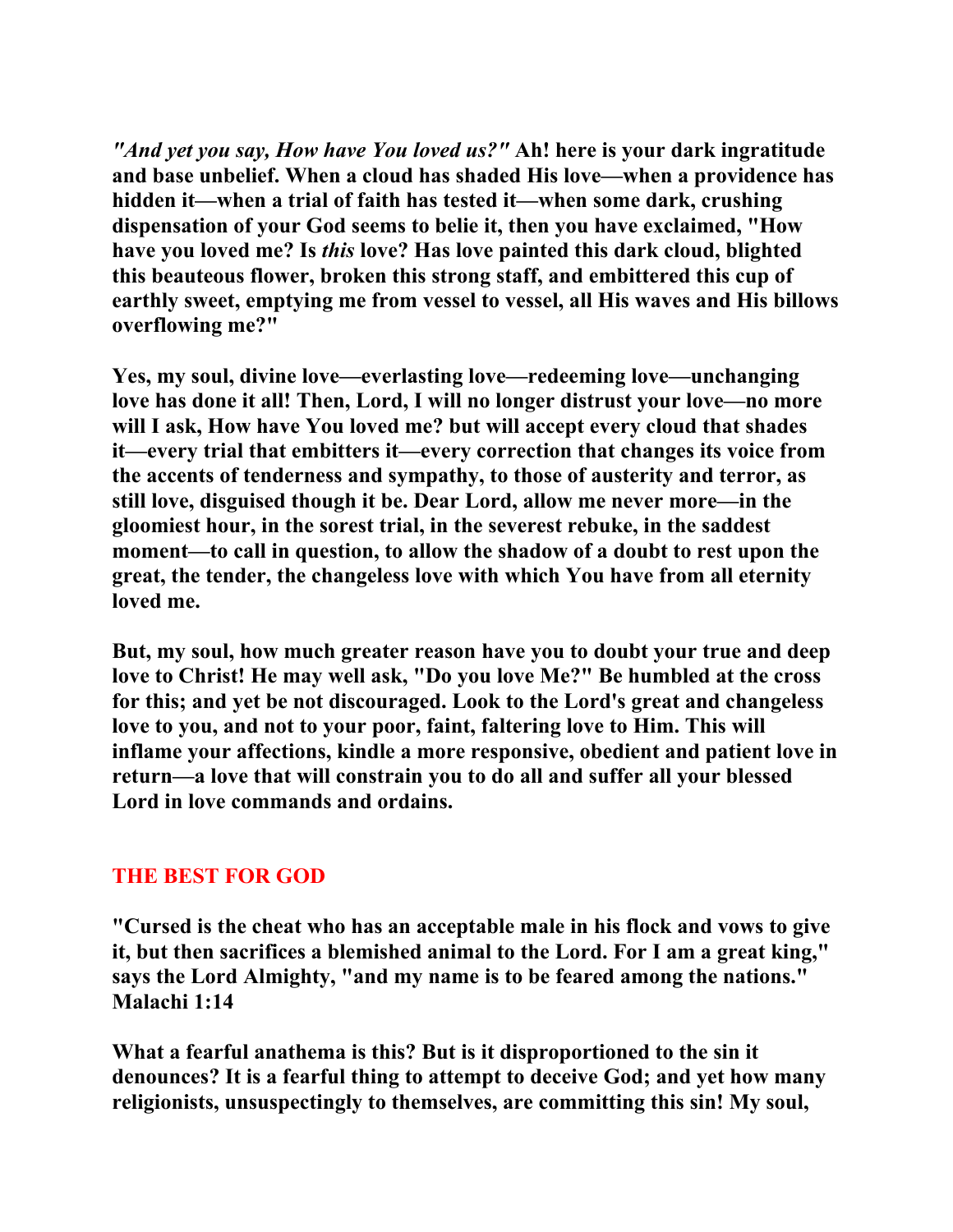*"And yet you say, How have You loved us?"* **Ah! here is your dark ingratitude and base unbelief. When a cloud has shaded His love—when a providence has hidden it—when a trial of faith has tested it—when some dark, crushing dispensation of your God seems to belie it, then you have exclaimed, "How have you loved me? Is *this* love? Has love painted this dark cloud, blighted this beauteous flower, broken this strong staff, and embittered this cup of earthly sweet, emptying me from vessel to vessel, all His waves and His billows overflowing me?"**

**Yes, my soul, divine love—everlasting love—redeeming love—unchanging love has done it all! Then, Lord, I will no longer distrust your love—no more will I ask, How have You loved me? but will accept every cloud that shades it—every trial that embitters it—every correction that changes its voice from the accents of tenderness and sympathy, to those of austerity and terror, as still love, disguised though it be. Dear Lord, allow me never more—in the gloomiest hour, in the sorest trial, in the severest rebuke, in the saddest moment—to call in question, to allow the shadow of a doubt to rest upon the great, the tender, the changeless love with which You have from all eternity loved me.**

**But, my soul, how much greater reason have you to doubt your true and deep love to Christ! He may well ask, "Do you love Me?" Be humbled at the cross for this; and yet be not discouraged. Look to the Lord's great and changeless love to you, and not to your poor, faint, faltering love to Him. This will inflame your affections, kindle a more responsive, obedient and patient love in return—a love that will constrain you to do all and suffer all your blessed Lord in love commands and ordains.**

## THE BEST FOR GOD

**"Cursed is the cheat who has an acceptable male in his flock and vows to give it, but then sacrifices a blemished animal to the Lord. For I am a great king," says the Lord Almighty, "and my name is to be feared among the nations." Malachi 1:14**

**What a fearful anathema is this? But is it disproportioned to the sin it denounces? It is a fearful thing to attempt to deceive God; and yet how many religionists, unsuspectingly to themselves, are committing this sin! My soul,**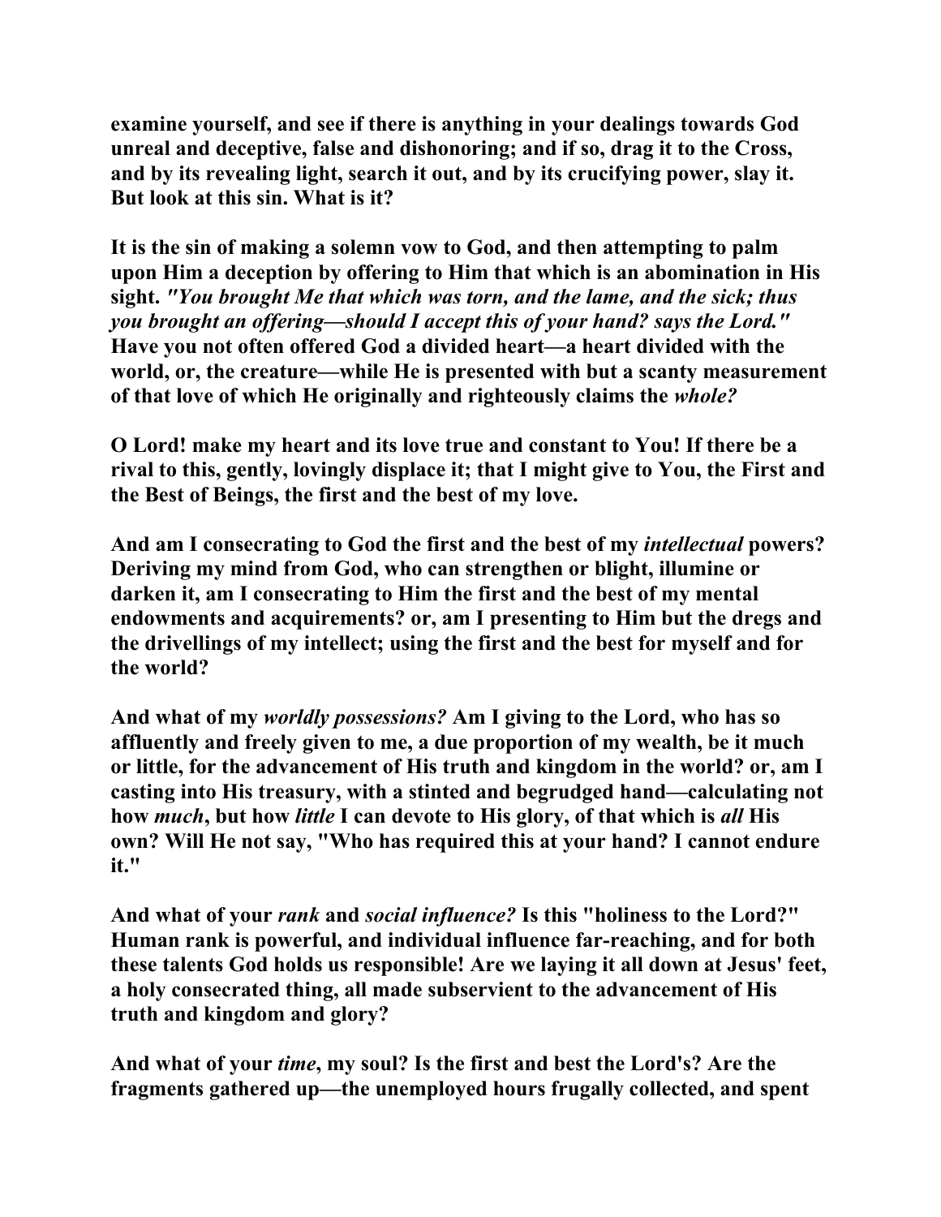**examine yourself, and see if there is anything in your dealings towards God unreal and deceptive, false and dishonoring; and if so, drag it to the Cross, and by its revealing light, search it out, and by its crucifying power, slay it. But look at this sin. What is it?**

**It is the sin of making a solemn vow to God, and then attempting to palm upon Him a deception by offering to Him that which is an abomination in His sight.** ***"You brought Me that which was torn, and the lame, and the sick; thus you brought an offering—should I accept this of your hand? says the Lord."*** **Have you not often offered God a divided heart—a heart divided with the world, or, the creature—while He is presented with but a scanty measurement of that love of which He originally and righteously claims the** ***whole?***

**O Lord! make my heart and its love true and constant to You! If there be a rival to this, gently, lovingly displace it; that I might give to You, the First and the Best of Beings, the first and the best of my love.**

**And am I consecrating to God the first and the best of my** ***intellectual*** **powers? Deriving my mind from God, who can strengthen or blight, illumine or darken it, am I consecrating to Him the first and the best of my mental endowments and acquirements? or, am I presenting to Him but the dregs and the drivellings of my intellect; using the first and the best for myself and for the world?**

**And what of my** ***worldly possessions?*** **Am I giving to the Lord, who has so affluently and freely given to me, a due proportion of my wealth, be it much or little, for the advancement of His truth and kingdom in the world? or, am I casting into His treasury, with a stinted and begrudged hand—calculating not how** ***much*****, but how** ***little*** **I can devote to His glory, of that which is** ***all*** **His own? Will He not say, "Who has required this at your hand? I cannot endure it."**

**And what of your** ***rank*** **and** ***social influence?*** **Is this "holiness to the Lord?" Human rank is powerful, and individual influence far-reaching, and for both these talents God holds us responsible! Are we laying it all down at Jesus' feet, a holy consecrated thing, all made subservient to the advancement of His truth and kingdom and glory?**

**And what of your** ***time*****, my soul? Is the first and best the Lord's? Are the fragments gathered up—the unemployed hours frugally collected, and spent**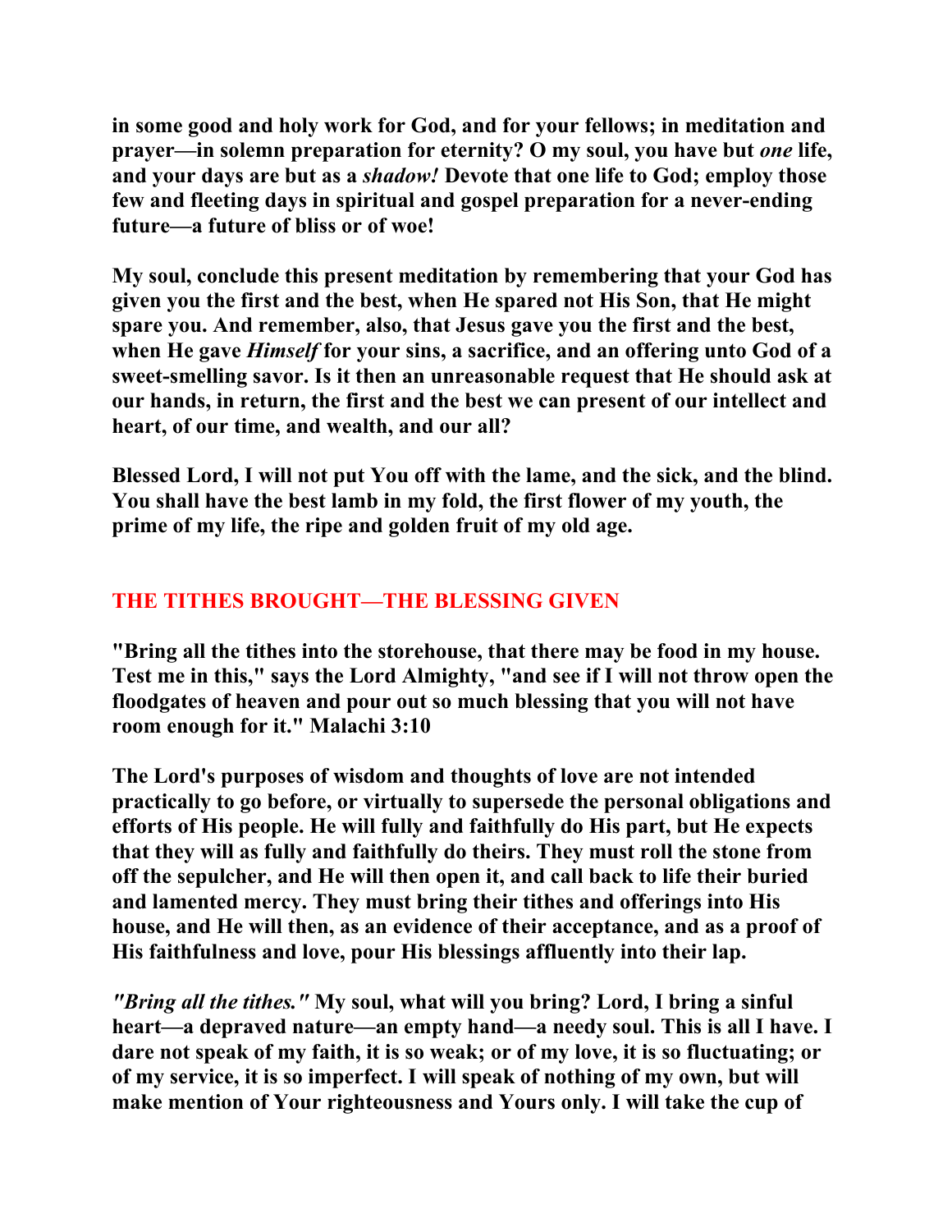**in some good and holy work for God, and for your fellows; in meditation and prayer—in solemn preparation for eternity? O my soul, you have but *one* life, and your days are but as a *shadow!* Devote that one life to God; employ those few and fleeting days in spiritual and gospel preparation for a never-ending future—a future of bliss or of woe!**

**My soul, conclude this present meditation by remembering that your God has given you the first and the best, when He spared not His Son, that He might spare you. And remember, also, that Jesus gave you the first and the best, when He gave *Himself* for your sins, a sacrifice, and an offering unto God of a sweet-smelling savor. Is it then an unreasonable request that He should ask at our hands, in return, the first and the best we can present of our intellect and heart, of our time, and wealth, and our all?**

**Blessed Lord, I will not put You off with the lame, and the sick, and the blind. You shall have the best lamb in my fold, the first flower of my youth, the prime of my life, the ripe and golden fruit of my old age.**

## THE TITHES BROUGHT—THE BLESSING GIVEN

**"Bring all the tithes into the storehouse, that there may be food in my house. Test me in this," says the Lord Almighty, "and see if I will not throw open the floodgates of heaven and pour out so much blessing that you will not have room enough for it." Malachi 3:10**

**The Lord's purposes of wisdom and thoughts of love are not intended practically to go before, or virtually to supersede the personal obligations and efforts of His people. He will fully and faithfully do His part, but He expects that they will as fully and faithfully do theirs. They must roll the stone from off the sepulcher, and He will then open it, and call back to life their buried and lamented mercy. They must bring their tithes and offerings into His house, and He will then, as an evidence of their acceptance, and as a proof of His faithfulness and love, pour His blessings affluently into their lap.**

***"Bring all the tithes."* My soul, what will you bring? Lord, I bring a sinful heart—a depraved nature—an empty hand—a needy soul. This is all I have. I dare not speak of my faith, it is so weak; or of my love, it is so fluctuating; or of my service, it is so imperfect. I will speak of nothing of my own, but will make mention of Your righteousness and Yours only. I will take the cup of**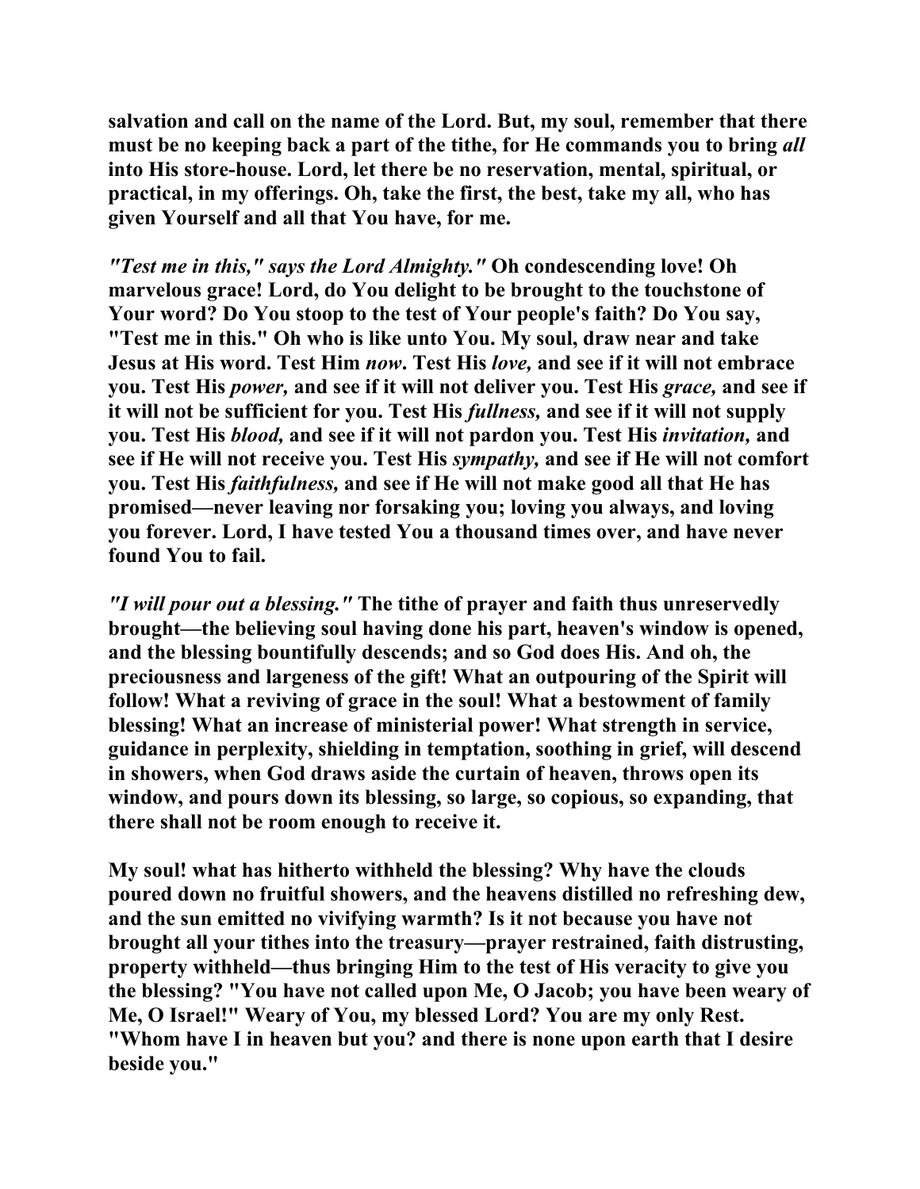**salvation and call on the name of the Lord. But, my soul, remember that there must be no keeping back a part of the tithe, for He commands you to bring *all* into His store-house. Lord, let there be no reservation, mental, spiritual, or practical, in my offerings. Oh, take the first, the best, take my all, who has given Yourself and all that You have, for me.**

***"Test me in this," says the Lord Almighty."* Oh condescending love! Oh marvelous grace! Lord, do You delight to be brought to the touchstone of Your word? Do You stoop to the test of Your people's faith? Do You say, "Test me in this." Oh who is like unto You. My soul, draw near and take Jesus at His word. Test Him *now*. Test His *love,* and see if it will not embrace you. Test His *power,* and see if it will not deliver you. Test His *grace,* and see if it will not be sufficient for you. Test His *fullness,* and see if it will not supply you. Test His *blood,* and see if it will not pardon you. Test His *invitation,* and see if He will not receive you. Test His *sympathy,* and see if He will not comfort you. Test His *faithfulness,* and see if He will not make good all that He has promised—never leaving nor forsaking you; loving you always, and loving you forever. Lord, I have tested You a thousand times over, and have never found You to fail.**

***"I will pour out a blessing."* The tithe of prayer and faith thus unreservedly brought—the believing soul having done his part, heaven's window is opened, and the blessing bountifully descends; and so God does His. And oh, the preciousness and largeness of the gift! What an outpouring of the Spirit will follow! What a reviving of grace in the soul! What a bestowment of family blessing! What an increase of ministerial power! What strength in service, guidance in perplexity, shielding in temptation, soothing in grief, will descend in showers, when God draws aside the curtain of heaven, throws open its window, and pours down its blessing, so large, so copious, so expanding, that there shall not be room enough to receive it.**

**My soul! what has hitherto withheld the blessing? Why have the clouds poured down no fruitful showers, and the heavens distilled no refreshing dew, and the sun emitted no vivifying warmth? Is it not because you have not brought all your tithes into the treasury—prayer restrained, faith distrusting, property withheld—thus bringing Him to the test of His veracity to give you the blessing? "You have not called upon Me, O Jacob; you have been weary of Me, O Israel!" Weary of You, my blessed Lord? You are my only Rest. "Whom have I in heaven but you? and there is none upon earth that I desire beside you."**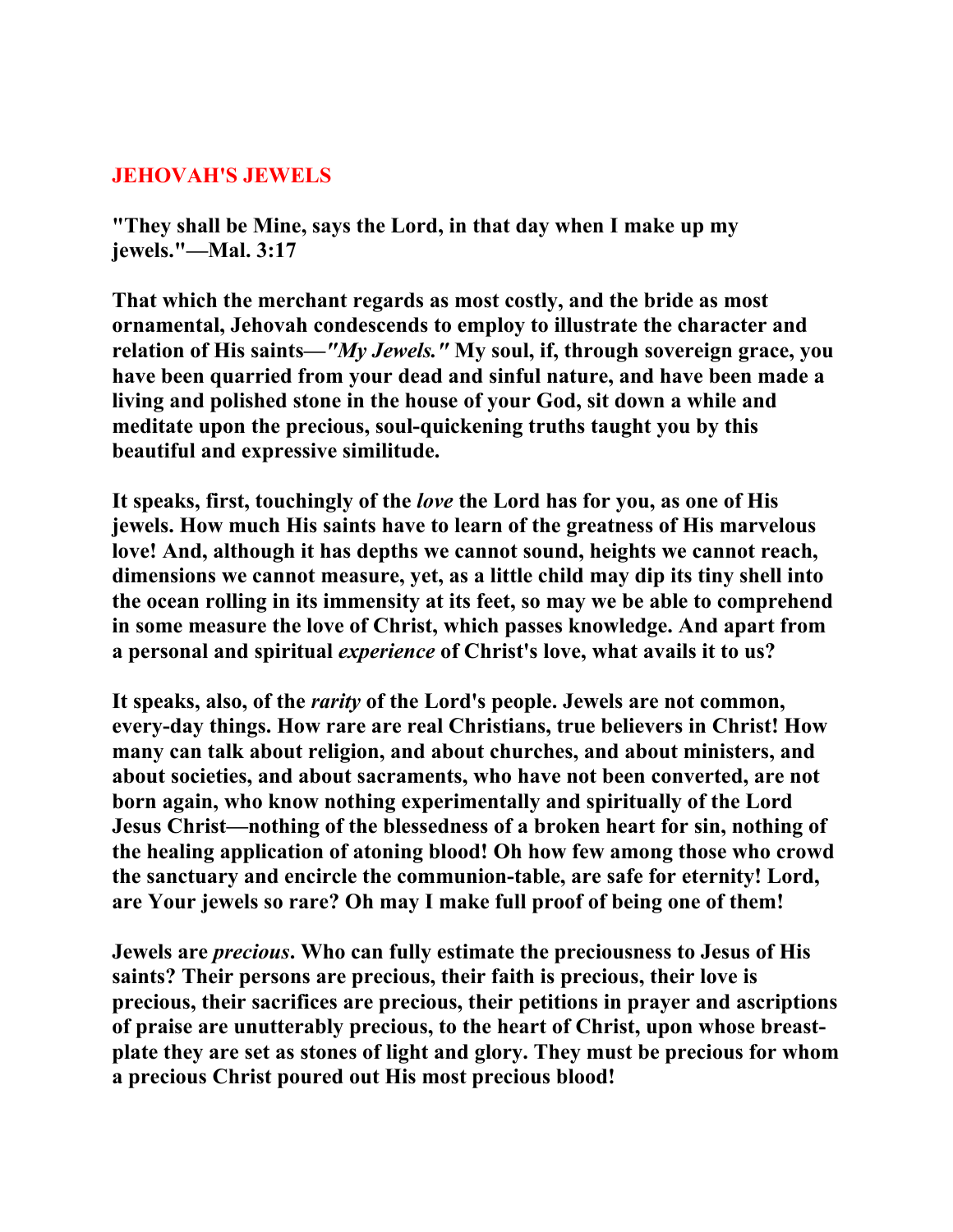# JEHOVAH'S JEWELS

**"They shall be Mine, says the Lord, in that day when I make up my jewels."—Mal. 3:17**

**That which the merchant regards as most costly, and the bride as most ornamental, Jehovah condescends to employ to illustrate the character and relation of His saints—*"My Jewels."* My soul, if, through sovereign grace, you have been quarried from your dead and sinful nature, and have been made a living and polished stone in the house of your God, sit down a while and meditate upon the precious, soul-quickening truths taught you by this beautiful and expressive similitude.**

**It speaks, first, touchingly of the *love* the Lord has for you, as one of His jewels. How much His saints have to learn of the greatness of His marvelous love! And, although it has depths we cannot sound, heights we cannot reach, dimensions we cannot measure, yet, as a little child may dip its tiny shell into the ocean rolling in its immensity at its feet, so may we be able to comprehend in some measure the love of Christ, which passes knowledge. And apart from a personal and spiritual *experience* of Christ's love, what avails it to us?**

**It speaks, also, of the *rarity* of the Lord's people. Jewels are not common, every-day things. How rare are real Christians, true believers in Christ! How many can talk about religion, and about churches, and about ministers, and about societies, and about sacraments, who have not been converted, are not born again, who know nothing experimentally and spiritually of the Lord Jesus Christ—nothing of the blessedness of a broken heart for sin, nothing of the healing application of atoning blood! Oh how few among those who crowd the sanctuary and encircle the communion-table, are safe for eternity! Lord, are Your jewels so rare? Oh may I make full proof of being one of them!**

**Jewels are *precious*. Who can fully estimate the preciousness to Jesus of His saints? Their persons are precious, their faith is precious, their love is precious, their sacrifices are precious, their petitions in prayer and ascriptions of praise are unutterably precious, to the heart of Christ, upon whose breast-plate they are set as stones of light and glory. They must be precious for whom a precious Christ poured out His most precious blood!**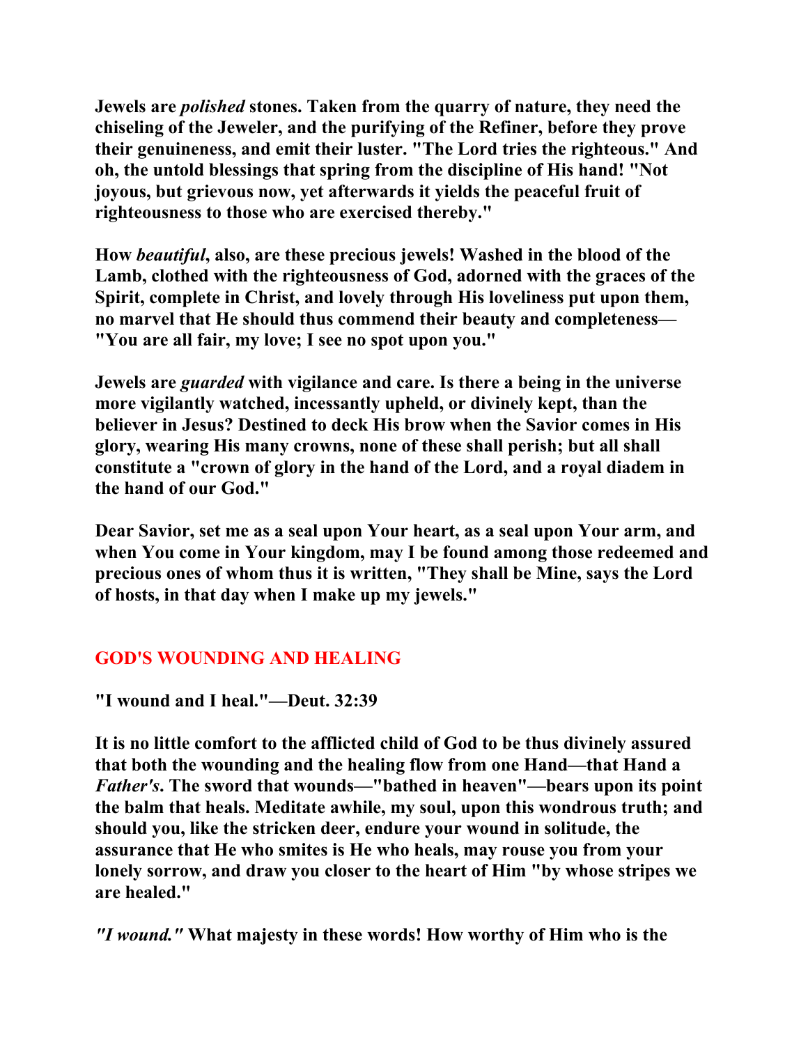**Jewels are *polished* stones. Taken from the quarry of nature, they need the chiseling of the Jeweler, and the purifying of the Refiner, before they prove their genuineness, and emit their luster. "The Lord tries the righteous." And oh, the untold blessings that spring from the discipline of His hand! "Not joyous, but grievous now, yet afterwards it yields the peaceful fruit of righteousness to those who are exercised thereby."**

**How *beautiful*, also, are these precious jewels! Washed in the blood of the Lamb, clothed with the righteousness of God, adorned with the graces of the Spirit, complete in Christ, and lovely through His loveliness put upon them, no marvel that He should thus commend their beauty and completeness—"You are all fair, my love; I see no spot upon you."**

**Jewels are *guarded* with vigilance and care. Is there a being in the universe more vigilantly watched, incessantly upheld, or divinely kept, than the believer in Jesus? Destined to deck His brow when the Savior comes in His glory, wearing His many crowns, none of these shall perish; but all shall constitute a "crown of glory in the hand of the Lord, and a royal diadem in the hand of our God."**

**Dear Savior, set me as a seal upon Your heart, as a seal upon Your arm, and when You come in Your kingdom, may I be found among those redeemed and precious ones of whom thus it is written, "They shall be Mine, says the Lord of hosts, in that day when I make up my jewels."**

## GOD'S WOUNDING AND HEALING

**"I wound and I heal."—Deut. 32:39**

**It is no little comfort to the afflicted child of God to be thus divinely assured that both the wounding and the healing flow from one Hand—that Hand a *Father's*. The sword that wounds—"bathed in heaven"—bears upon its point the balm that heals. Meditate awhile, my soul, upon this wondrous truth; and should you, like the stricken deer, endure your wound in solitude, the assurance that He who smites is He who heals, may rouse you from your lonely sorrow, and draw you closer to the heart of Him "by whose stripes we are healed."**

***"I wound."*** **What majesty in these words! How worthy of Him who is the**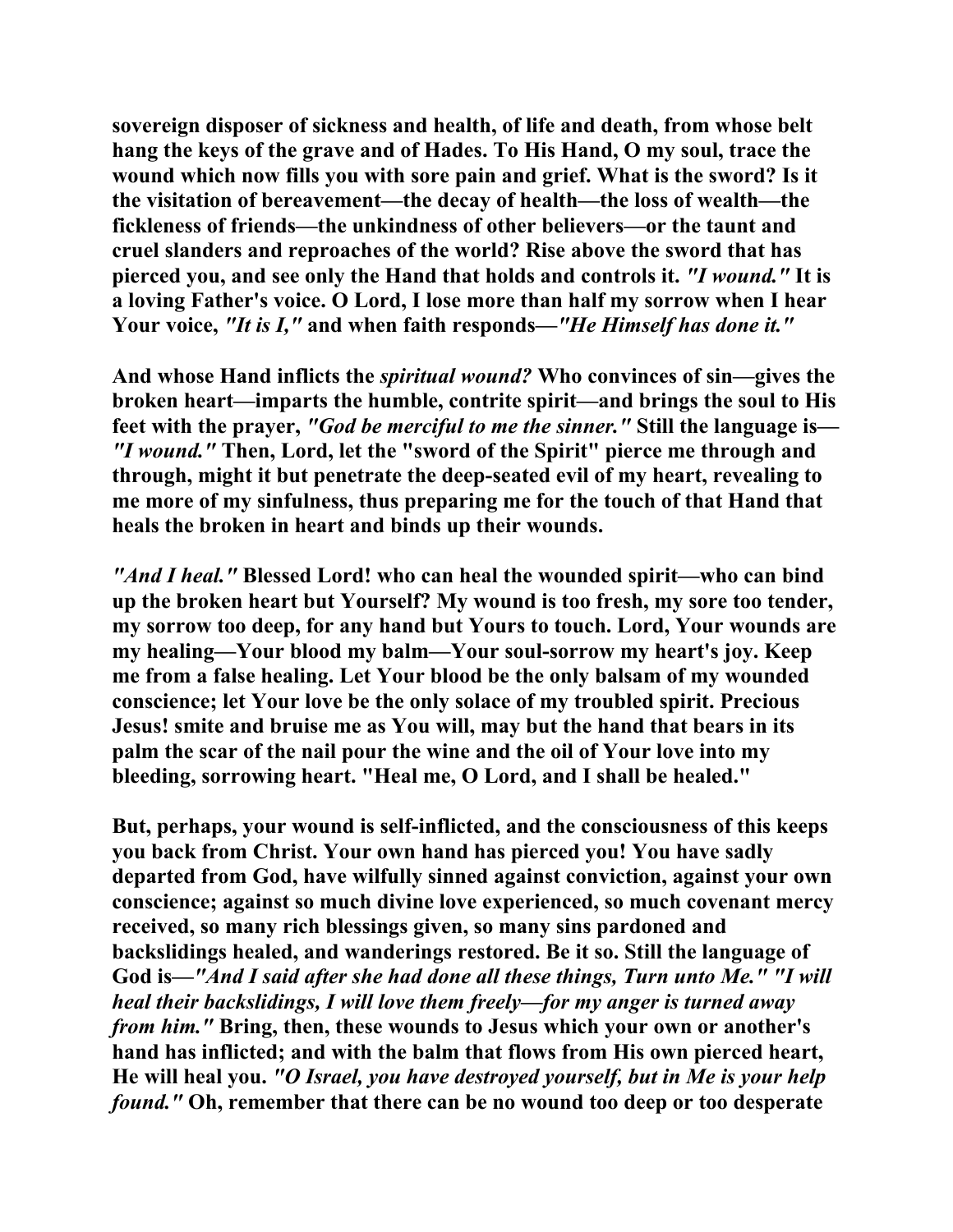**sovereign disposer of sickness and health, of life and death, from whose belt hang the keys of the grave and of Hades. To His Hand, O my soul, trace the wound which now fills you with sore pain and grief. What is the sword? Is it the visitation of bereavement—the decay of health—the loss of wealth—the fickleness of friends—the unkindness of other believers—or the taunt and cruel slanders and reproaches of the world? Rise above the sword that has pierced you, and see only the Hand that holds and controls it. *"I wound."* It is a loving Father's voice. O Lord, I lose more than half my sorrow when I hear Your voice, *"It is I,"* and when faith responds—*"He Himself has done it."***

**And whose Hand inflicts the *spiritual wound?* Who convinces of sin—gives the broken heart—imparts the humble, contrite spirit—and brings the soul to His feet with the prayer, *"God be merciful to me the sinner."* Still the language is—*"I wound."* Then, Lord, let the "sword of the Spirit" pierce me through and through, might it but penetrate the deep-seated evil of my heart, revealing to me more of my sinfulness, thus preparing me for the touch of that Hand that heals the broken in heart and binds up their wounds.**

***"And I heal."* Blessed Lord! who can heal the wounded spirit—who can bind up the broken heart but Yourself? My wound is too fresh, my sore too tender, my sorrow too deep, for any hand but Yours to touch. Lord, Your wounds are my healing—Your blood my balm—Your soul-sorrow my heart's joy. Keep me from a false healing. Let Your blood be the only balsam of my wounded conscience; let Your love be the only solace of my troubled spirit. Precious Jesus! smite and bruise me as You will, may but the hand that bears in its palm the scar of the nail pour the wine and the oil of Your love into my bleeding, sorrowing heart. "Heal me, O Lord, and I shall be healed."**

**But, perhaps, your wound is self-inflicted, and the consciousness of this keeps you back from Christ. Your own hand has pierced you! You have sadly departed from God, have wilfully sinned against conviction, against your own conscience; against so much divine love experienced, so much covenant mercy received, so many rich blessings given, so many sins pardoned and backslidings healed, and wanderings restored. Be it so. Still the language of God is—*"And I said after she had done all these things, Turn unto Me."* *"I will heal their backslidings, I will love them freely—for my anger is turned away from him."* Bring, then, these wounds to Jesus which your own or another's hand has inflicted; and with the balm that flows from His own pierced heart, He will heal you. *"O Israel, you have destroyed yourself, but in Me is your help found."* Oh, remember that there can be no wound too deep or too desperate**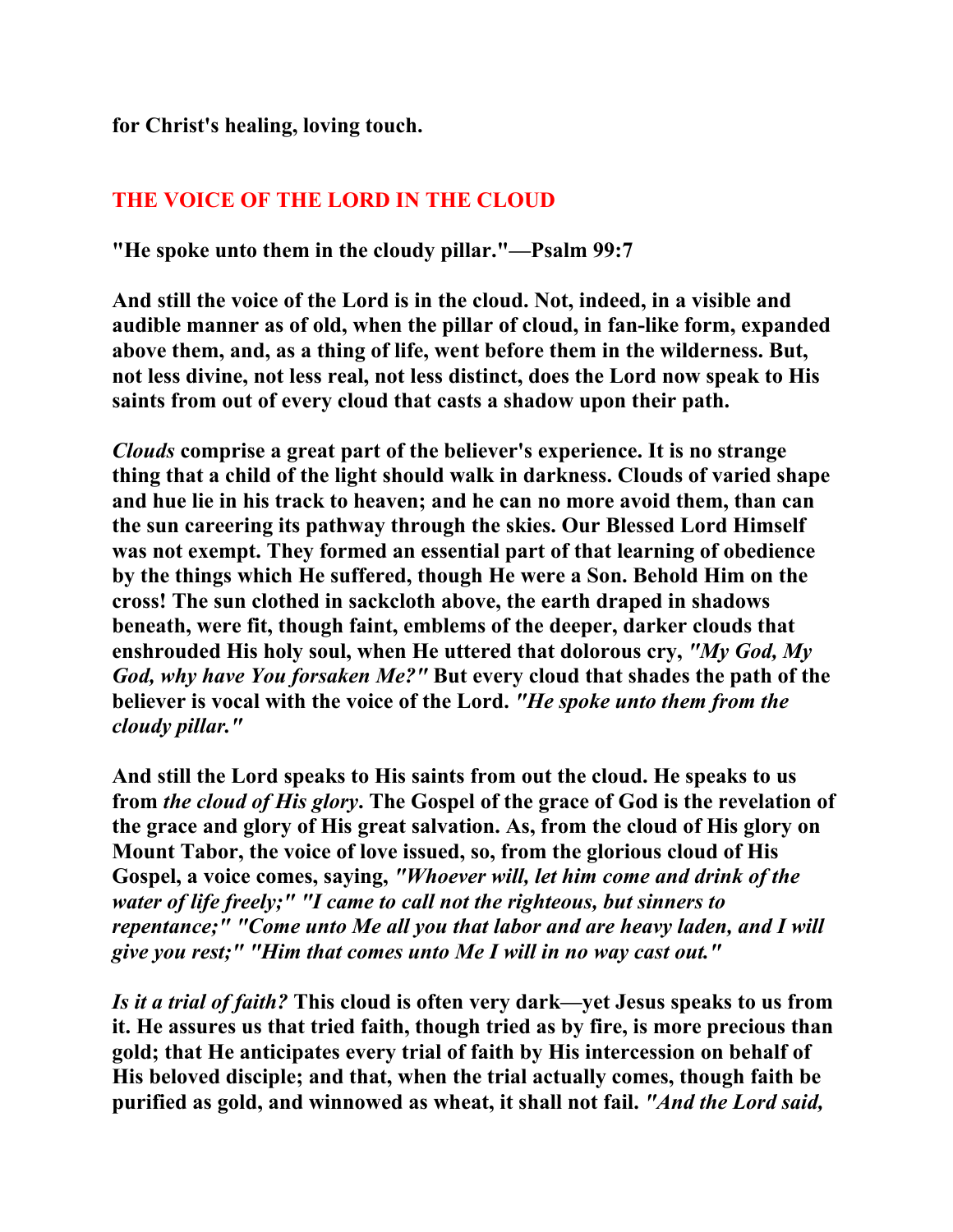**for Christ's healing, loving touch.**

## THE VOICE OF THE LORD IN THE CLOUD

**"He spoke unto them in the cloudy pillar."—Psalm 99:7**

**And still the voice of the Lord is in the cloud. Not, indeed, in a visible and audible manner as of old, when the pillar of cloud, in fan-like form, expanded above them, and, as a thing of life, went before them in the wilderness. But, not less divine, not less real, not less distinct, does the Lord now speak to His saints from out of every cloud that casts a shadow upon their path.**

***Clouds* comprise a great part of the believer's experience. It is no strange thing that a child of the light should walk in darkness. Clouds of varied shape and hue lie in his track to heaven; and he can no more avoid them, than can the sun careering its pathway through the skies. Our Blessed Lord Himself was not exempt. They formed an essential part of that learning of obedience by the things which He suffered, though He were a Son. Behold Him on the cross! The sun clothed in sackcloth above, the earth draped in shadows beneath, were fit, though faint, emblems of the deeper, darker clouds that enshrouded His holy soul, when He uttered that dolorous cry, *"My God, My God, why have You forsaken Me?"* But every cloud that shades the path of the believer is vocal with the voice of the Lord. *"He spoke unto them from the cloudy pillar."***

**And still the Lord speaks to His saints from out the cloud. He speaks to us from *the cloud of His glory*. The Gospel of the grace of God is the revelation of the grace and glory of His great salvation. As, from the cloud of His glory on Mount Tabor, the voice of love issued, so, from the glorious cloud of His Gospel, a voice comes, saying, *"Whoever will, let him come and drink of the water of life freely;" "I came to call not the righteous, but sinners to repentance;" "Come unto Me all you that labor and are heavy laden, and I will give you rest;" "Him that comes unto Me I will in no way cast out."***

***Is it a trial of faith?* This cloud is often very dark—yet Jesus speaks to us from it. He assures us that tried faith, though tried as by fire, is more precious than gold; that He anticipates every trial of faith by His intercession on behalf of His beloved disciple; and that, when the trial actually comes, though faith be purified as gold, and winnowed as wheat, it shall not fail. *"And the Lord said,***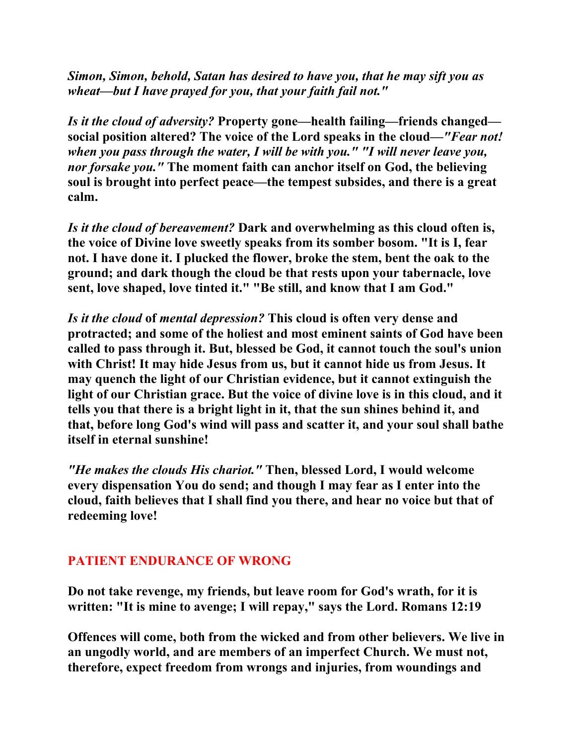***Simon, Simon, behold, Satan has desired to have you, that he may sift you as wheat—but I have prayed for you, that your faith fail not."***

***Is it the cloud of adversity?*** **Property gone—health failing—friends changed—social position altered? The voice of the Lord speaks in the cloud—*"Fear not! when you pass through the water, I will be with you." "I will never leave you, nor forsake you."* The moment faith can anchor itself on God, the believing soul is brought into perfect peace—the tempest subsides, and there is a great calm.**

***Is it the cloud of bereavement?*** **Dark and overwhelming as this cloud often is, the voice of Divine love sweetly speaks from its somber bosom. "It is I, fear not. I have done it. I plucked the flower, broke the stem, bent the oak to the ground; and dark though the cloud be that rests upon your tabernacle, love sent, love shaped, love tinted it." "Be still, and know that I am God."**

***Is it the cloud* of *mental depression?*** **This cloud is often very dense and protracted; and some of the holiest and most eminent saints of God have been called to pass through it. But, blessed be God, it cannot touch the soul's union with Christ! It may hide Jesus from us, but it cannot hide us from Jesus. It may quench the light of our Christian evidence, but it cannot extinguish the light of our Christian grace. But the voice of divine love is in this cloud, and it tells you that there is a bright light in it, that the sun shines behind it, and that, before long God's wind will pass and scatter it, and your soul shall bathe itself in eternal sunshine!**

***"He makes the clouds His chariot."*** **Then, blessed Lord, I would welcome every dispensation You do send; and though I may fear as I enter into the cloud, faith believes that I shall find you there, and hear no voice but that of redeeming love!**

## PATIENT ENDURANCE OF WRONG

**Do not take revenge, my friends, but leave room for God's wrath, for it is written: "It is mine to avenge; I will repay," says the Lord. Romans 12:19**

**Offences will come, both from the wicked and from other believers. We live in an ungodly world, and are members of an imperfect Church. We must not, therefore, expect freedom from wrongs and injuries, from woundings and**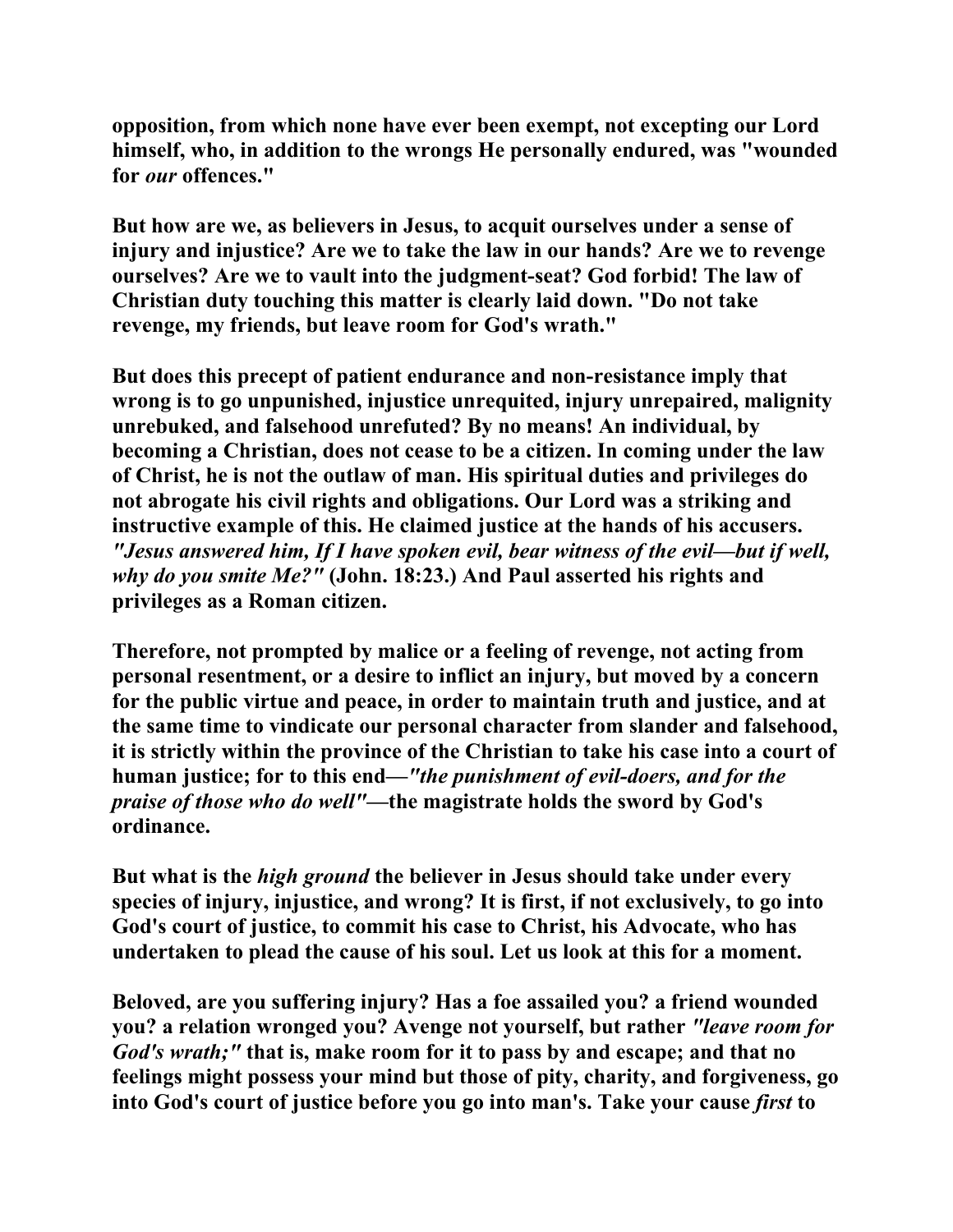opposition, from which none have ever been exempt, not excepting our Lord himself, who, in addition to the wrongs He personally endured, was "wounded for *our* offences."

But how are we, as believers in Jesus, to acquit ourselves under a sense of injury and injustice? Are we to take the law in our hands? Are we to revenge ourselves? Are we to vault into the judgment-seat? God forbid! The law of Christian duty touching this matter is clearly laid down. "Do not take revenge, my friends, but leave room for God's wrath."

But does this precept of patient endurance and non-resistance imply that wrong is to go unpunished, injustice unrequited, injury unrepaired, malignity unrebuked, and falsehood unrefuted? By no means! An individual, by becoming a Christian, does not cease to be a citizen. In coming under the law of Christ, he is not the outlaw of man. His spiritual duties and privileges do not abrogate his civil rights and obligations. Our Lord was a striking and instructive example of this. He claimed justice at the hands of his accusers. *"Jesus answered him, If I have spoken evil, bear witness of the evil—but if well, why do you smite Me?"* (John. 18:23.) And Paul asserted his rights and privileges as a Roman citizen.

Therefore, not prompted by malice or a feeling of revenge, not acting from personal resentment, or a desire to inflict an injury, but moved by a concern for the public virtue and peace, in order to maintain truth and justice, and at the same time to vindicate our personal character from slander and falsehood, it is strictly within the province of the Christian to take his case into a court of human justice; for to this end—*"the punishment of evil-doers, and for the praise of those who do well"*—the magistrate holds the sword by God's ordinance.

But what is the *high ground* the believer in Jesus should take under every species of injury, injustice, and wrong? It is first, if not exclusively, to go into God's court of justice, to commit his case to Christ, his Advocate, who has undertaken to plead the cause of his soul. Let us look at this for a moment.

Beloved, are you suffering injury? Has a foe assailed you? a friend wounded you? a relation wronged you? Avenge not yourself, but rather *"leave room for God's wrath;"* that is, make room for it to pass by and escape; and that no feelings might possess your mind but those of pity, charity, and forgiveness, go into God's court of justice before you go into man's. Take your cause *first* to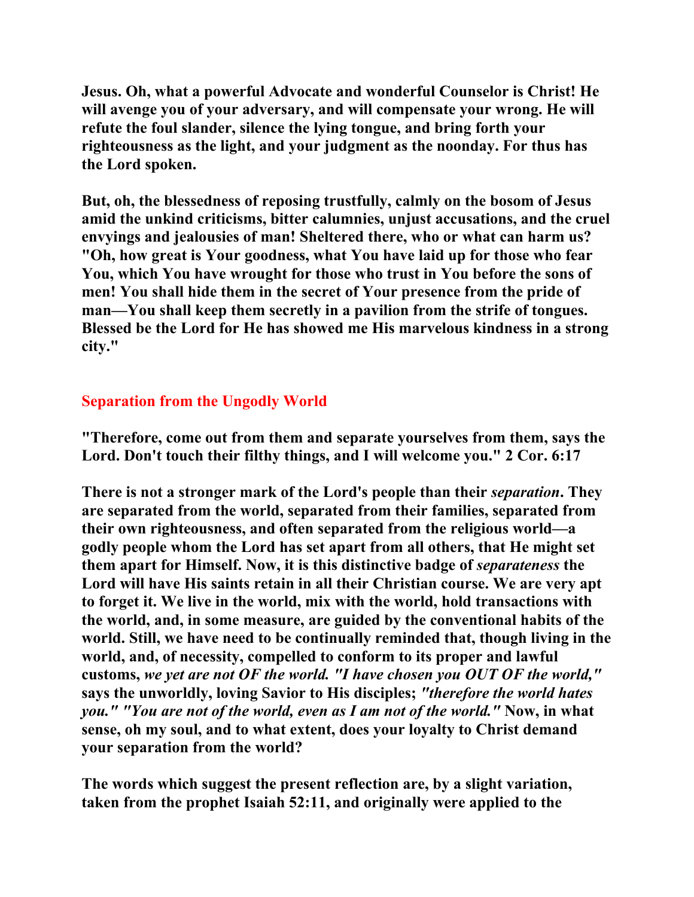**Jesus. Oh, what a powerful Advocate and wonderful Counselor is Christ! He will avenge you of your adversary, and will compensate your wrong. He will refute the foul slander, silence the lying tongue, and bring forth your righteousness as the light, and your judgment as the noonday. For thus has the Lord spoken.**

**But, oh, the blessedness of reposing trustfully, calmly on the bosom of Jesus amid the unkind criticisms, bitter calumnies, unjust accusations, and the cruel envyings and jealousies of man! Sheltered there, who or what can harm us? "Oh, how great is Your goodness, what You have laid up for those who fear You, which You have wrought for those who trust in You before the sons of men! You shall hide them in the secret of Your presence from the pride of man—You shall keep them secretly in a pavilion from the strife of tongues. Blessed be the Lord for He has showed me His marvelous kindness in a strong city."**

## Separation from the Ungodly World

**"Therefore, come out from them and separate yourselves from them, says the Lord. Don't touch their filthy things, and I will welcome you." 2 Cor. 6:17**

**There is not a stronger mark of the Lord's people than their *separation*. They are separated from the world, separated from their families, separated from their own righteousness, and often separated from the religious world—a godly people whom the Lord has set apart from all others, that He might set them apart for Himself. Now, it is this distinctive badge of *separateness* the Lord will have His saints retain in all their Christian course. We are very apt to forget it. We live in the world, mix with the world, hold transactions with the world, and, in some measure, are guided by the conventional habits of the world. Still, we have need to be continually reminded that, though living in the world, and, of necessity, compelled to conform to its proper and lawful customs, *we yet are not OF the world. "I have chosen you OUT OF the world,"* says the unworldly, loving Savior to His disciples; *"therefore the world hates you." "You are not of the world, even as I am not of the world."* Now, in what sense, oh my soul, and to what extent, does your loyalty to Christ demand your separation from the world?**

**The words which suggest the present reflection are, by a slight variation, taken from the prophet Isaiah 52:11, and originally were applied to the**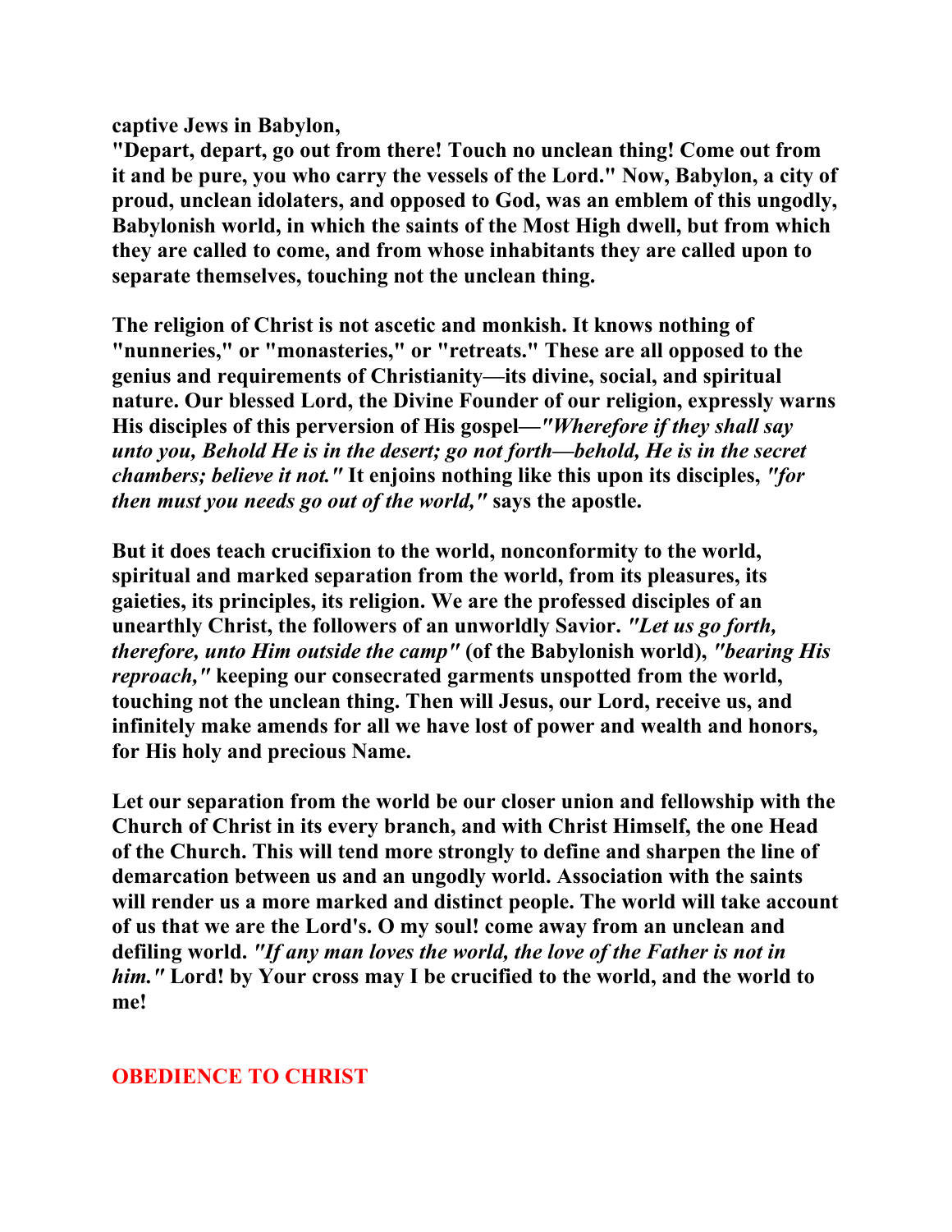**captive Jews in Babylon,**
**"Depart, depart, go out from there! Touch no unclean thing! Come out from it and be pure, you who carry the vessels of the Lord." Now, Babylon, a city of proud, unclean idolaters, and opposed to God, was an emblem of this ungodly, Babylonish world, in which the saints of the Most High dwell, but from which they are called to come, and from whose inhabitants they are called upon to separate themselves, touching not the unclean thing.**

**The religion of Christ is not ascetic and monkish. It knows nothing of "nunneries," or "monasteries," or "retreats." These are all opposed to the genius and requirements of Christianity—its divine, social, and spiritual nature. Our blessed Lord, the Divine Founder of our religion, expressly warns His disciples of this perversion of His gospel—*"Wherefore if they shall say unto you, Behold He is in the desert; go not forth—behold, He is in the secret chambers; believe it not."* It enjoins nothing like this upon its disciples, *"for then must you needs go out of the world,"* says the apostle.**

**But it does teach crucifixion to the world, nonconformity to the world, spiritual and marked separation from the world, from its pleasures, its gaieties, its principles, its religion. We are the professed disciples of an unearthly Christ, the followers of an unworldly Savior. *"Let us go forth, therefore, unto Him outside the camp"* (of the Babylonish world), *"bearing His reproach,"* keeping our consecrated garments unspotted from the world, touching not the unclean thing. Then will Jesus, our Lord, receive us, and infinitely make amends for all we have lost of power and wealth and honors, for His holy and precious Name.**

**Let our separation from the world be our closer union and fellowship with the Church of Christ in its every branch, and with Christ Himself, the one Head of the Church. This will tend more strongly to define and sharpen the line of demarcation between us and an ungodly world. Association with the saints will render us a more marked and distinct people. The world will take account of us that we are the Lord's. O my soul! come away from an unclean and defiling world. *"If any man loves the world, the love of the Father is not in him."* Lord! by Your cross may I be crucified to the world, and the world to me!**

## OBEDIENCE TO CHRIST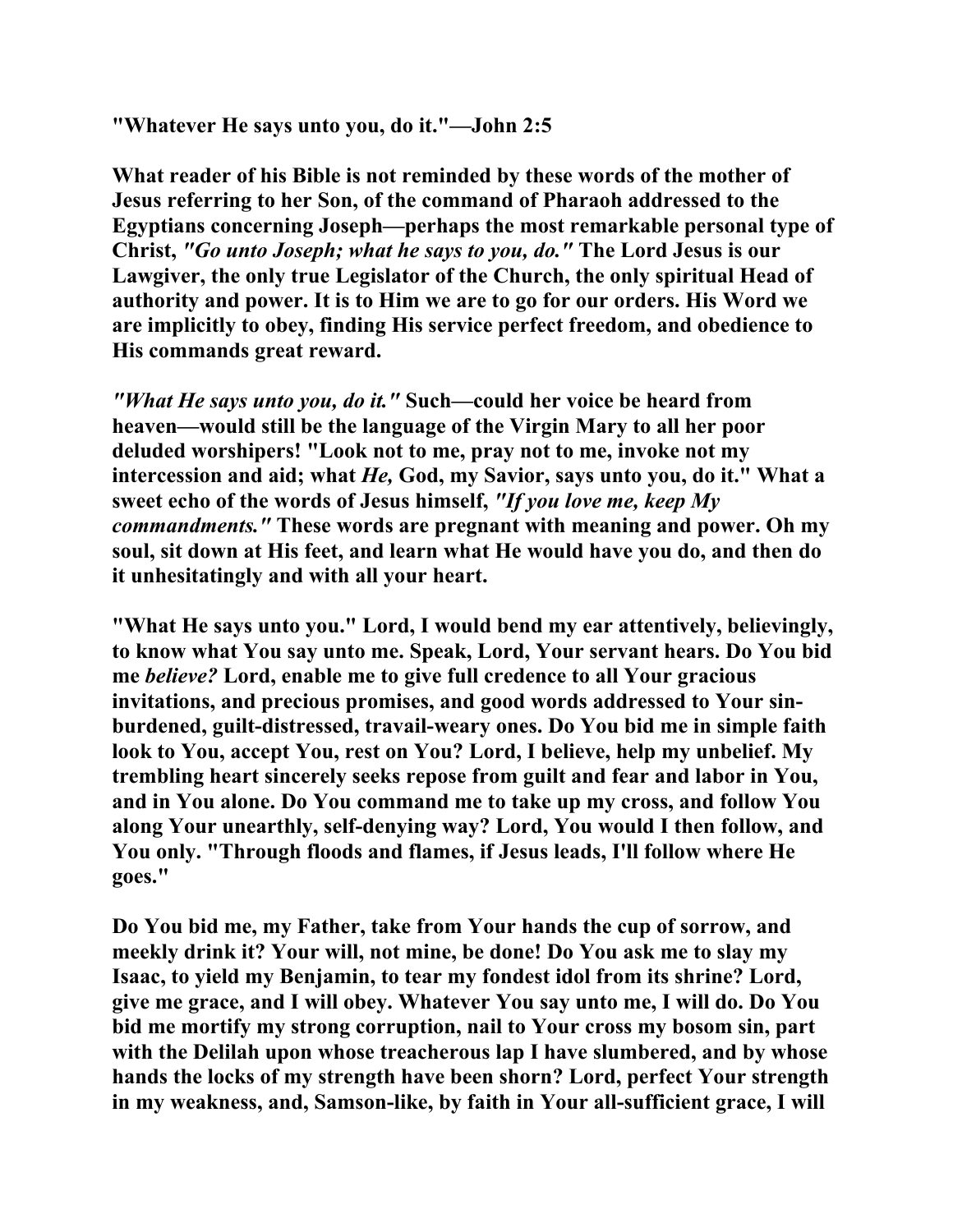**"Whatever He says unto you, do it."—John 2:5**

**What reader of his Bible is not reminded by these words of the mother of Jesus referring to her Son, of the command of Pharaoh addressed to the Egyptians concerning Joseph—perhaps the most remarkable personal type of Christ, *"Go unto Joseph; what he says to you, do."* The Lord Jesus is our Lawgiver, the only true Legislator of the Church, the only spiritual Head of authority and power. It is to Him we are to go for our orders. His Word we are implicitly to obey, finding His service perfect freedom, and obedience to His commands great reward.**

***"What He says unto you, do it."* Such—could her voice be heard from heaven—would still be the language of the Virgin Mary to all her poor deluded worshipers! "Look not to me, pray not to me, invoke not my intercession and aid; what *He,* God, my Savior, says unto you, do it." What a sweet echo of the words of Jesus himself, *"If you love me, keep My commandments."* These words are pregnant with meaning and power. Oh my soul, sit down at His feet, and learn what He would have you do, and then do it unhesitatingly and with all your heart.**

**"What He says unto you." Lord, I would bend my ear attentively, believingly, to know what You say unto me. Speak, Lord, Your servant hears. Do You bid me *believe?* Lord, enable me to give full credence to all Your gracious invitations, and precious promises, and good words addressed to Your sin-burdened, guilt-distressed, travail-weary ones. Do You bid me in simple faith look to You, accept You, rest on You? Lord, I believe, help my unbelief. My trembling heart sincerely seeks repose from guilt and fear and labor in You, and in You alone. Do You command me to take up my cross, and follow You along Your unearthly, self-denying way? Lord, You would I then follow, and You only. "Through floods and flames, if Jesus leads, I'll follow where He goes."**

**Do You bid me, my Father, take from Your hands the cup of sorrow, and meekly drink it? Your will, not mine, be done! Do You ask me to slay my Isaac, to yield my Benjamin, to tear my fondest idol from its shrine? Lord, give me grace, and I will obey. Whatever You say unto me, I will do. Do You bid me mortify my strong corruption, nail to Your cross my bosom sin, part with the Delilah upon whose treacherous lap I have slumbered, and by whose hands the locks of my strength have been shorn? Lord, perfect Your strength in my weakness, and, Samson-like, by faith in Your all-sufficient grace, I will**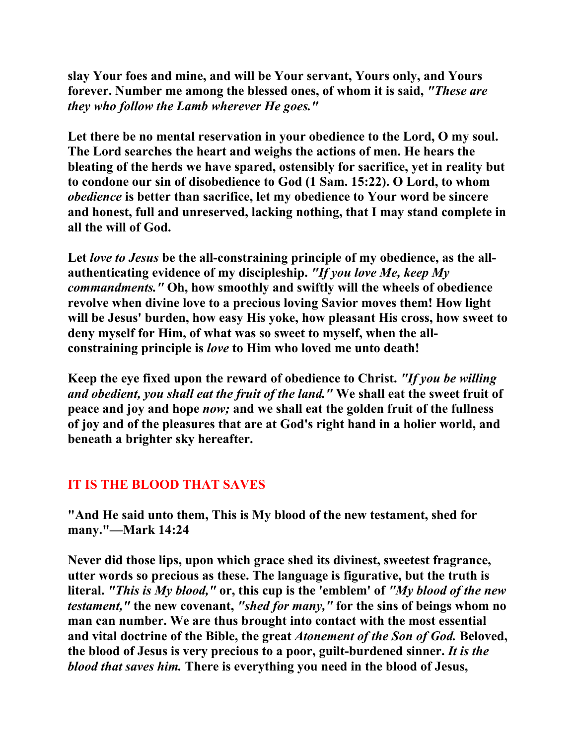**slay Your foes and mine, and will be Your servant, Yours only, and Yours forever. Number me among the blessed ones, of whom it is said, *"These are they who follow the Lamb wherever He goes."***

**Let there be no mental reservation in your obedience to the Lord, O my soul. The Lord searches the heart and weighs the actions of men. He hears the bleating of the herds we have spared, ostensibly for sacrifice, yet in reality but to condone our sin of disobedience to God (1 Sam. 15:22). O Lord, to whom *obedience* is better than sacrifice, let my obedience to Your word be sincere and honest, full and unreserved, lacking nothing, that I may stand complete in all the will of God.**

**Let *love to Jesus* be the all-constraining principle of my obedience, as the all-authenticating evidence of my discipleship. *"If you love Me, keep My commandments."* Oh, how smoothly and swiftly will the wheels of obedience revolve when divine love to a precious loving Savior moves them! How light will be Jesus' burden, how easy His yoke, how pleasant His cross, how sweet to deny myself for Him, of what was so sweet to myself, when the all-constraining principle is *love* to Him who loved me unto death!**

**Keep the eye fixed upon the reward of obedience to Christ. *"If you be willing and obedient, you shall eat the fruit of the land."* We shall eat the sweet fruit of peace and joy and hope *now;* and we shall eat the golden fruit of the fullness of joy and of the pleasures that are at God's right hand in a holier world, and beneath a brighter sky hereafter.**

## IT IS THE BLOOD THAT SAVES

**"And He said unto them, This is My blood of the new testament, shed for many."—Mark 14:24**

**Never did those lips, upon which grace shed its divinest, sweetest fragrance, utter words so precious as these. The language is figurative, but the truth is literal. *"This is My blood,"* or, this cup is the 'emblem' of *"My blood of the new testament,"* the new covenant, *"shed for many,"* for the sins of beings whom no man can number. We are thus brought into contact with the most essential and vital doctrine of the Bible, the great *Atonement of the Son of God.* Beloved, the blood of Jesus is very precious to a poor, guilt-burdened sinner. *It is the blood that saves him.* There is everything you need in the blood of Jesus,**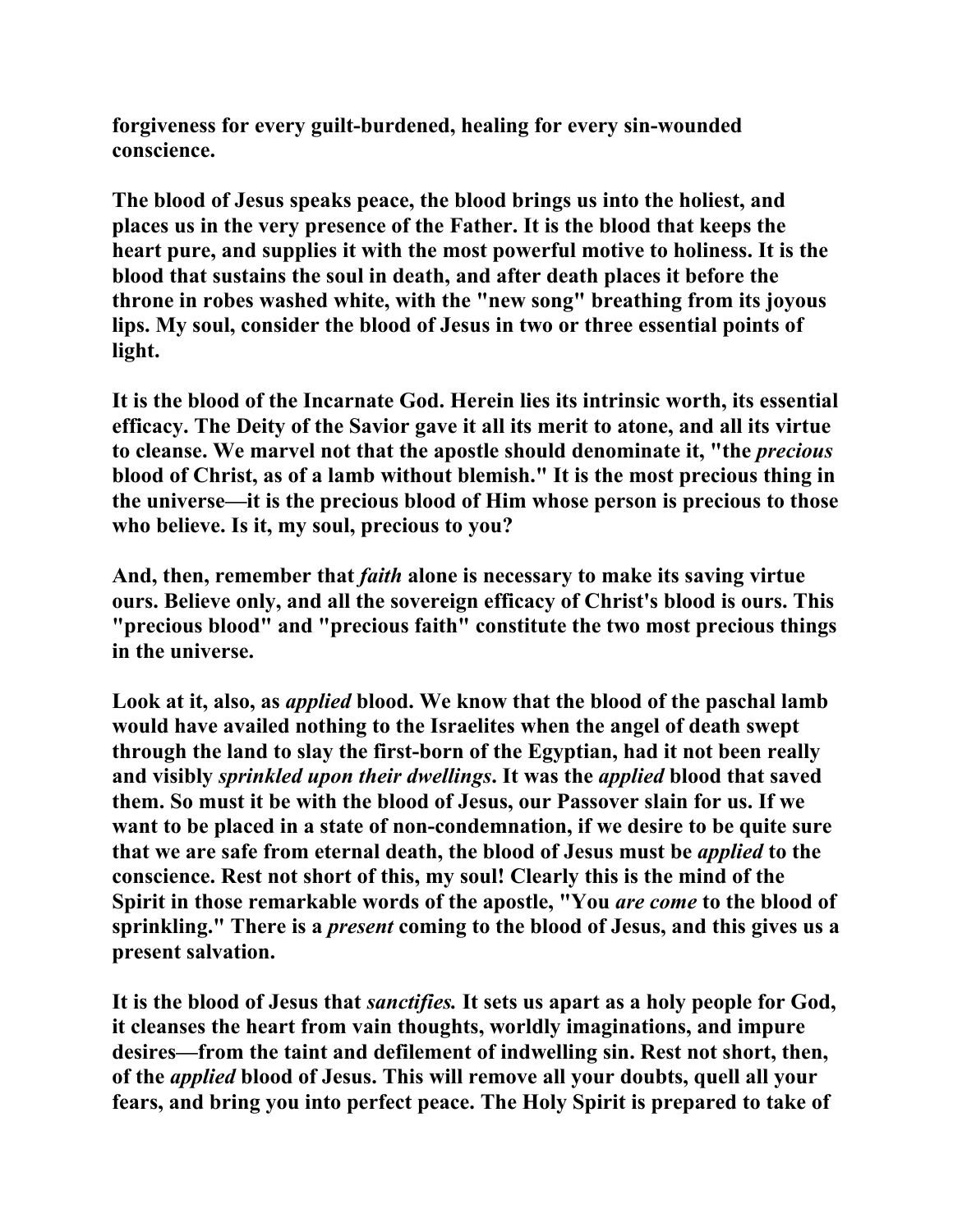**forgiveness for every guilt-burdened, healing for every sin-wounded conscience.**

**The blood of Jesus speaks peace, the blood brings us into the holiest, and places us in the very presence of the Father. It is the blood that keeps the heart pure, and supplies it with the most powerful motive to holiness. It is the blood that sustains the soul in death, and after death places it before the throne in robes washed white, with the "new song" breathing from its joyous lips. My soul, consider the blood of Jesus in two or three essential points of light.**

**It is the blood of the Incarnate God. Herein lies its intrinsic worth, its essential efficacy. The Deity of the Savior gave it all its merit to atone, and all its virtue to cleanse. We marvel not that the apostle should denominate it, "the *precious* blood of Christ, as of a lamb without blemish." It is the most precious thing in the universe—it is the precious blood of Him whose person is precious to those who believe. Is it, my soul, precious to you?**

**And, then, remember that *faith* alone is necessary to make its saving virtue ours. Believe only, and all the sovereign efficacy of Christ's blood is ours. This "precious blood" and "precious faith" constitute the two most precious things in the universe.**

**Look at it, also, as *applied* blood. We know that the blood of the paschal lamb would have availed nothing to the Israelites when the angel of death swept through the land to slay the first-born of the Egyptian, had it not been really and visibly *sprinkled upon their dwellings*. It was the *applied* blood that saved them. So must it be with the blood of Jesus, our Passover slain for us. If we want to be placed in a state of non-condemnation, if we desire to be quite sure that we are safe from eternal death, the blood of Jesus must be *applied* to the conscience. Rest not short of this, my soul! Clearly this is the mind of the Spirit in those remarkable words of the apostle, "You *are come* to the blood of sprinkling." There is a *present* coming to the blood of Jesus, and this gives us a present salvation.**

**It is the blood of Jesus that *sanctifies.* It sets us apart as a holy people for God, it cleanses the heart from vain thoughts, worldly imaginations, and impure desires—from the taint and defilement of indwelling sin. Rest not short, then, of the *applied* blood of Jesus. This will remove all your doubts, quell all your fears, and bring you into perfect peace. The Holy Spirit is prepared to take of**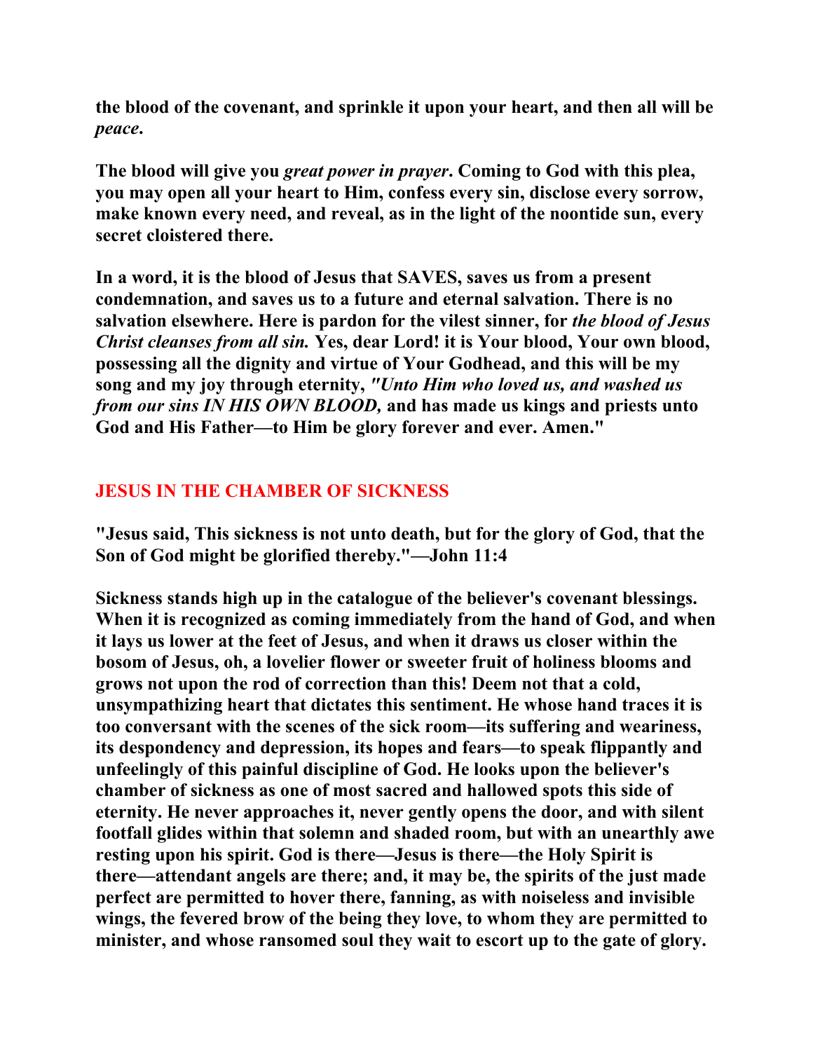**the blood of the covenant, and sprinkle it upon your heart, and then all will be *peace*.**

**The blood will give you *great power in prayer*. Coming to God with this plea, you may open all your heart to Him, confess every sin, disclose every sorrow, make known every need, and reveal, as in the light of the noontide sun, every secret cloistered there.**

**In a word, it is the blood of Jesus that SAVES, saves us from a present condemnation, and saves us to a future and eternal salvation. There is no salvation elsewhere. Here is pardon for the vilest sinner, for *the blood of Jesus Christ cleanses from all sin.* Yes, dear Lord! it is Your blood, Your own blood, possessing all the dignity and virtue of Your Godhead, and this will be my song and my joy through eternity, *"Unto Him who loved us, and washed us from our sins IN HIS OWN BLOOD,* and has made us kings and priests unto God and His Father—to Him be glory forever and ever. Amen."**

## JESUS IN THE CHAMBER OF SICKNESS

**"Jesus said, This sickness is not unto death, but for the glory of God, that the Son of God might be glorified thereby."—John 11:4**

**Sickness stands high up in the catalogue of the believer's covenant blessings. When it is recognized as coming immediately from the hand of God, and when it lays us lower at the feet of Jesus, and when it draws us closer within the bosom of Jesus, oh, a lovelier flower or sweeter fruit of holiness blooms and grows not upon the rod of correction than this! Deem not that a cold, unsympathizing heart that dictates this sentiment. He whose hand traces it is too conversant with the scenes of the sick room—its suffering and weariness, its despondency and depression, its hopes and fears—to speak flippantly and unfeelingly of this painful discipline of God. He looks upon the believer's chamber of sickness as one of most sacred and hallowed spots this side of eternity. He never approaches it, never gently opens the door, and with silent footfall glides within that solemn and shaded room, but with an unearthly awe resting upon his spirit. God is there—Jesus is there—the Holy Spirit is there—attendant angels are there; and, it may be, the spirits of the just made perfect are permitted to hover there, fanning, as with noiseless and invisible wings, the fevered brow of the being they love, to whom they are permitted to minister, and whose ransomed soul they wait to escort up to the gate of glory.**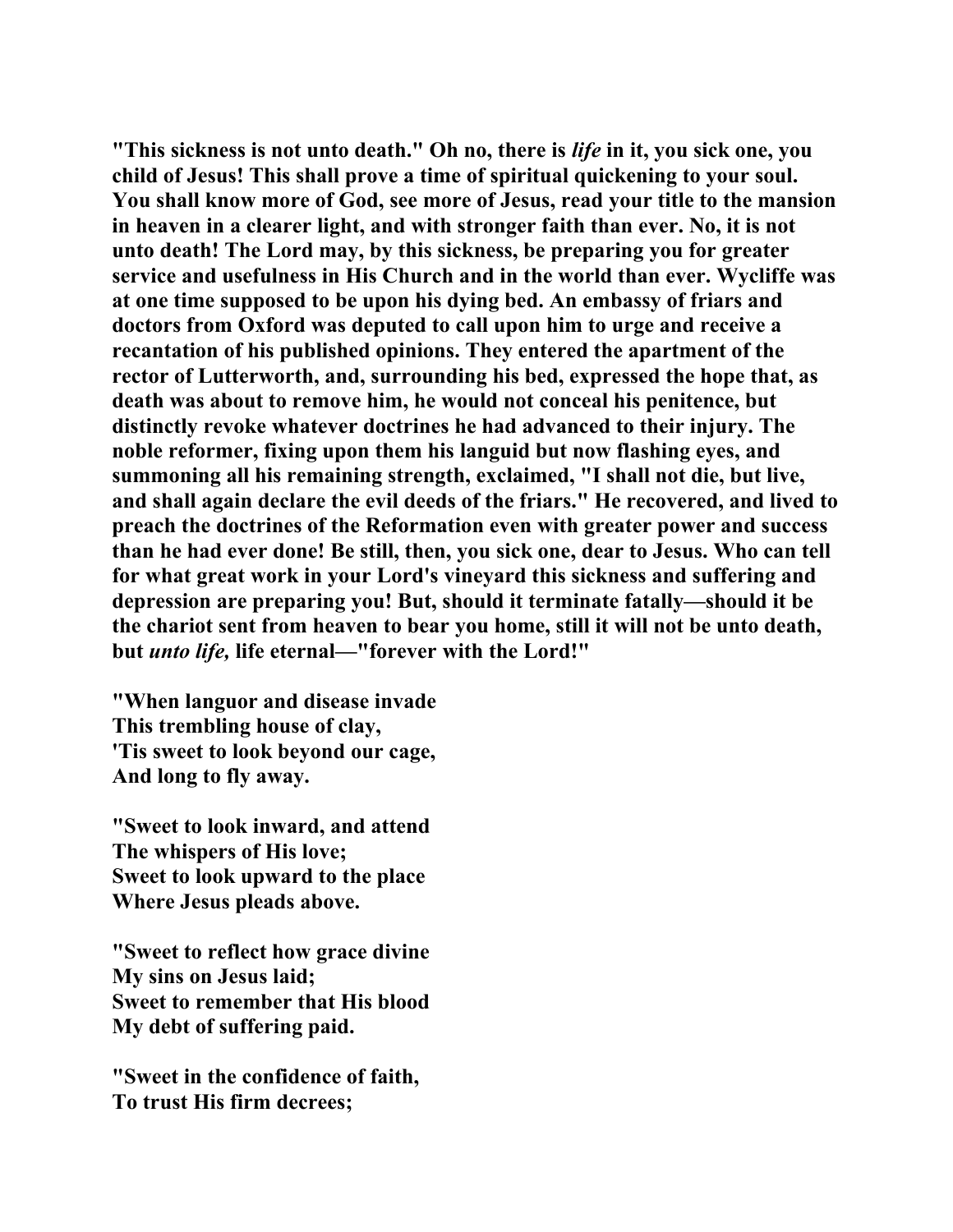**"This sickness is not unto death." Oh no, there is *life* in it, you sick one, you child of Jesus! This shall prove a time of spiritual quickening to your soul. You shall know more of God, see more of Jesus, read your title to the mansion in heaven in a clearer light, and with stronger faith than ever. No, it is not unto death! The Lord may, by this sickness, be preparing you for greater service and usefulness in His Church and in the world than ever. Wycliffe was at one time supposed to be upon his dying bed. An embassy of friars and doctors from Oxford was deputed to call upon him to urge and receive a recantation of his published opinions. They entered the apartment of the rector of Lutterworth, and, surrounding his bed, expressed the hope that, as death was about to remove him, he would not conceal his penitence, but distinctly revoke whatever doctrines he had advanced to their injury. The noble reformer, fixing upon them his languid but now flashing eyes, and summoning all his remaining strength, exclaimed, "I shall not die, but live, and shall again declare the evil deeds of the friars." He recovered, and lived to preach the doctrines of the Reformation even with greater power and success than he had ever done! Be still, then, you sick one, dear to Jesus. Who can tell for what great work in your Lord's vineyard this sickness and suffering and depression are preparing you! But, should it terminate fatally—should it be the chariot sent from heaven to bear you home, still it will not be unto death, but *unto life,* life eternal—"forever with the Lord!"**

**"When languor and disease invade
This trembling house of clay,
'Tis sweet to look beyond our cage,
And long to fly away.**

**"Sweet to look inward, and attend
The whispers of His love;
Sweet to look upward to the place
Where Jesus pleads above.**

**"Sweet to reflect how grace divine
My sins on Jesus laid;
Sweet to remember that His blood
My debt of suffering paid.**

**"Sweet in the confidence of faith,
To trust His firm decrees;**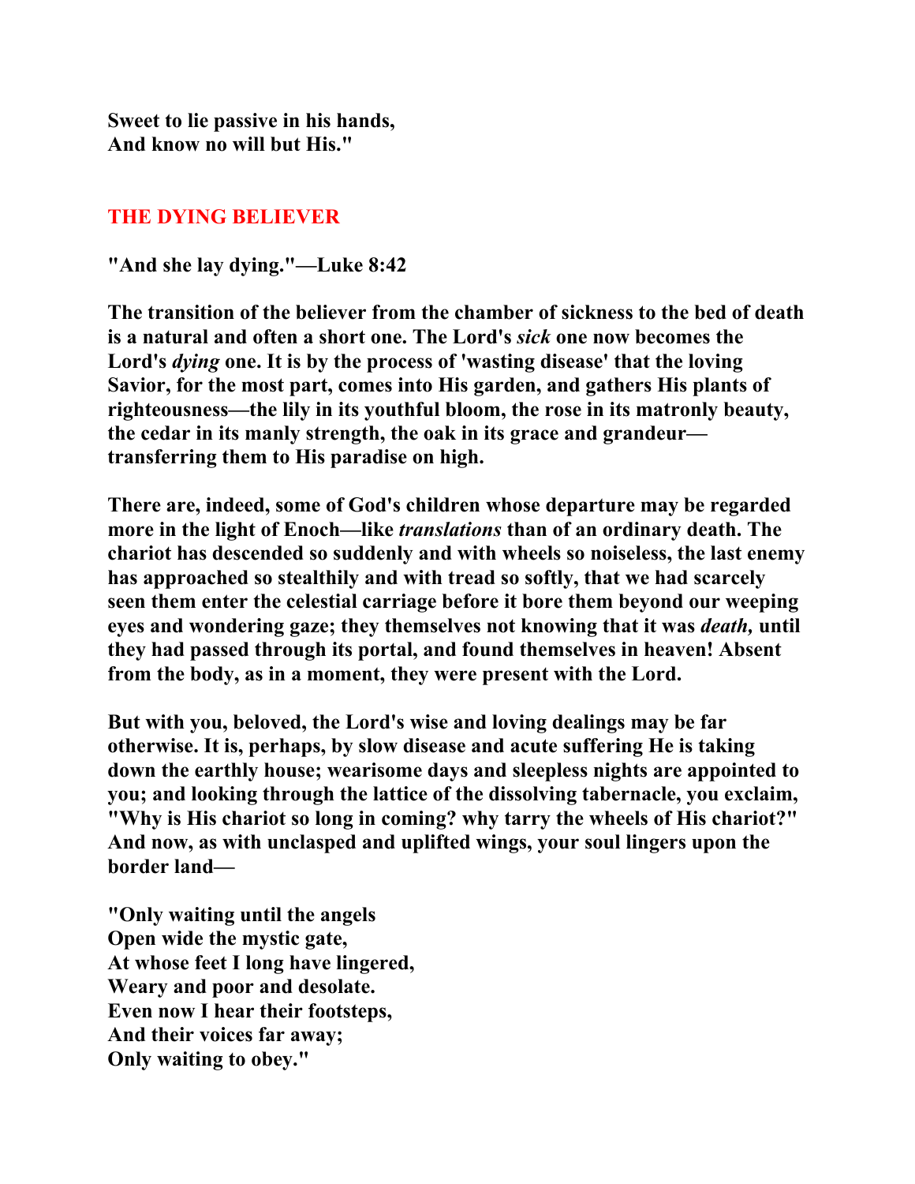**Sweet to lie passive in his hands,**
**And know no will but His."**

## THE DYING BELIEVER

**"And she lay dying."—Luke 8:42**

**The transition of the believer from the chamber of sickness to the bed of death is a natural and often a short one. The Lord's *sick* one now becomes the Lord's *dying* one. It is by the process of 'wasting disease' that the loving Savior, for the most part, comes into His garden, and gathers His plants of righteousness—the lily in its youthful bloom, the rose in its matronly beauty, the cedar in its manly strength, the oak in its grace and grandeur—transferring them to His paradise on high.**

**There are, indeed, some of God's children whose departure may be regarded more in the light of Enoch—like *translations* than of an ordinary death. The chariot has descended so suddenly and with wheels so noiseless, the last enemy has approached so stealthily and with tread so softly, that we had scarcely seen them enter the celestial carriage before it bore them beyond our weeping eyes and wondering gaze; they themselves not knowing that it was *death,* until they had passed through its portal, and found themselves in heaven! Absent from the body, as in a moment, they were present with the Lord.**

**But with you, beloved, the Lord's wise and loving dealings may be far otherwise. It is, perhaps, by slow disease and acute suffering He is taking down the earthly house; wearisome days and sleepless nights are appointed to you; and looking through the lattice of the dissolving tabernacle, you exclaim, "Why is His chariot so long in coming? why tarry the wheels of His chariot?" And now, as with unclasped and uplifted wings, your soul lingers upon the border land—**

**"Only waiting until the angels**
**Open wide the mystic gate,**
**At whose feet I long have lingered,**
**Weary and poor and desolate.**
**Even now I hear their footsteps,**
**And their voices far away;**
**Only waiting to obey."**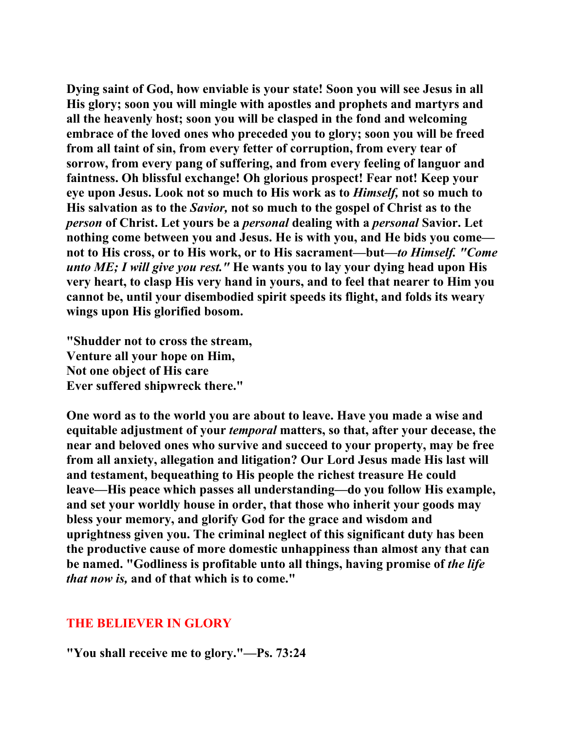**Dying saint of God, how enviable is your state! Soon you will see Jesus in all His glory; soon you will mingle with apostles and prophets and martyrs and all the heavenly host; soon you will be clasped in the fond and welcoming embrace of the loved ones who preceded you to glory; soon you will be freed from all taint of sin, from every fetter of corruption, from every tear of sorrow, from every pang of suffering, and from every feeling of languor and faintness. Oh blissful exchange! Oh glorious prospect! Fear not! Keep your eye upon Jesus. Look not so much to His work as to *Himself,* not so much to His salvation as to the *Savior,* not so much to the gospel of Christ as to the *person* of Christ. Let yours be a *personal* dealing with a *personal* Savior. Let nothing come between you and Jesus. He is with you, and He bids you come—not to His cross, or to His work, or to His sacrament—but—*to Himself. "Come unto ME; I will give you rest."* He wants you to lay your dying head upon His very heart, to clasp His very hand in yours, and to feel that nearer to Him you cannot be, until your disembodied spirit speeds its flight, and folds its weary wings upon His glorified bosom.**

**"Shudder not to cross the stream,**  
**Venture all your hope on Him,**  
**Not one object of His care**  
**Ever suffered shipwreck there."**

**One word as to the world you are about to leave. Have you made a wise and equitable adjustment of your *temporal* matters, so that, after your decease, the near and beloved ones who survive and succeed to your property, may be free from all anxiety, allegation and litigation? Our Lord Jesus made His last will and testament, bequeathing to His people the richest treasure He could leave—His peace which passes all understanding—do you follow His example, and set your worldly house in order, that those who inherit your goods may bless your memory, and glorify God for the grace and wisdom and uprightness given you. The criminal neglect of this significant duty has been the productive cause of more domestic unhappiness than almost any that can be named. "Godliness is profitable unto all things, having promise of *the life that now is,* and of that which is to come."**

## THE BELIEVER IN GLORY

**"You shall receive me to glory."—Ps. 73:24**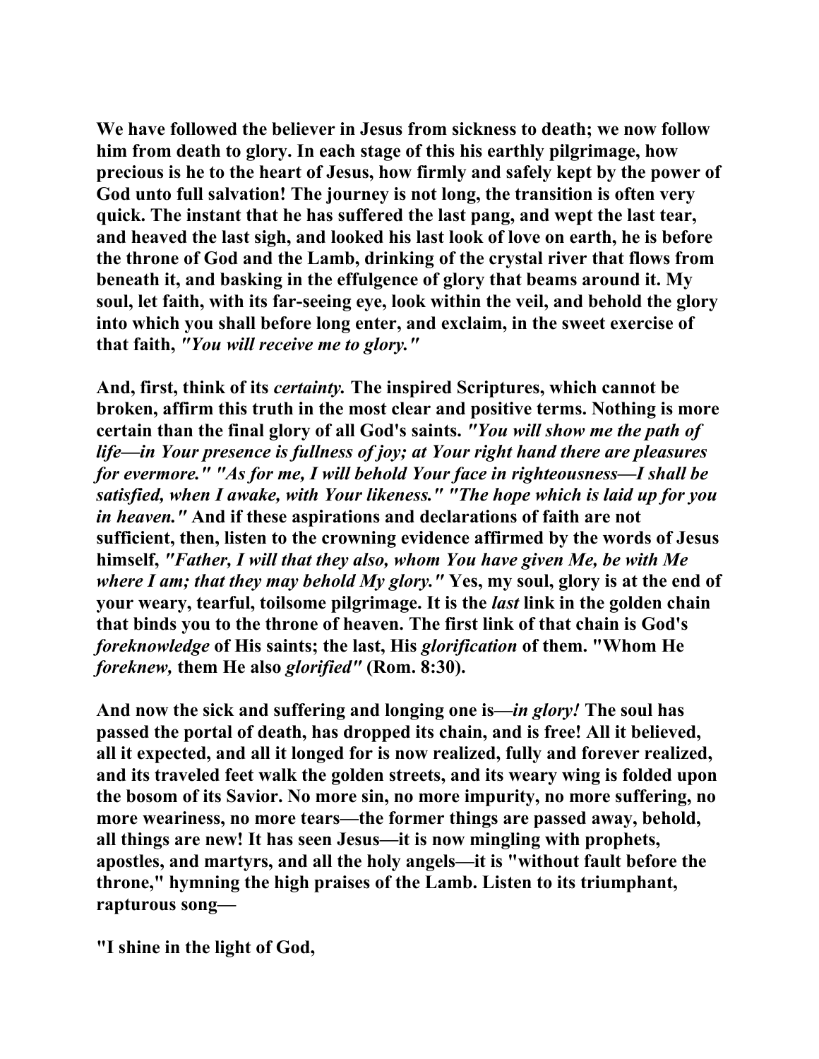We have followed the believer in Jesus from sickness to death; we now follow him from death to glory. In each stage of this his earthly pilgrimage, how precious is he to the heart of Jesus, how firmly and safely kept by the power of God unto full salvation! The journey is not long, the transition is often very quick. The instant that he has suffered the last pang, and wept the last tear, and heaved the last sigh, and looked his last look of love on earth, he is before the throne of God and the Lamb, drinking of the crystal river that flows from beneath it, and basking in the effulgence of glory that beams around it. My soul, let faith, with its far-seeing eye, look within the veil, and behold the glory into which you shall before long enter, and exclaim, in the sweet exercise of that faith, *"You will receive me to glory."*

And, first, think of its *certainty.* The inspired Scriptures, which cannot be broken, affirm this truth in the most clear and positive terms. Nothing is more certain than the final glory of all God's saints. *"You will show me the path of life—in Your presence is fullness of joy; at Your right hand there are pleasures for evermore." "As for me, I will behold Your face in righteousness—I shall be satisfied, when I awake, with Your likeness." "The hope which is laid up for you in heaven."* And if these aspirations and declarations of faith are not sufficient, then, listen to the crowning evidence affirmed by the words of Jesus himself, *"Father, I will that they also, whom You have given Me, be with Me where I am; that they may behold My glory."* Yes, my soul, glory is at the end of your weary, tearful, toilsome pilgrimage. It is the *last* link in the golden chain that binds you to the throne of heaven. The first link of that chain is God's *foreknowledge* of His saints; the last, His *glorification* of them. "Whom He *foreknew,* them He also *glorified"* (Rom. 8:30).

And now the sick and suffering and longing one is—*in glory!* The soul has passed the portal of death, has dropped its chain, and is free! All it believed, all it expected, and all it longed for is now realized, fully and forever realized, and its traveled feet walk the golden streets, and its weary wing is folded upon the bosom of its Savior. No more sin, no more impurity, no more suffering, no more weariness, no more tears—the former things are passed away, behold, all things are new! It has seen Jesus—it is now mingling with prophets, apostles, and martyrs, and all the holy angels—it is "without fault before the throne," hymning the high praises of the Lamb. Listen to its triumphant, rapturous song—

"I shine in the light of God,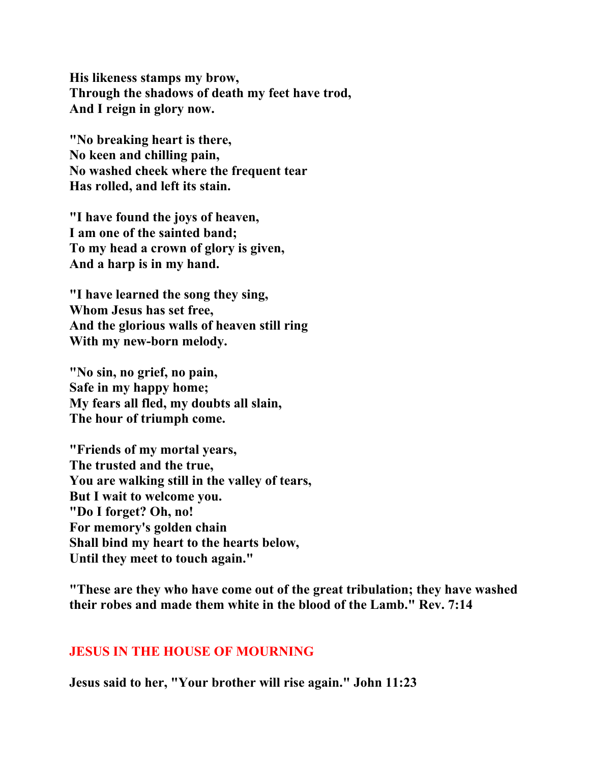**His likeness stamps my brow,**
**Through the shadows of death my feet have trod,**
**And I reign in glory now.**

**"No breaking heart is there,**
**No keen and chilling pain,**
**No washed cheek where the frequent tear**
**Has rolled, and left its stain.**

**"I have found the joys of heaven,**
**I am one of the sainted band;**
**To my head a crown of glory is given,**
**And a harp is in my hand.**

**"I have learned the song they sing,**
**Whom Jesus has set free,**
**And the glorious walls of heaven still ring**
**With my new-born melody.**

**"No sin, no grief, no pain,**
**Safe in my happy home;**
**My fears all fled, my doubts all slain,**
**The hour of triumph come.**

**"Friends of my mortal years,**
**The trusted and the true,**
**You are walking still in the valley of tears,**
**But I wait to welcome you.**
**"Do I forget? Oh, no!**
**For memory's golden chain**
**Shall bind my heart to the hearts below,**
**Until they meet to touch again."**

**"These are they who have come out of the great tribulation; they have washed their robes and made them white in the blood of the Lamb." Rev. 7:14**

## JESUS IN THE HOUSE OF MOURNING

**Jesus said to her, "Your brother will rise again." John 11:23**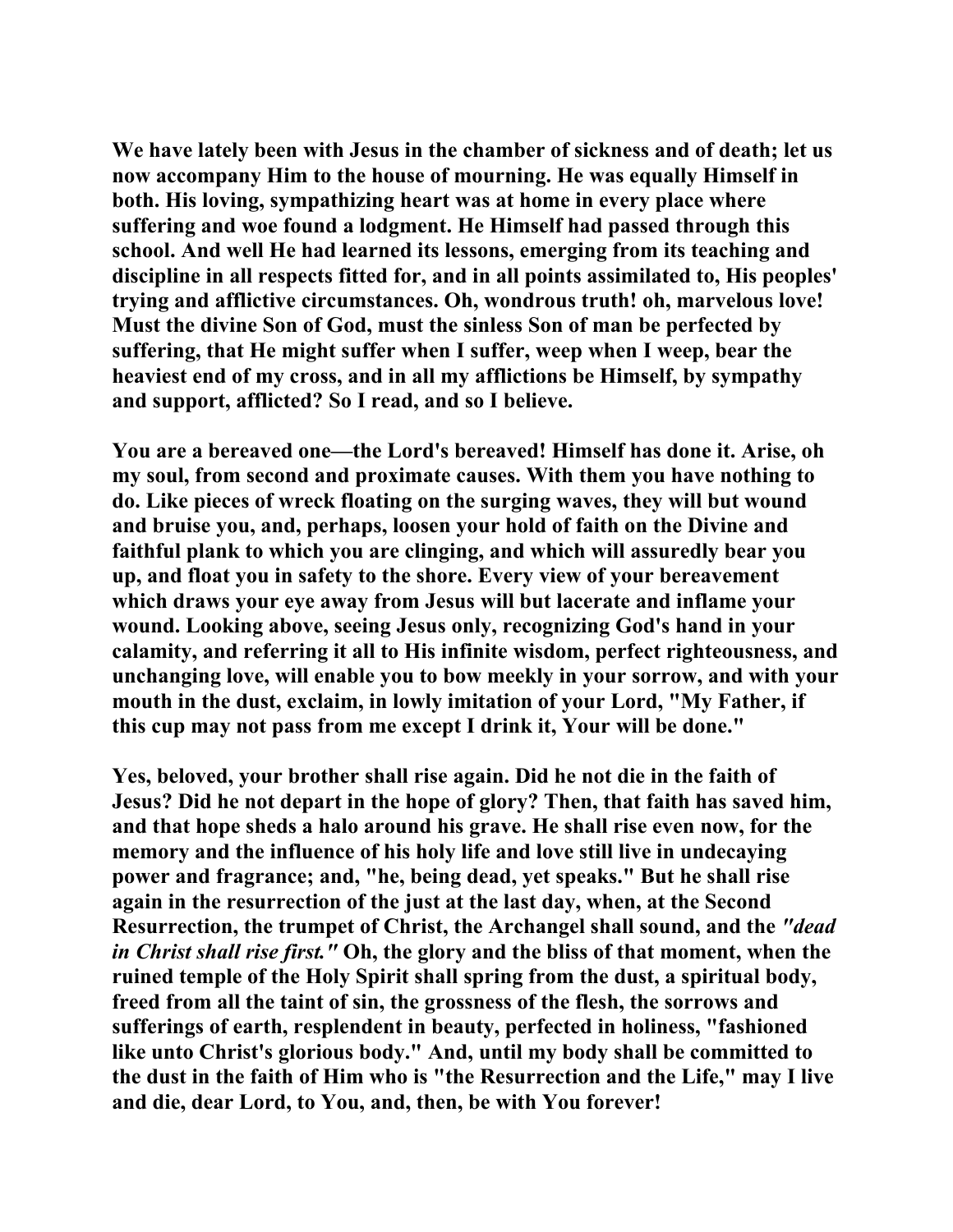**We have lately been with Jesus in the chamber of sickness and of death; let us now accompany Him to the house of mourning. He was equally Himself in both. His loving, sympathizing heart was at home in every place where suffering and woe found a lodgment. He Himself had passed through this school. And well He had learned its lessons, emerging from its teaching and discipline in all respects fitted for, and in all points assimilated to, His peoples' trying and afflictive circumstances. Oh, wondrous truth! oh, marvelous love! Must the divine Son of God, must the sinless Son of man be perfected by suffering, that He might suffer when I suffer, weep when I weep, bear the heaviest end of my cross, and in all my afflictions be Himself, by sympathy and support, afflicted? So I read, and so I believe.**

**You are a bereaved one—the Lord's bereaved! Himself has done it. Arise, oh my soul, from second and proximate causes. With them you have nothing to do. Like pieces of wreck floating on the surging waves, they will but wound and bruise you, and, perhaps, loosen your hold of faith on the Divine and faithful plank to which you are clinging, and which will assuredly bear you up, and float you in safety to the shore. Every view of your bereavement which draws your eye away from Jesus will but lacerate and inflame your wound. Looking above, seeing Jesus only, recognizing God's hand in your calamity, and referring it all to His infinite wisdom, perfect righteousness, and unchanging love, will enable you to bow meekly in your sorrow, and with your mouth in the dust, exclaim, in lowly imitation of your Lord, "My Father, if this cup may not pass from me except I drink it, Your will be done."**

**Yes, beloved, your brother shall rise again. Did he not die in the faith of Jesus? Did he not depart in the hope of glory? Then, that faith has saved him, and that hope sheds a halo around his grave. He shall rise even now, for the memory and the influence of his holy life and love still live in undecaying power and fragrance; and, "he, being dead, yet speaks." But he shall rise again in the resurrection of the just at the last day, when, at the Second Resurrection, the trumpet of Christ, the Archangel shall sound, and the *"dead in Christ shall rise first."* Oh, the glory and the bliss of that moment, when the ruined temple of the Holy Spirit shall spring from the dust, a spiritual body, freed from all the taint of sin, the grossness of the flesh, the sorrows and sufferings of earth, resplendent in beauty, perfected in holiness, "fashioned like unto Christ's glorious body." And, until my body shall be committed to the dust in the faith of Him who is "the Resurrection and the Life," may I live and die, dear Lord, to You, and, then, be with You forever!**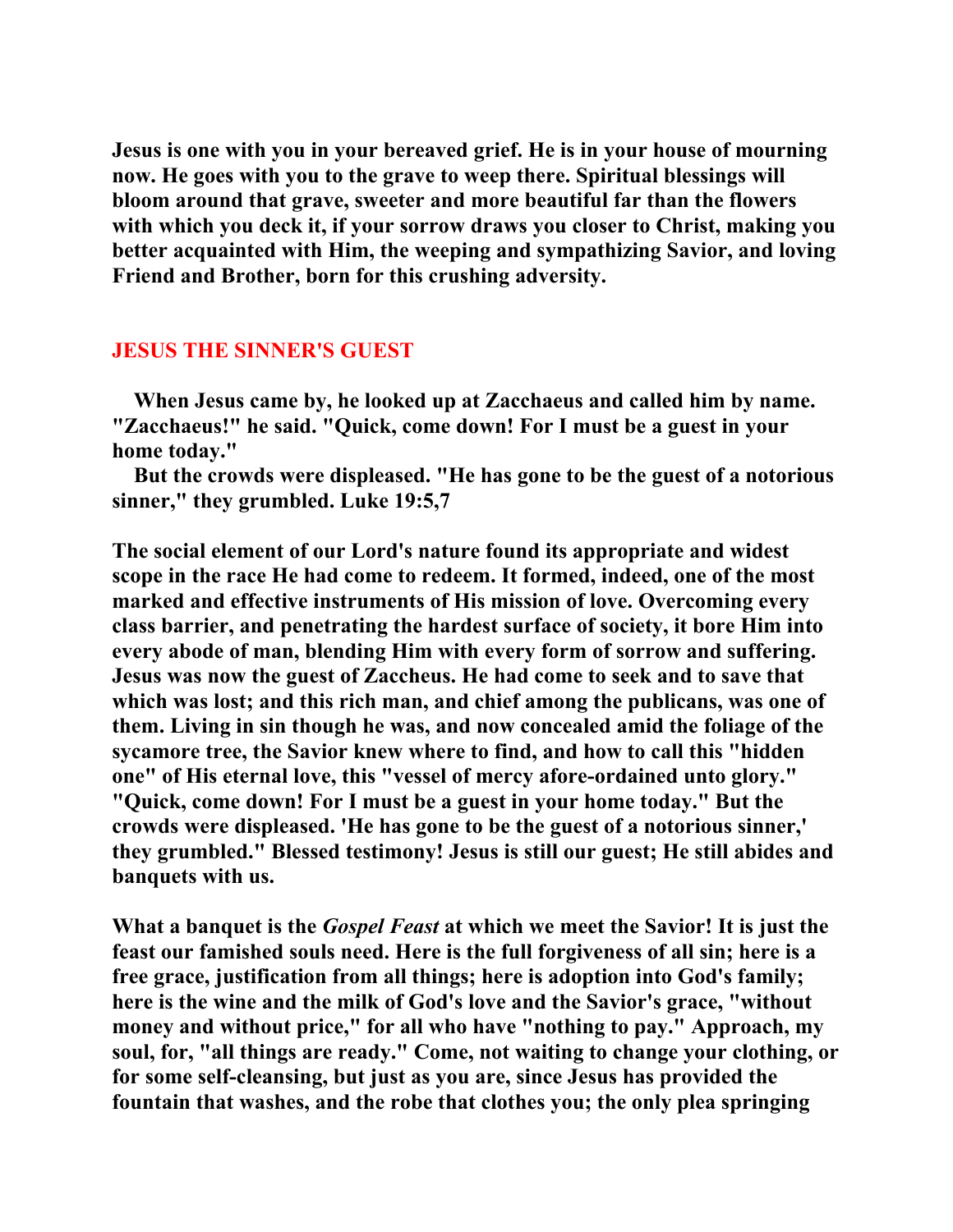**Jesus is one with you in your bereaved grief. He is in your house of mourning now. He goes with you to the grave to weep there. Spiritual blessings will bloom around that grave, sweeter and more beautiful far than the flowers with which you deck it, if your sorrow draws you closer to Christ, making you better acquainted with Him, the weeping and sympathizing Savior, and loving Friend and Brother, born for this crushing adversity.**

## JESUS THE SINNER'S GUEST

**When Jesus came by, he looked up at Zacchaeus and called him by name. "Zacchaeus!" he said. "Quick, come down! For I must be a guest in your home today."**

**But the crowds were displeased. "He has gone to be the guest of a notorious sinner," they grumbled. Luke 19:5,7**

**The social element of our Lord's nature found its appropriate and widest scope in the race He had come to redeem. It formed, indeed, one of the most marked and effective instruments of His mission of love. Overcoming every class barrier, and penetrating the hardest surface of society, it bore Him into every abode of man, blending Him with every form of sorrow and suffering. Jesus was now the guest of Zaccheus. He had come to seek and to save that which was lost; and this rich man, and chief among the publicans, was one of them. Living in sin though he was, and now concealed amid the foliage of the sycamore tree, the Savior knew where to find, and how to call this "hidden one" of His eternal love, this "vessel of mercy afore-ordained unto glory." "Quick, come down! For I must be a guest in your home today." But the crowds were displeased. 'He has gone to be the guest of a notorious sinner,' they grumbled." Blessed testimony! Jesus is still our guest; He still abides and banquets with us.**

**What a banquet is the *Gospel Feast* at which we meet the Savior! It is just the feast our famished souls need. Here is the full forgiveness of all sin; here is a free grace, justification from all things; here is adoption into God's family; here is the wine and the milk of God's love and the Savior's grace, "without money and without price," for all who have "nothing to pay." Approach, my soul, for, "all things are ready." Come, not waiting to change your clothing, or for some self-cleansing, but just as you are, since Jesus has provided the fountain that washes, and the robe that clothes you; the only plea springing**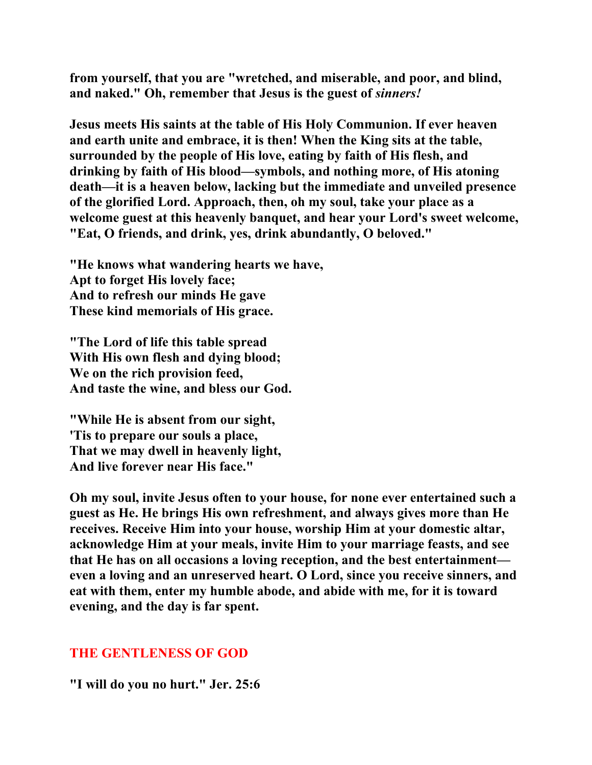**from yourself, that you are "wretched, and miserable, and poor, and blind, and naked." Oh, remember that Jesus is the guest of *sinners!***

**Jesus meets His saints at the table of His Holy Communion. If ever heaven and earth unite and embrace, it is then! When the King sits at the table, surrounded by the people of His love, eating by faith of His flesh, and drinking by faith of His blood—symbols, and nothing more, of His atoning death—it is a heaven below, lacking but the immediate and unveiled presence of the glorified Lord. Approach, then, oh my soul, take your place as a welcome guest at this heavenly banquet, and hear your Lord's sweet welcome, "Eat, O friends, and drink, yes, drink abundantly, O beloved."**

**"He knows what wandering hearts we have,**
**Apt to forget His lovely face;**
**And to refresh our minds He gave**
**These kind memorials of His grace.**

**"The Lord of life this table spread**
**With His own flesh and dying blood;**
**We on the rich provision feed,**
**And taste the wine, and bless our God.**

**"While He is absent from our sight,**
**'Tis to prepare our souls a place,**
**That we may dwell in heavenly light,**
**And live forever near His face."**

**Oh my soul, invite Jesus often to your house, for none ever entertained such a guest as He. He brings His own refreshment, and always gives more than He receives. Receive Him into your house, worship Him at your domestic altar, acknowledge Him at your meals, invite Him to your marriage feasts, and see that He has on all occasions a loving reception, and the best entertainment—even a loving and an unreserved heart. O Lord, since you receive sinners, and eat with them, enter my humble abode, and abide with me, for it is toward evening, and the day is far spent.**

## THE GENTLENESS OF GOD

**"I will do you no hurt." Jer. 25:6**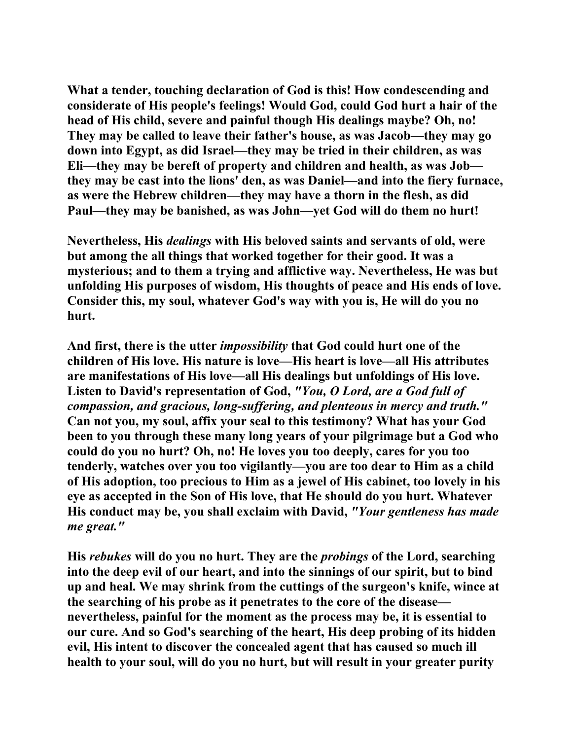**What a tender, touching declaration of God is this! How condescending and considerate of His people's feelings! Would God, could God hurt a hair of the head of His child, severe and painful though His dealings maybe? Oh, no! They may be called to leave their father's house, as was Jacob—they may go down into Egypt, as did Israel—they may be tried in their children, as was Eli—they may be bereft of property and children and health, as was Job—they may be cast into the lions' den, as was Daniel—and into the fiery furnace, as were the Hebrew children—they may have a thorn in the flesh, as did Paul—they may be banished, as was John—yet God will do them no hurt!**

**Nevertheless, His *dealings* with His beloved saints and servants of old, were but among the all things that worked together for their good. It was a mysterious; and to them a trying and afflictive way. Nevertheless, He was but unfolding His purposes of wisdom, His thoughts of peace and His ends of love. Consider this, my soul, whatever God's way with you is, He will do you no hurt.**

**And first, there is the utter *impossibility* that God could hurt one of the children of His love. His nature is love—His heart is love—all His attributes are manifestations of His love—all His dealings but unfoldings of His love. Listen to David's representation of God, *"You, O Lord, are a God full of compassion, and gracious, long-suffering, and plenteous in mercy and truth."* Can not you, my soul, affix your seal to this testimony? What has your God been to you through these many long years of your pilgrimage but a God who could do you no hurt? Oh, no! He loves you too deeply, cares for you too tenderly, watches over you too vigilantly—you are too dear to Him as a child of His adoption, too precious to Him as a jewel of His cabinet, too lovely in his eye as accepted in the Son of His love, that He should do you hurt. Whatever His conduct may be, you shall exclaim with David, *"Your gentleness has made me great."***

**His *rebukes* will do you no hurt. They are the *probings* of the Lord, searching into the deep evil of our heart, and into the sinnings of our spirit, but to bind up and heal. We may shrink from the cuttings of the surgeon's knife, wince at the searching of his probe as it penetrates to the core of the disease—nevertheless, painful for the moment as the process may be, it is essential to our cure. And so God's searching of the heart, His deep probing of its hidden evil, His intent to discover the concealed agent that has caused so much ill health to your soul, will do you no hurt, but will result in your greater purity**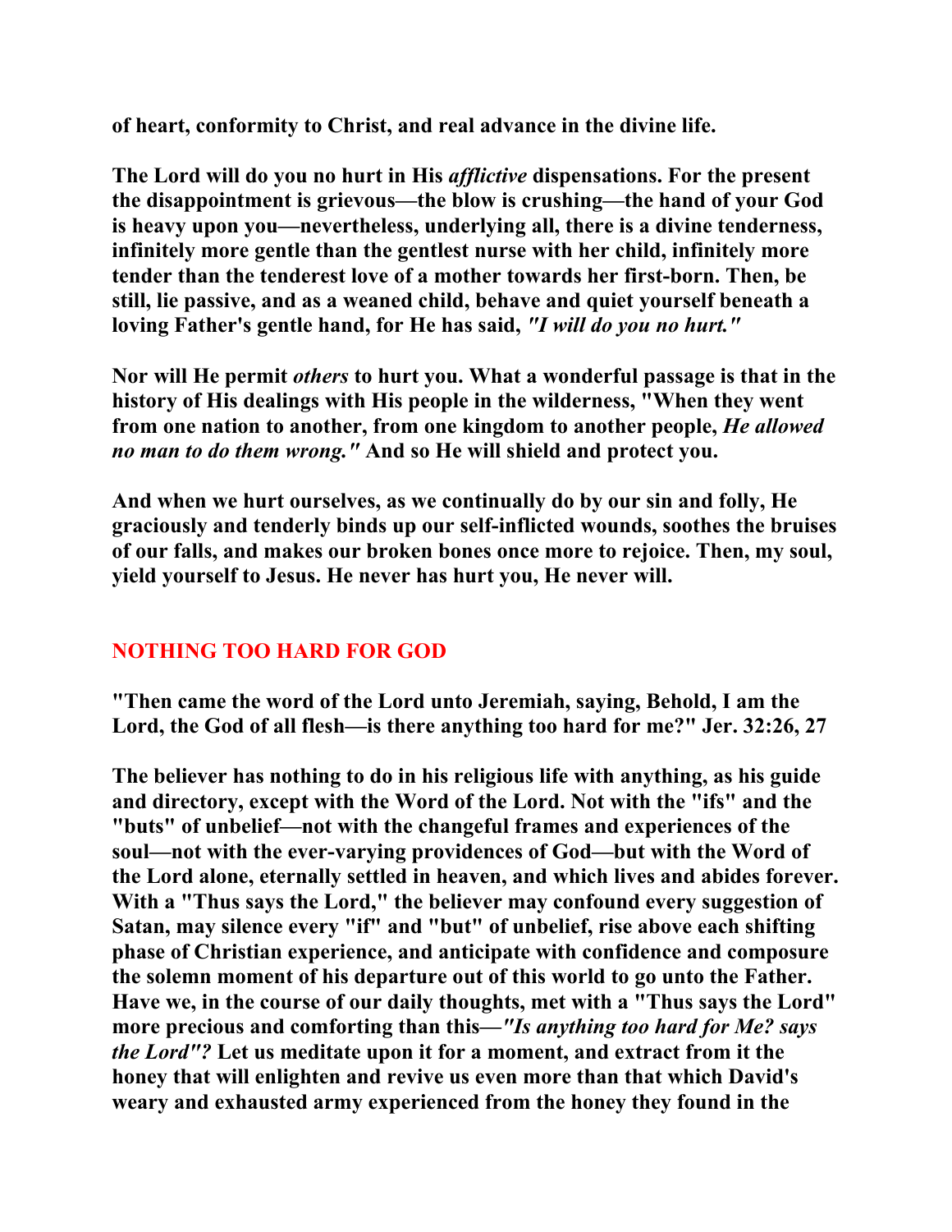**of heart, conformity to Christ, and real advance in the divine life.**

**The Lord will do you no hurt in His *afflictive* dispensations. For the present the disappointment is grievous—the blow is crushing—the hand of your God is heavy upon you—nevertheless, underlying all, there is a divine tenderness, infinitely more gentle than the gentlest nurse with her child, infinitely more tender than the tenderest love of a mother towards her first-born. Then, be still, lie passive, and as a weaned child, behave and quiet yourself beneath a loving Father's gentle hand, for He has said, *"I will do you no hurt."***

**Nor will He permit *others* to hurt you. What a wonderful passage is that in the history of His dealings with His people in the wilderness, "When they went from one nation to another, from one kingdom to another people, *He allowed no man to do them wrong."* And so He will shield and protect you.**

**And when we hurt ourselves, as we continually do by our sin and folly, He graciously and tenderly binds up our self-inflicted wounds, soothes the bruises of our falls, and makes our broken bones once more to rejoice. Then, my soul, yield yourself to Jesus. He never has hurt you, He never will.**

## NOTHING TOO HARD FOR GOD

**"Then came the word of the Lord unto Jeremiah, saying, Behold, I am the Lord, the God of all flesh—is there anything too hard for me?" Jer. 32:26, 27**

**The believer has nothing to do in his religious life with anything, as his guide and directory, except with the Word of the Lord. Not with the "ifs" and the "buts" of unbelief—not with the changeful frames and experiences of the soul—not with the ever-varying providences of God—but with the Word of the Lord alone, eternally settled in heaven, and which lives and abides forever. With a "Thus says the Lord," the believer may confound every suggestion of Satan, may silence every "if" and "but" of unbelief, rise above each shifting phase of Christian experience, and anticipate with confidence and composure the solemn moment of his departure out of this world to go unto the Father. Have we, in the course of our daily thoughts, met with a "Thus says the Lord" more precious and comforting than this—*"Is anything too hard for Me? says the Lord"?* Let us meditate upon it for a moment, and extract from it the honey that will enlighten and revive us even more than that which David's weary and exhausted army experienced from the honey they found in the**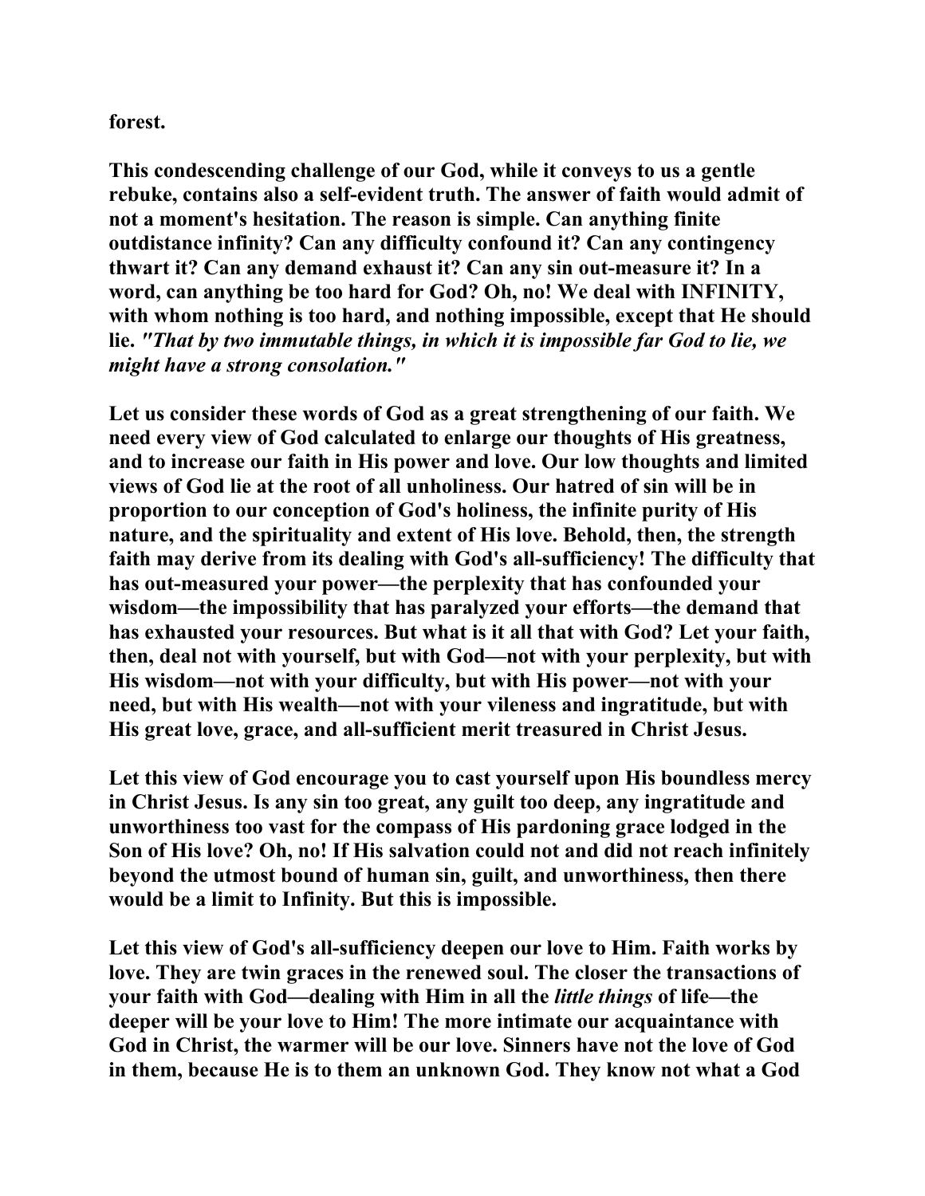**forest.**

**This condescending challenge of our God, while it conveys to us a gentle rebuke, contains also a self-evident truth. The answer of faith would admit of not a moment's hesitation. The reason is simple. Can anything finite outdistance infinity? Can any difficulty confound it? Can any contingency thwart it? Can any demand exhaust it? Can any sin out-measure it? In a word, can anything be too hard for God? Oh, no! We deal with INFINITY, with whom nothing is too hard, and nothing impossible, except that He should lie.** ***"That by two immutable things, in which it is impossible far God to lie, we might have a strong consolation."***

**Let us consider these words of God as a great strengthening of our faith. We need every view of God calculated to enlarge our thoughts of His greatness, and to increase our faith in His power and love. Our low thoughts and limited views of God lie at the root of all unholiness. Our hatred of sin will be in proportion to our conception of God's holiness, the infinite purity of His nature, and the spirituality and extent of His love. Behold, then, the strength faith may derive from its dealing with God's all-sufficiency! The difficulty that has out-measured your power—the perplexity that has confounded your wisdom—the impossibility that has paralyzed your efforts—the demand that has exhausted your resources. But what is it all that with God? Let your faith, then, deal not with yourself, but with God—not with your perplexity, but with His wisdom—not with your difficulty, but with His power—not with your need, but with His wealth—not with your vileness and ingratitude, but with His great love, grace, and all-sufficient merit treasured in Christ Jesus.**

**Let this view of God encourage you to cast yourself upon His boundless mercy in Christ Jesus. Is any sin too great, any guilt too deep, any ingratitude and unworthiness too vast for the compass of His pardoning grace lodged in the Son of His love? Oh, no! If His salvation could not and did not reach infinitely beyond the utmost bound of human sin, guilt, and unworthiness, then there would be a limit to Infinity. But this is impossible.**

**Let this view of God's all-sufficiency deepen our love to Him. Faith works by love. They are twin graces in the renewed soul. The closer the transactions of your faith with God—dealing with Him in all the** ***little things*** **of life—the deeper will be your love to Him! The more intimate our acquaintance with God in Christ, the warmer will be our love. Sinners have not the love of God in them, because He is to them an unknown God. They know not what a God**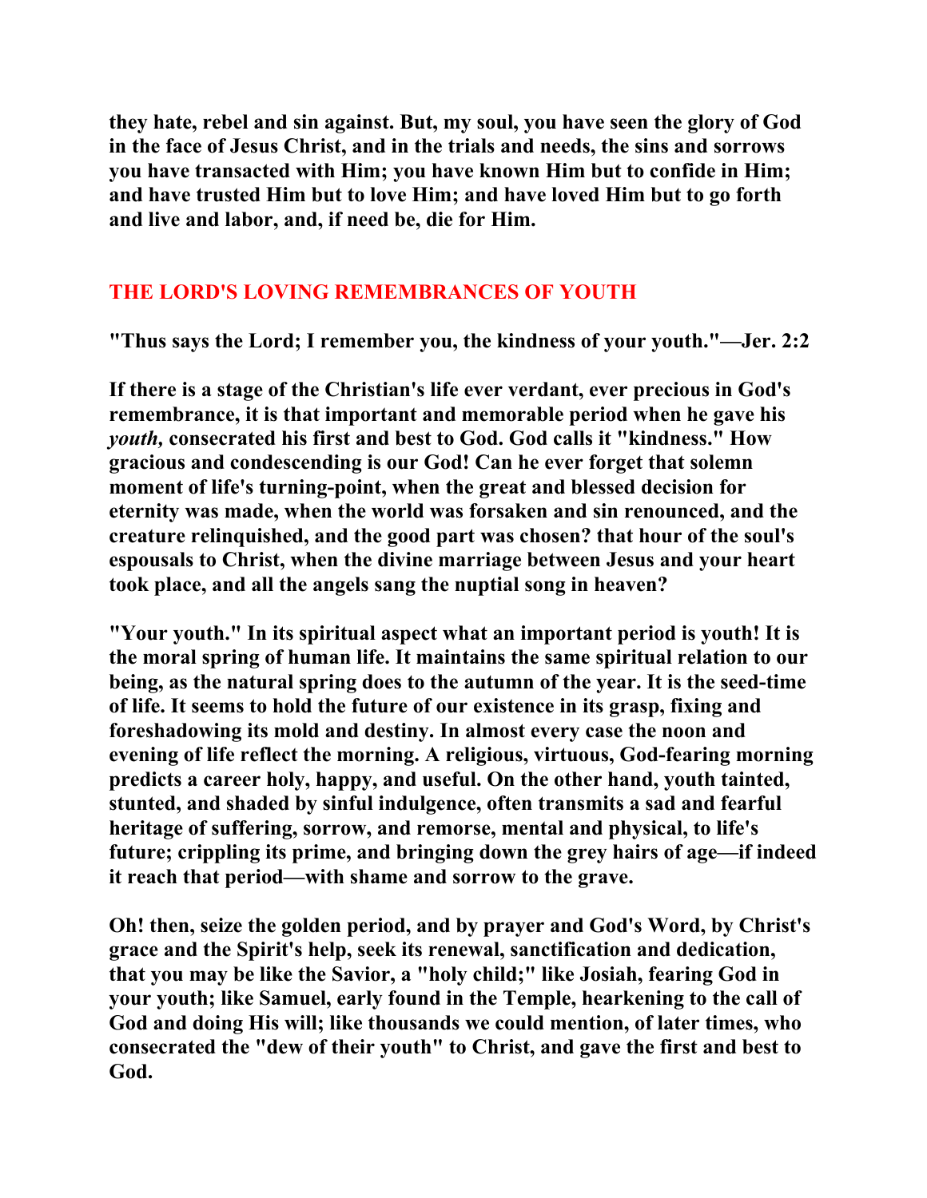**they hate, rebel and sin against. But, my soul, you have seen the glory of God in the face of Jesus Christ, and in the trials and needs, the sins and sorrows you have transacted with Him; you have known Him but to confide in Him; and have trusted Him but to love Him; and have loved Him but to go forth and live and labor, and, if need be, die for Him.**

## THE LORD'S LOVING REMEMBRANCES OF YOUTH

**"Thus says the Lord; I remember you, the kindness of your youth."—Jer. 2:2**

**If there is a stage of the Christian's life ever verdant, ever precious in God's remembrance, it is that important and memorable period when he gave his *youth,* consecrated his first and best to God. God calls it "kindness." How gracious and condescending is our God! Can he ever forget that solemn moment of life's turning-point, when the great and blessed decision for eternity was made, when the world was forsaken and sin renounced, and the creature relinquished, and the good part was chosen? that hour of the soul's espousals to Christ, when the divine marriage between Jesus and your heart took place, and all the angels sang the nuptial song in heaven?**

**"Your youth." In its spiritual aspect what an important period is youth! It is the moral spring of human life. It maintains the same spiritual relation to our being, as the natural spring does to the autumn of the year. It is the seed-time of life. It seems to hold the future of our existence in its grasp, fixing and foreshadowing its mold and destiny. In almost every case the noon and evening of life reflect the morning. A religious, virtuous, God-fearing morning predicts a career holy, happy, and useful. On the other hand, youth tainted, stunted, and shaded by sinful indulgence, often transmits a sad and fearful heritage of suffering, sorrow, and remorse, mental and physical, to life's future; crippling its prime, and bringing down the grey hairs of age—if indeed it reach that period—with shame and sorrow to the grave.**

**Oh! then, seize the golden period, and by prayer and God's Word, by Christ's grace and the Spirit's help, seek its renewal, sanctification and dedication, that you may be like the Savior, a "holy child;" like Josiah, fearing God in your youth; like Samuel, early found in the Temple, hearkening to the call of God and doing His will; like thousands we could mention, of later times, who consecrated the "dew of their youth" to Christ, and gave the first and best to God.**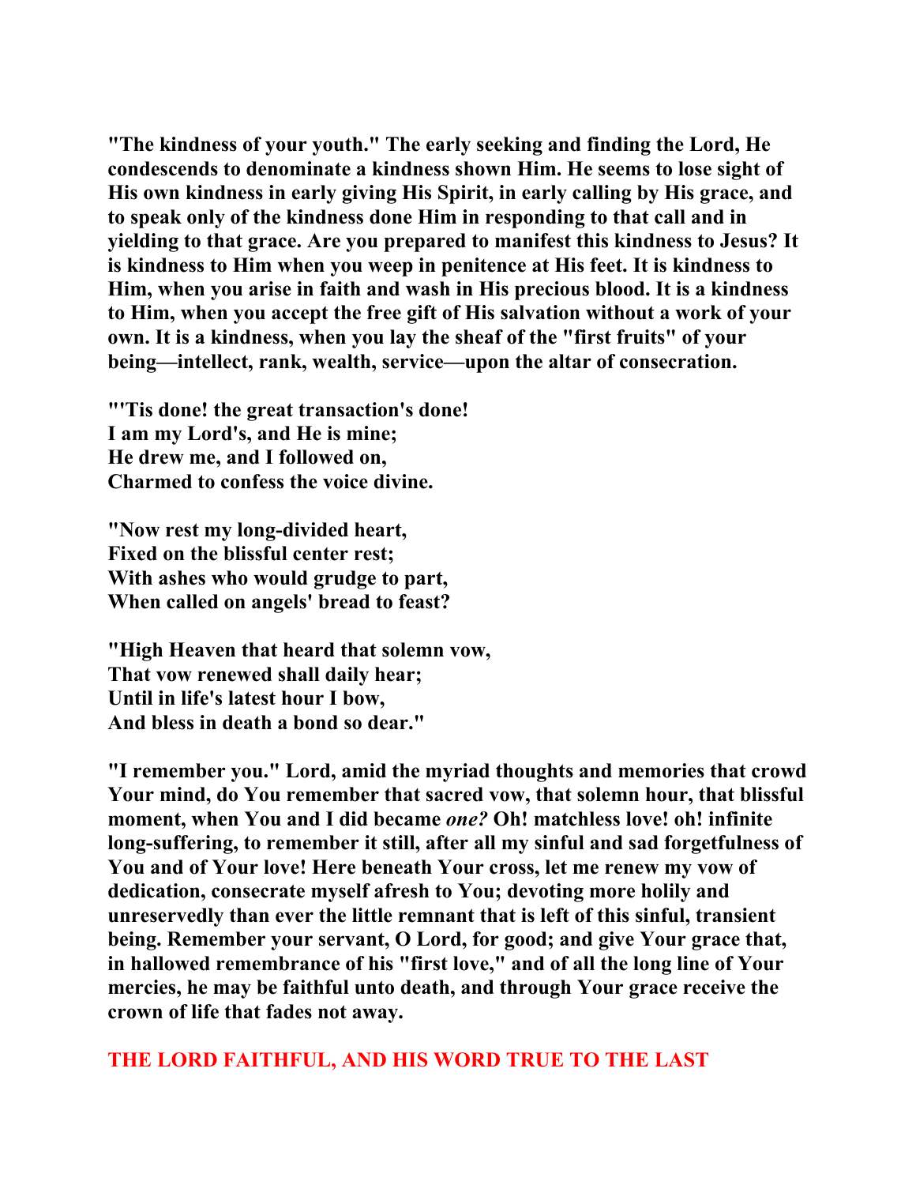"The kindness of your youth." The early seeking and finding the Lord, He condescends to denominate a kindness shown Him. He seems to lose sight of His own kindness in early giving His Spirit, in early calling by His grace, and to speak only of the kindness done Him in responding to that call and in yielding to that grace. Are you prepared to manifest this kindness to Jesus? It is kindness to Him when you weep in penitence at His feet. It is kindness to Him, when you arise in faith and wash in His precious blood. It is a kindness to Him, when you accept the free gift of His salvation without a work of your own. It is a kindness, when you lay the sheaf of the "first fruits" of your being—intellect, rank, wealth, service—upon the altar of consecration.

"'Tis done! the great transaction's done!
I am my Lord's, and He is mine;
He drew me, and I followed on,
Charmed to confess the voice divine.

"Now rest my long-divided heart,
Fixed on the blissful center rest;
With ashes who would grudge to part,
When called on angels' bread to feast?

"High Heaven that heard that solemn vow,
That vow renewed shall daily hear;
Until in life's latest hour I bow,
And bless in death a bond so dear."

"I remember you." Lord, amid the myriad thoughts and memories that crowd Your mind, do You remember that sacred vow, that solemn hour, that blissful moment, when You and I did became *one?* Oh! matchless love! oh! infinite long-suffering, to remember it still, after all my sinful and sad forgetfulness of You and of Your love! Here beneath Your cross, let me renew my vow of dedication, consecrate myself afresh to You; devoting more holily and unreservedly than ever the little remnant that is left of this sinful, transient being. Remember your servant, O Lord, for good; and give Your grace that, in hallowed remembrance of his "first love," and of all the long line of Your mercies, he may be faithful unto death, and through Your grace receive the crown of life that fades not away.

## THE LORD FAITHFUL, AND HIS WORD TRUE TO THE LAST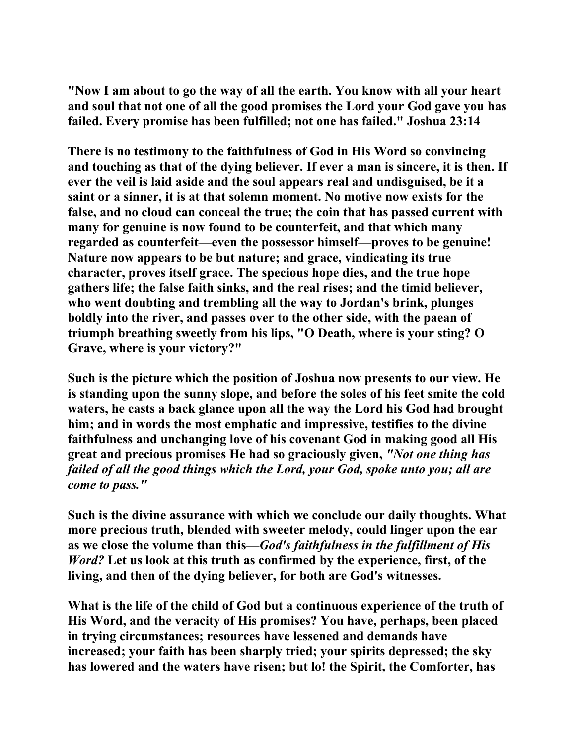**"Now I am about to go the way of all the earth. You know with all your heart and soul that not one of all the good promises the Lord your God gave you has failed. Every promise has been fulfilled; not one has failed." Joshua 23:14**

**There is no testimony to the faithfulness of God in His Word so convincing and touching as that of the dying believer. If ever a man is sincere, it is then. If ever the veil is laid aside and the soul appears real and undisguised, be it a saint or a sinner, it is at that solemn moment. No motive now exists for the false, and no cloud can conceal the true; the coin that has passed current with many for genuine is now found to be counterfeit, and that which many regarded as counterfeit—even the possessor himself—proves to be genuine! Nature now appears to be but nature; and grace, vindicating its true character, proves itself grace. The specious hope dies, and the true hope gathers life; the false faith sinks, and the real rises; and the timid believer, who went doubting and trembling all the way to Jordan's brink, plunges boldly into the river, and passes over to the other side, with the paean of triumph breathing sweetly from his lips, "O Death, where is your sting? O Grave, where is your victory?"**

**Such is the picture which the position of Joshua now presents to our view. He is standing upon the sunny slope, and before the soles of his feet smite the cold waters, he casts a back glance upon all the way the Lord his God had brought him; and in words the most emphatic and impressive, testifies to the divine faithfulness and unchanging love of his covenant God in making good all His great and precious promises He had so graciously given, *"Not one thing has failed of all the good things which the Lord, your God, spoke unto you; all are come to pass."***

**Such is the divine assurance with which we conclude our daily thoughts. What more precious truth, blended with sweeter melody, could linger upon the ear as we close the volume than this—*God's faithfulness in the fulfillment of His Word?* Let us look at this truth as confirmed by the experience, first, of the living, and then of the dying believer, for both are God's witnesses.**

**What is the life of the child of God but a continuous experience of the truth of His Word, and the veracity of His promises? You have, perhaps, been placed in trying circumstances; resources have lessened and demands have increased; your faith has been sharply tried; your spirits depressed; the sky has lowered and the waters have risen; but lo! the Spirit, the Comforter, has**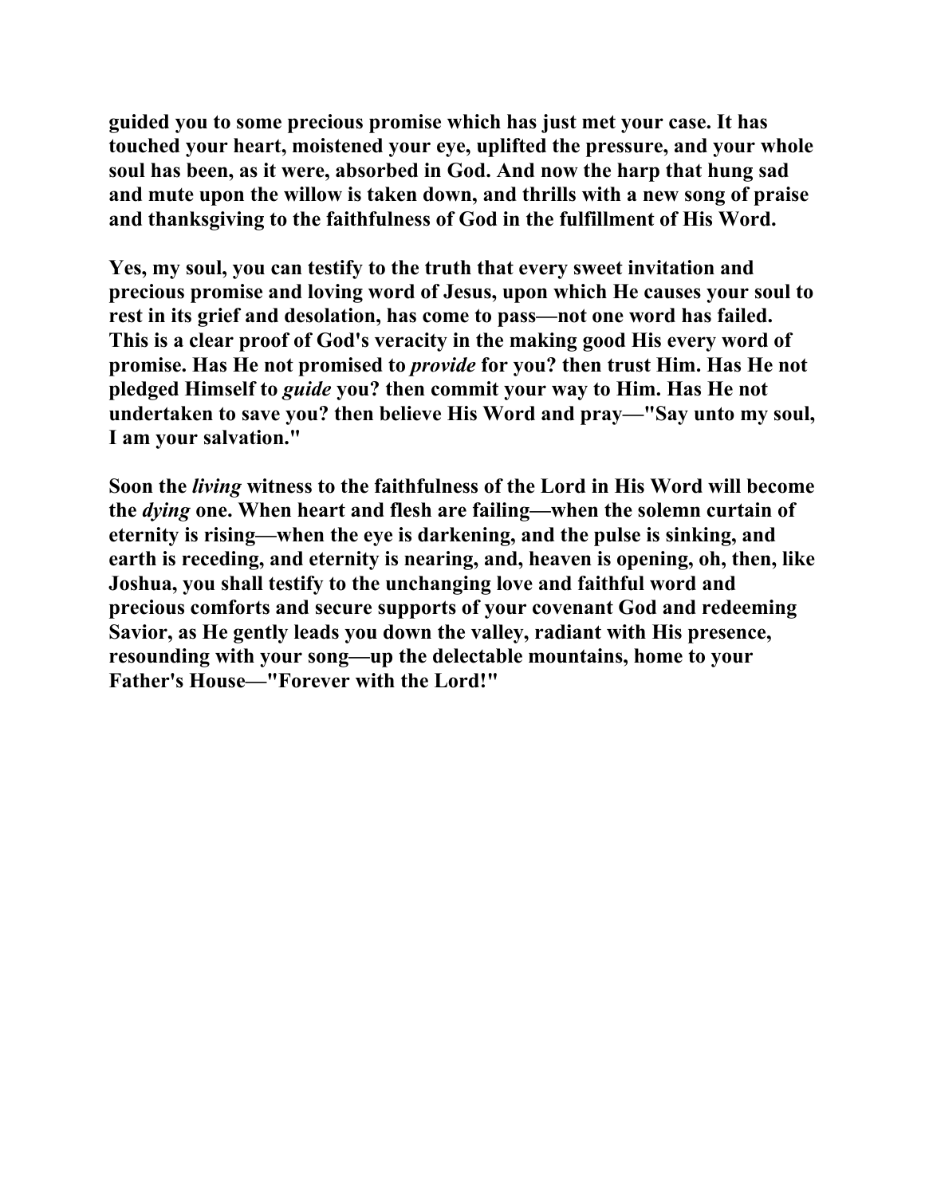**guided you to some precious promise which has just met your case. It has touched your heart, moistened your eye, uplifted the pressure, and your whole soul has been, as it were, absorbed in God. And now the harp that hung sad and mute upon the willow is taken down, and thrills with a new song of praise and thanksgiving to the faithfulness of God in the fulfillment of His Word.**

**Yes, my soul, you can testify to the truth that every sweet invitation and precious promise and loving word of Jesus, upon which He causes your soul to rest in its grief and desolation, has come to pass—not one word has failed. This is a clear proof of God's veracity in the making good His every word of promise. Has He not promised to *provide* for you? then trust Him. Has He not pledged Himself to *guide* you? then commit your way to Him. Has He not undertaken to save you? then believe His Word and pray—"Say unto my soul, I am your salvation."**

**Soon the *living* witness to the faithfulness of the Lord in His Word will become the *dying* one. When heart and flesh are failing—when the solemn curtain of eternity is rising—when the eye is darkening, and the pulse is sinking, and earth is receding, and eternity is nearing, and, heaven is opening, oh, then, like Joshua, you shall testify to the unchanging love and faithful word and precious comforts and secure supports of your covenant God and redeeming Savior, as He gently leads you down the valley, radiant with His presence, resounding with your song—up the delectable mountains, home to your Father's House—"Forever with the Lord!"**